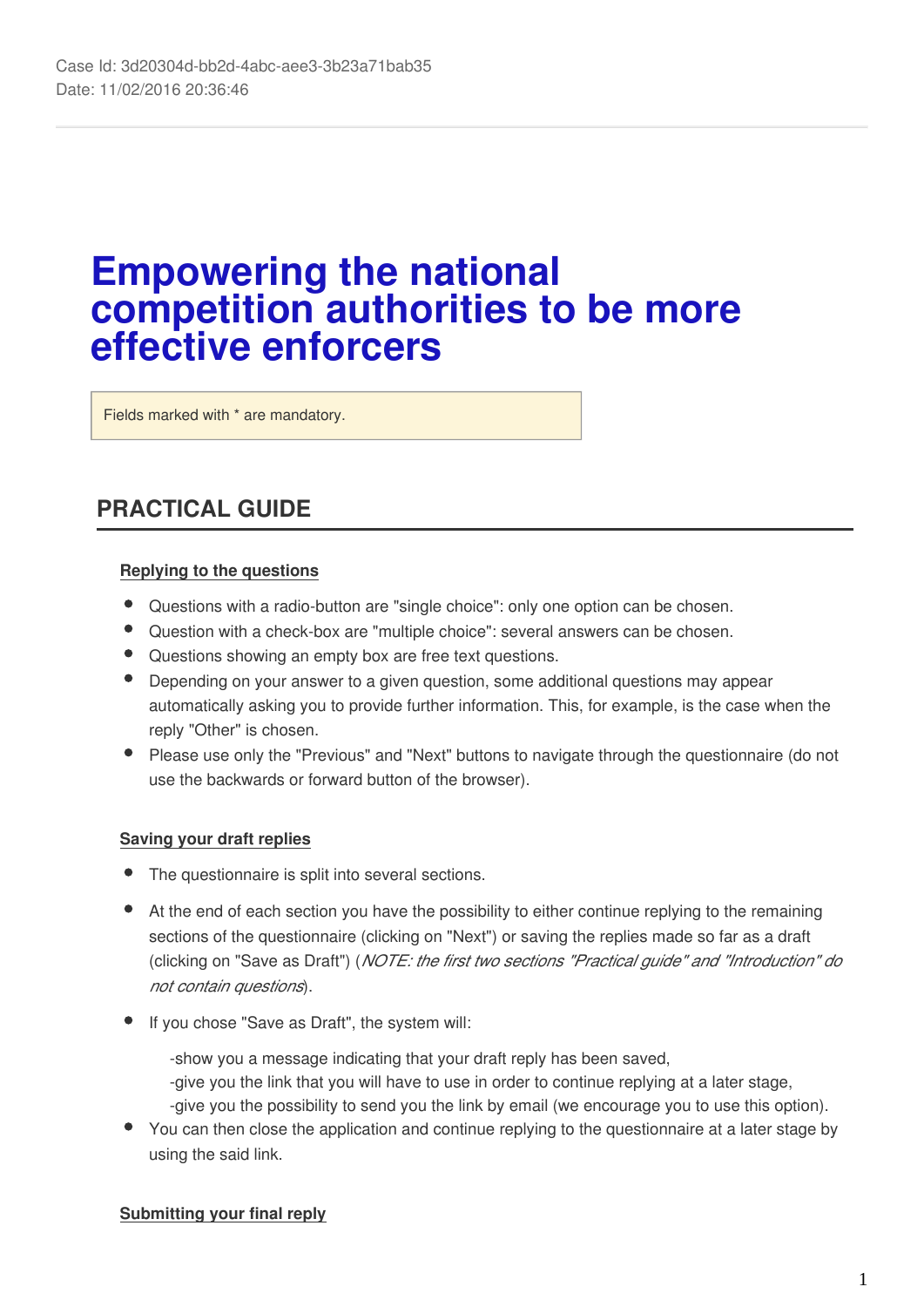Case Id: 3d20304d-bb2d-4abc-aee3-3b23a71bab35
Date: 11/02/2016 20:36:46

# Empowering the national competition authorities to be more effective enforcers

Fields marked with * are mandatory.

## PRACTICAL GUIDE

**Replying to the questions**

- Questions with a radio-button are "single choice": only one option can be chosen.
- Question with a check-box are "multiple choice": several answers can be chosen.
- Questions showing an empty box are free text questions.
- Depending on your answer to a given question, some additional questions may appear automatically asking you to provide further information. This, for example, is the case when the reply "Other" is chosen.
- Please use only the "Previous" and "Next" buttons to navigate through the questionnaire (do not use the backwards or forward button of the browser).

**Saving your draft replies**

- The questionnaire is split into several sections.
- At the end of each section you have the possibility to either continue replying to the remaining sections of the questionnaire (clicking on "Next") or saving the replies made so far as a draft (clicking on "Save as Draft") (*NOTE: the first two sections "Practical guide" and "Introduction" do not contain questions*).
- If you chose "Save as Draft", the system will:

  -show you a message indicating that your draft reply has been saved,
  -give you the link that you will have to use in order to continue replying at a later stage,
  -give you the possibility to send you the link by email (we encourage you to use this option).
- You can then close the application and continue replying to the questionnaire at a later stage by using the said link.

**Submitting your final reply**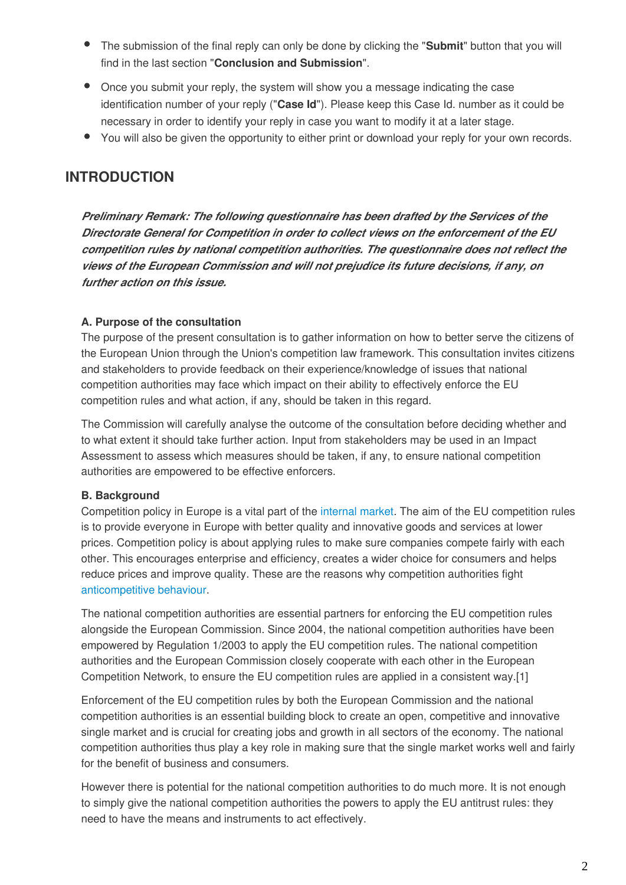- The submission of the final reply can only be done by clicking the "**Submit**" button that you will find in the last section "**Conclusion and Submission**".
- Once you submit your reply, the system will show you a message indicating the case identification number of your reply ("**Case Id**"). Please keep this Case Id. number as it could be necessary in order to identify your reply in case you want to modify it at a later stage.
- You will also be given the opportunity to either print or download your reply for your own records.

## INTRODUCTION

***Preliminary Remark: The following questionnaire has been drafted by the Services of the Directorate General for Competition in order to collect views on the enforcement of the EU competition rules by national competition authorities. The questionnaire does not reflect the views of the European Commission and will not prejudice its future decisions, if any, on further action on this issue.***

**A. Purpose of the consultation**

The purpose of the present consultation is to gather information on how to better serve the citizens of the European Union through the Union's competition law framework. This consultation invites citizens and stakeholders to provide feedback on their experience/knowledge of issues that national competition authorities may face which impact on their ability to effectively enforce the EU competition rules and what action, if any, should be taken in this regard.

The Commission will carefully analyse the outcome of the consultation before deciding whether and to what extent it should take further action. Input from stakeholders may be used in an Impact Assessment to assess which measures should be taken, if any, to ensure national competition authorities are empowered to be effective enforcers.

**B. Background**

Competition policy in Europe is a vital part of the internal market. The aim of the EU competition rules is to provide everyone in Europe with better quality and innovative goods and services at lower prices. Competition policy is about applying rules to make sure companies compete fairly with each other. This encourages enterprise and efficiency, creates a wider choice for consumers and helps reduce prices and improve quality. These are the reasons why competition authorities fight anticompetitive behaviour.

The national competition authorities are essential partners for enforcing the EU competition rules alongside the European Commission. Since 2004, the national competition authorities have been empowered by Regulation 1/2003 to apply the EU competition rules. The national competition authorities and the European Commission closely cooperate with each other in the European Competition Network, to ensure the EU competition rules are applied in a consistent way.[1]

Enforcement of the EU competition rules by both the European Commission and the national competition authorities is an essential building block to create an open, competitive and innovative single market and is crucial for creating jobs and growth in all sectors of the economy. The national competition authorities thus play a key role in making sure that the single market works well and fairly for the benefit of business and consumers.

However there is potential for the national competition authorities to do much more. It is not enough to simply give the national competition authorities the powers to apply the EU antitrust rules: they need to have the means and instruments to act effectively.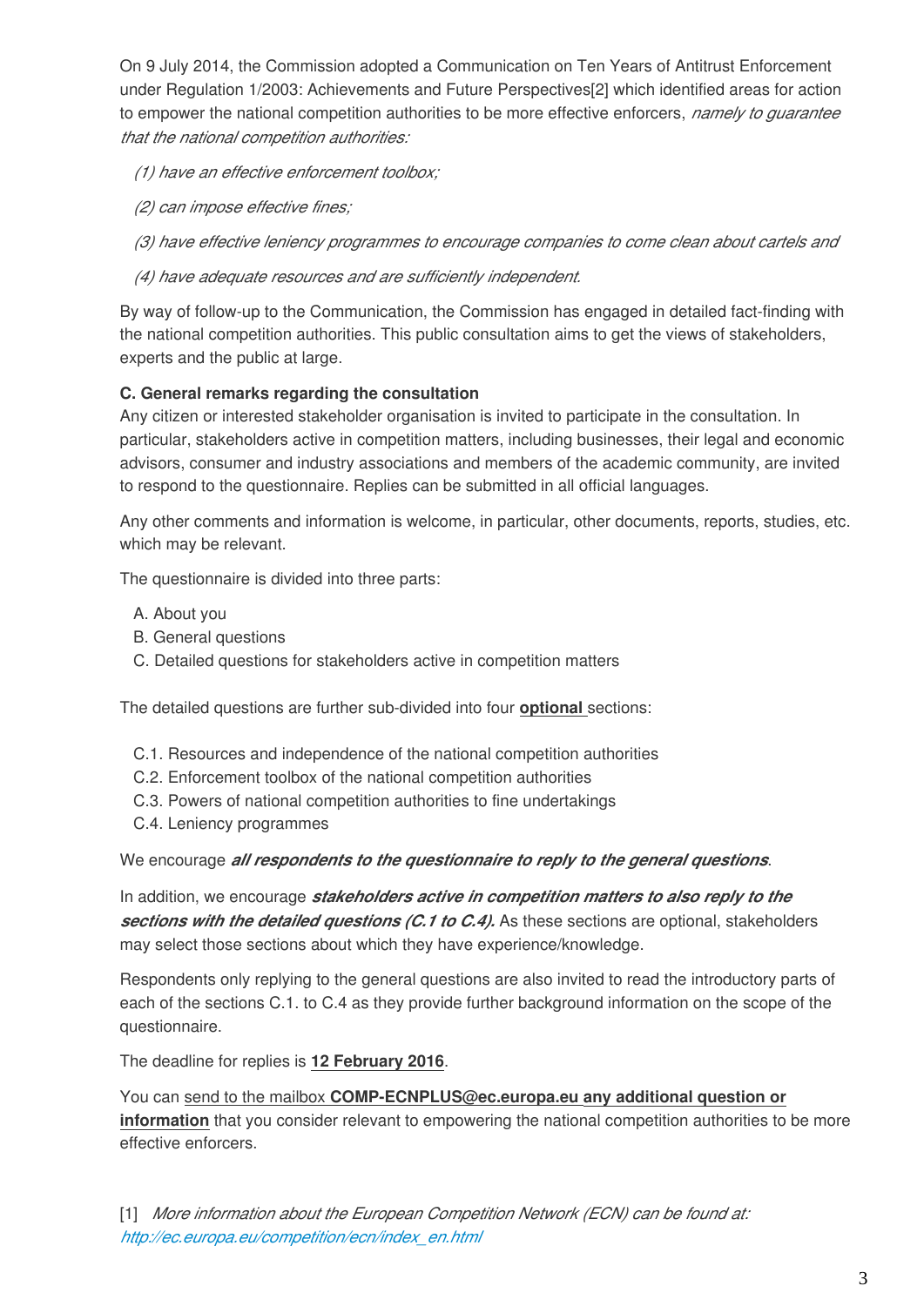On 9 July 2014, the Commission adopted a Communication on Ten Years of Antitrust Enforcement under Regulation 1/2003: Achievements and Future Perspectives[2] which identified areas for action to empower the national competition authorities to be more effective enforcers, *namely to guarantee that the national competition authorities:*

*(1) have an effective enforcement toolbox;*

*(2) can impose effective fines;*

*(3) have effective leniency programmes to encourage companies to come clean about cartels and*

*(4) have adequate resources and are sufficiently independent.*

By way of follow-up to the Communication, the Commission has engaged in detailed fact-finding with the national competition authorities. This public consultation aims to get the views of stakeholders, experts and the public at large.

**C. General remarks regarding the consultation**

Any citizen or interested stakeholder organisation is invited to participate in the consultation. In particular, stakeholders active in competition matters, including businesses, their legal and economic advisors, consumer and industry associations and members of the academic community, are invited to respond to the questionnaire. Replies can be submitted in all official languages.

Any other comments and information is welcome, in particular, other documents, reports, studies, etc. which may be relevant.

The questionnaire is divided into three parts:

A. About you
B. General questions
C. Detailed questions for stakeholders active in competition matters

The detailed questions are further sub-divided into four **optional** sections:

C.1. Resources and independence of the national competition authorities
C.2. Enforcement toolbox of the national competition authorities
C.3. Powers of national competition authorities to fine undertakings
C.4. Leniency programmes

We encourage ***all respondents to the questionnaire to reply to the general questions***.

In addition, we encourage ***stakeholders active in competition matters to also reply to the sections with the detailed questions (C.1 to C.4).*** As these sections are optional, stakeholders may select those sections about which they have experience/knowledge.

Respondents only replying to the general questions are also invited to read the introductory parts of each of the sections C.1. to C.4 as they provide further background information on the scope of the questionnaire.

The deadline for replies is **12 February 2016**.

You can send to the mailbox **COMP-ECNPLUS@ec.europa.eu** **any additional question or information** that you consider relevant to empowering the national competition authorities to be more effective enforcers.

[1] *More information about the European Competition Network (ECN) can be found at: http://ec.europa.eu/competition/ecn/index_en.html*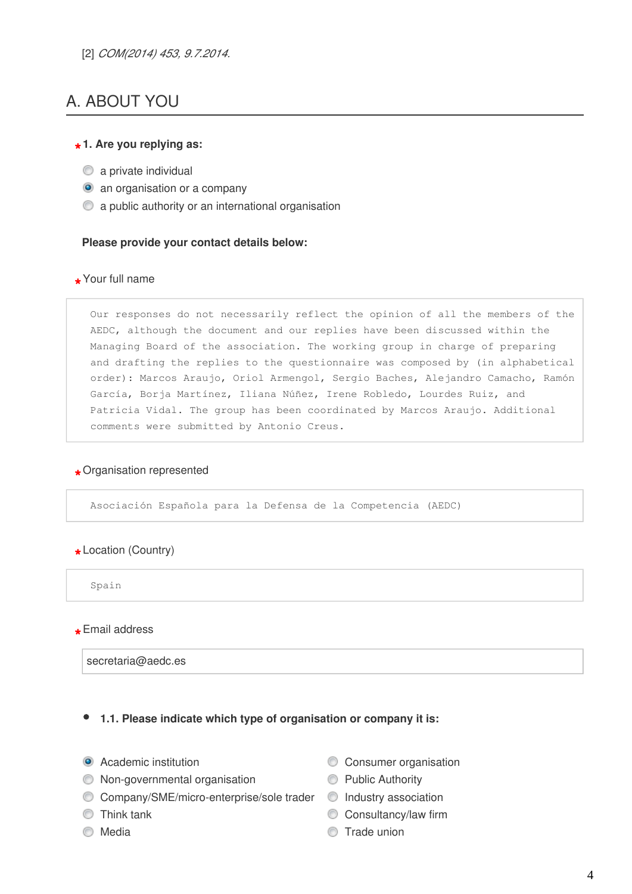[2] *COM(2014) 453, 9.7.2014.*

## A. ABOUT YOU

***1. Are you replying as:**

- ○ a private individual
- ● an organisation or a company
- ○ a public authority or an international organisation

**Please provide your contact details below:**

*Your full name

Our responses do not necessarily reflect the opinion of all the members of the AEDC, although the document and our replies have been discussed within the Managing Board of the association. The working group in charge of preparing and drafting the replies to the questionnaire was composed by (in alphabetical order): Marcos Araujo, Oriol Armengol, Sergio Baches, Alejandro Camacho, Ramón García, Borja Martínez, Iliana Núñez, Irene Robledo, Lourdes Ruiz, and Patricia Vidal. The group has been coordinated by Marcos Araujo. Additional comments were submitted by Antonio Creus.

*Organisation represented

Asociación Española para la Defensa de la Competencia (AEDC)

*Location (Country)

Spain

*Email address

secretaria@aedc.es

- **1.1. Please indicate which type of organisation or company it is:**

- ● Academic institution
- ○ Non-governmental organisation
- ○ Company/SME/micro-enterprise/sole trader
- ○ Think tank
- ○ Media
- ○ Consumer organisation
- ○ Public Authority
- ○ Industry association
- ○ Consultancy/law firm
- ○ Trade union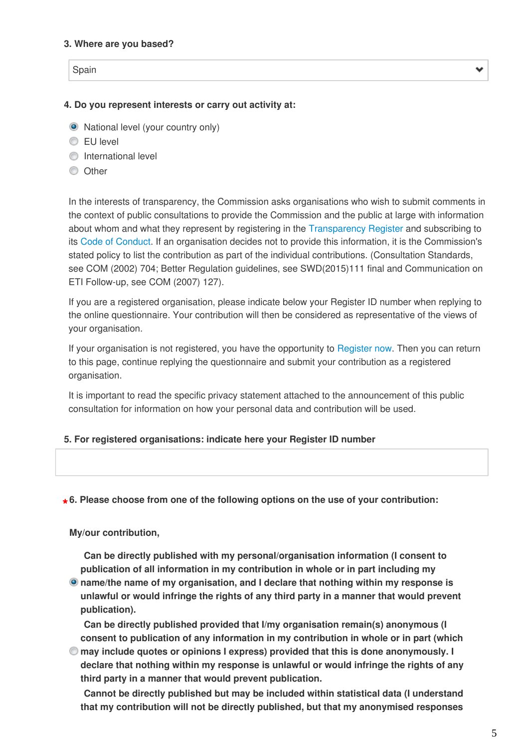**3. Where are you based?**

Spain

**4. Do you represent interests or carry out activity at:**

- (●) National level (your country only)
- ( ) EU level
- ( ) International level
- ( ) Other

In the interests of transparency, the Commission asks organisations who wish to submit comments in the context of public consultations to provide the Commission and the public at large with information about whom and what they represent by registering in the Transparency Register and subscribing to its Code of Conduct. If an organisation decides not to provide this information, it is the Commission's stated policy to list the contribution as part of the individual contributions. (Consultation Standards, see COM (2002) 704; Better Regulation guidelines, see SWD(2015)111 final and Communication on ETI Follow-up, see COM (2007) 127).

If you are a registered organisation, please indicate below your Register ID number when replying to the online questionnaire. Your contribution will then be considered as representative of the views of your organisation.

If your organisation is not registered, you have the opportunity to Register now. Then you can return to this page, continue replying the questionnaire and submit your contribution as a registered organisation.

It is important to read the specific privacy statement attached to the announcement of this public consultation for information on how your personal data and contribution will be used.

**5. For registered organisations: indicate here your Register ID number**

**\*6. Please choose from one of the following options on the use of your contribution:**

**My/our contribution,**

- (●) **Can be directly published with my personal/organisation information (I consent to publication of all information in my contribution in whole or in part including my name/the name of my organisation, and I declare that nothing within my response is unlawful or would infringe the rights of any third party in a manner that would prevent publication).**
- ( ) **Can be directly published provided that I/my organisation remain(s) anonymous (I consent to publication of any information in my contribution in whole or in part (which may include quotes or opinions I express) provided that this is done anonymously. I declare that nothing within my response is unlawful or would infringe the rights of any third party in a manner that would prevent publication.**
- **Cannot be directly published but may be included within statistical data (I understand that my contribution will not be directly published, but that my anonymised responses**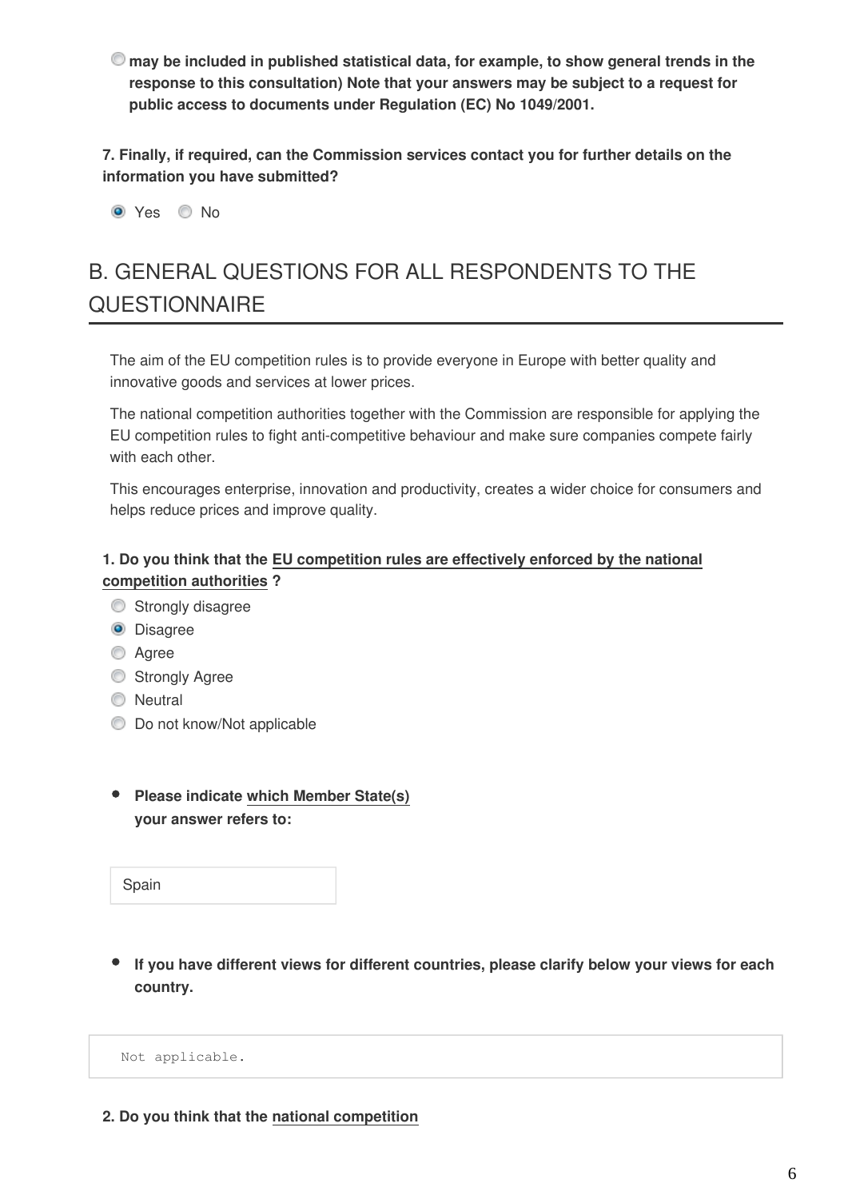- [ ] **may be included in published statistical data, for example, to show general trends in the response to this consultation) Note that your answers may be subject to a request for public access to documents under Regulation (EC) No 1049/2001.**

**7. Finally, if required, can the Commission services contact you for further details on the information you have submitted?**

- [x] Yes
- [ ] No

# B. GENERAL QUESTIONS FOR ALL RESPONDENTS TO THE QUESTIONNAIRE

The aim of the EU competition rules is to provide everyone in Europe with better quality and innovative goods and services at lower prices.

The national competition authorities together with the Commission are responsible for applying the EU competition rules to fight anti-competitive behaviour and make sure companies compete fairly with each other.

This encourages enterprise, innovation and productivity, creates a wider choice for consumers and helps reduce prices and improve quality.

**1. Do you think that the EU competition rules are effectively enforced by the national competition authorities ?**

- [ ] Strongly disagree
- [x] Disagree
- [ ] Agree
- [ ] Strongly Agree
- [ ] Neutral
- [ ] Do not know/Not applicable

- **Please indicate which Member State(s) your answer refers to:**

Spain

- **If you have different views for different countries, please clarify below your views for each country.**

Not applicable.

**2. Do you think that the national competition**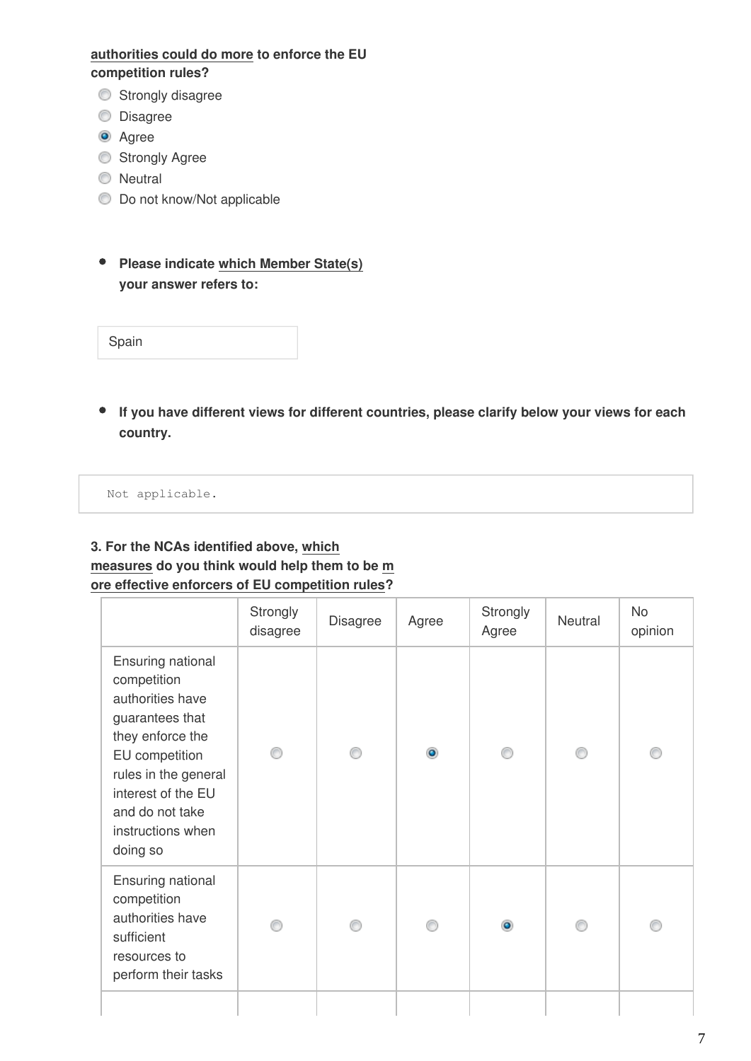**authorities could do more to enforce the EU competition rules?**

- ○ Strongly disagree
- ○ Disagree
- ◉ Agree
- ○ Strongly Agree
- ○ Neutral
- ○ Do not know/Not applicable

- **Please indicate which Member State(s) your answer refers to:**

Spain

- **If you have different views for different countries, please clarify below your views for each country.**

```
Not applicable.
```

**3. For the NCAs identified above, which measures do you think would help them to be more effective enforcers of EU competition rules?**

| | Strongly disagree | Disagree | Agree | Strongly Agree | Neutral | No opinion |
|---|---|---|---|---|---|---|
| Ensuring national competition authorities have guarantees that they enforce the EU competition rules in the general interest of the EU and do not take instructions when doing so | ○ | ○ | ◉ | ○ | ○ | ○ |
| Ensuring national competition authorities have sufficient resources to perform their tasks | ○ | ○ | ○ | ◉ | ○ | ○ |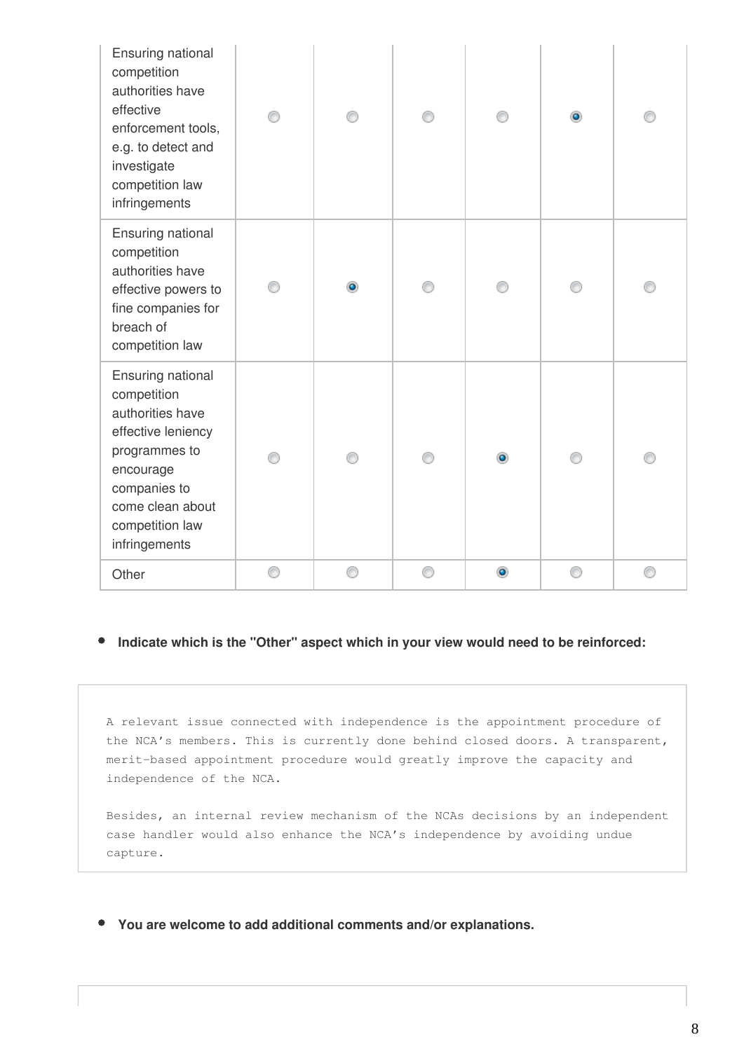| | | | | | | |
|---|---|---|---|---|---|---|
| Ensuring national competition authorities have effective enforcement tools, e.g. to detect and investigate competition law infringements | ○ | ○ | ○ | ○ | ◉ | ○ |
| Ensuring national competition authorities have effective powers to fine companies for breach of competition law | ○ | ◉ | ○ | ○ | ○ | ○ |
| Ensuring national competition authorities have effective leniency programmes to encourage companies to come clean about competition law infringements | ○ | ○ | ○ | ◉ | ○ | ○ |
| Other | ○ | ○ | ○ | ◉ | ○ | ○ |

- **Indicate which is the "Other" aspect which in your view would need to be reinforced:**

A relevant issue connected with independence is the appointment procedure of the NCA's members. This is currently done behind closed doors. A transparent, merit-based appointment procedure would greatly improve the capacity and independence of the NCA.

Besides, an internal review mechanism of the NCAs decisions by an independent case handler would also enhance the NCA's independence by avoiding undue capture.

- **You are welcome to add additional comments and/or explanations.**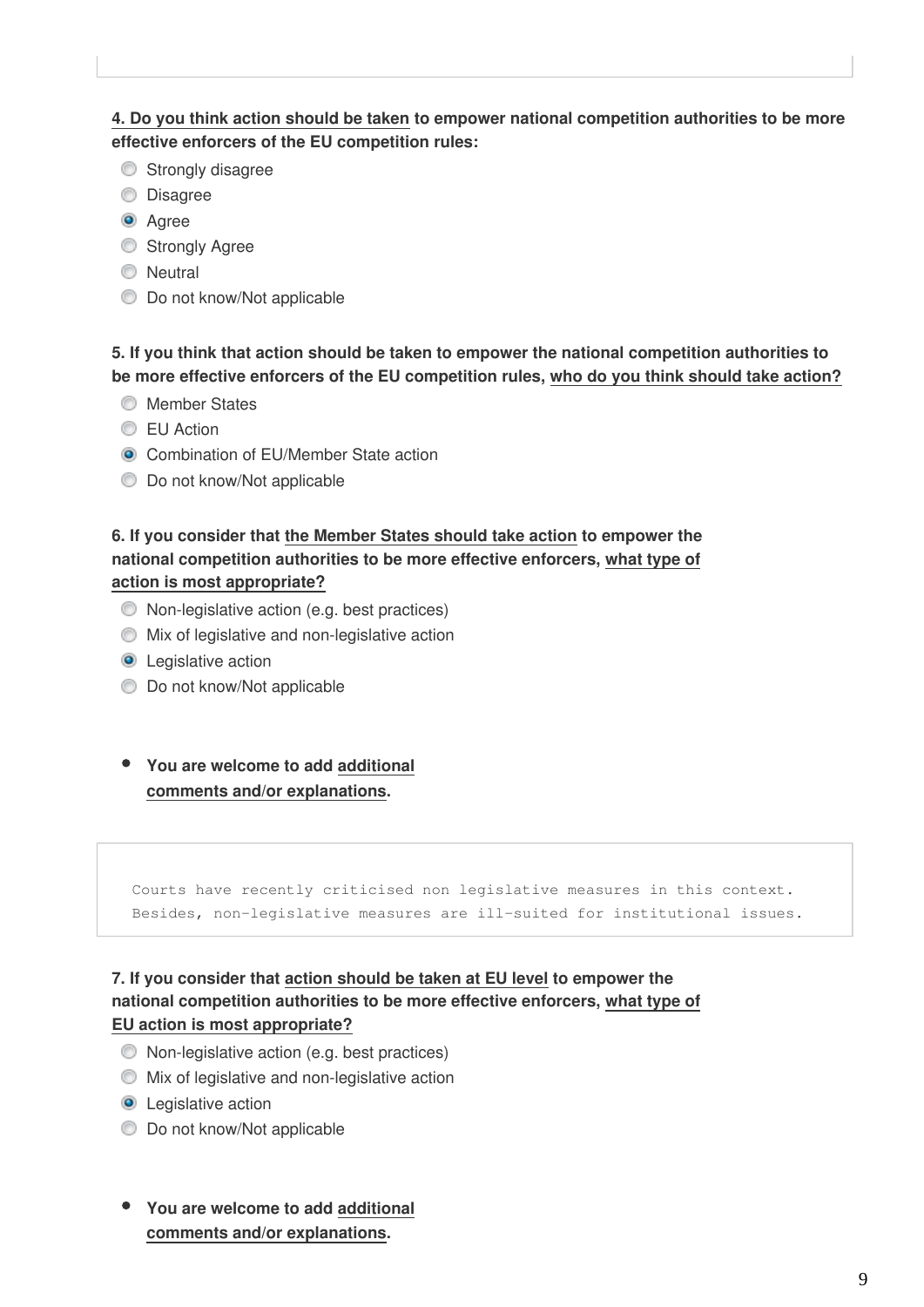**4. Do you think action should be taken to empower national competition authorities to be more effective enforcers of the EU competition rules:**

- ○ Strongly disagree
- ○ Disagree
- ◉ Agree
- ○ Strongly Agree
- ○ Neutral
- ○ Do not know/Not applicable

**5. If you think that action should be taken to empower the national competition authorities to be more effective enforcers of the EU competition rules, who do you think should take action?**

- ○ Member States
- ○ EU Action
- ◉ Combination of EU/Member State action
- ○ Do not know/Not applicable

**6. If you consider that the Member States should take action to empower the national competition authorities to be more effective enforcers, what type of action is most appropriate?**

- ○ Non-legislative action (e.g. best practices)
- ○ Mix of legislative and non-legislative action
- ◉ Legislative action
- ○ Do not know/Not applicable

- **You are welcome to add additional comments and/or explanations.**

```
Courts have recently criticised non legislative measures in this context.
Besides, non-legislative measures are ill-suited for institutional issues.
```

**7. If you consider that action should be taken at EU level to empower the national competition authorities to be more effective enforcers, what type of EU action is most appropriate?**

- ○ Non-legislative action (e.g. best practices)
- ○ Mix of legislative and non-legislative action
- ◉ Legislative action
- ○ Do not know/Not applicable

- **You are welcome to add additional comments and/or explanations.**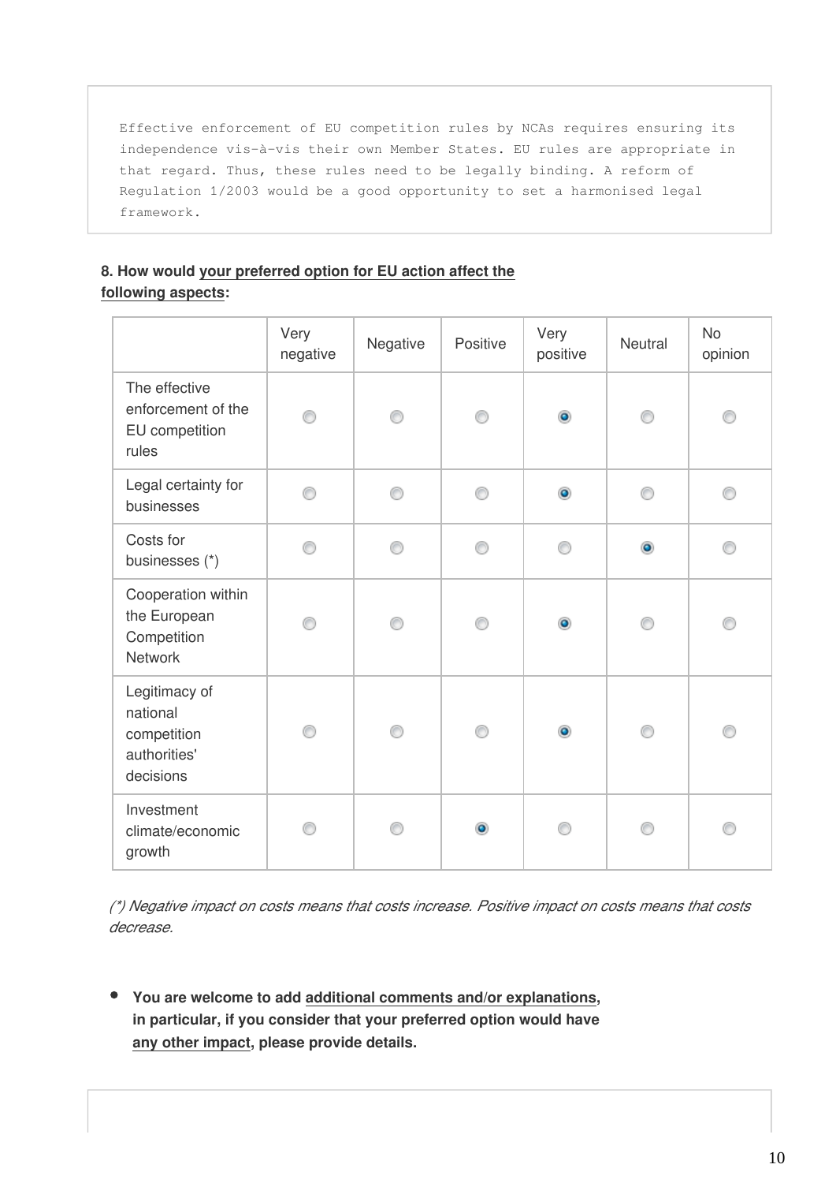```
Effective enforcement of EU competition rules by NCAs requires ensuring its independence vis-à-vis their own Member States. EU rules are appropriate in that regard. Thus, these rules need to be legally binding. A reform of Regulation 1/2003 would be a good opportunity to set a harmonised legal framework.
```

**8. How would your preferred option for EU action affect the following aspects:**

| | Very negative | Negative | Positive | Very positive | Neutral | No opinion |
|---|---|---|---|---|---|---|
| The effective enforcement of the EU competition rules | | | | X | | |
| Legal certainty for businesses | | | | X | | |
| Costs for businesses (*) | | | | | X | |
| Cooperation within the European Competition Network | | | | X | | |
| Legitimacy of national competition authorities' decisions | | | | X | | |
| Investment climate/economic growth | | | X | | | |

*(*) Negative impact on costs means that costs increase. Positive impact on costs means that costs decrease.*

- **You are welcome to add additional comments and/or explanations, in particular, if you consider that your preferred option would have any other impact, please provide details.**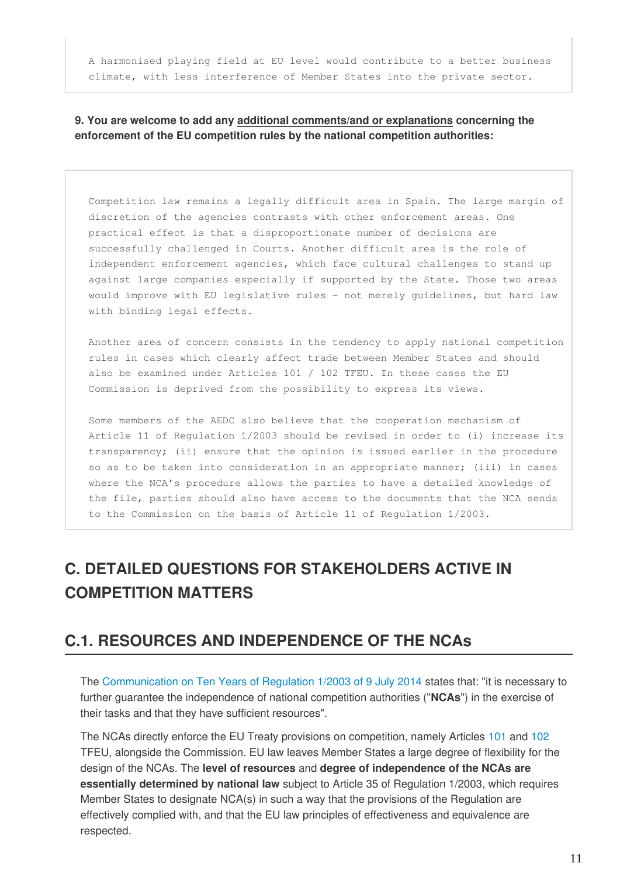A harmonised playing field at EU level would contribute to a better business climate, with less interference of Member States into the private sector.

**9. You are welcome to add any additional comments/and or explanations concerning the enforcement of the EU competition rules by the national competition authorities:**

Competition law remains a legally difficult area in Spain. The large margin of discretion of the agencies contrasts with other enforcement areas. One practical effect is that a disproportionate number of decisions are successfully challenged in Courts. Another difficult area is the role of independent enforcement agencies, which face cultural challenges to stand up against large companies especially if supported by the State. Those two areas would improve with EU legislative rules - not merely guidelines, but hard law with binding legal effects.

Another area of concern consists in the tendency to apply national competition rules in cases which clearly affect trade between Member States and should also be examined under Articles 101 / 102 TFEU. In these cases the EU Commission is deprived from the possibility to express its views.

Some members of the AEDC also believe that the cooperation mechanism of Article 11 of Regulation 1/2003 should be revised in order to (i) increase its transparency; (ii) ensure that the opinion is issued earlier in the procedure so as to be taken into consideration in an appropriate manner; (iii) in cases where the NCA's procedure allows the parties to have a detailed knowledge of the file, parties should also have access to the documents that the NCA sends to the Commission on the basis of Article 11 of Regulation 1/2003.

# C. DETAILED QUESTIONS FOR STAKEHOLDERS ACTIVE IN COMPETITION MATTERS

## C.1. RESOURCES AND INDEPENDENCE OF THE NCAs

The Communication on Ten Years of Regulation 1/2003 of 9 July 2014 states that: "it is necessary to further guarantee the independence of national competition authorities ("**NCAs**") in the exercise of their tasks and that they have sufficient resources".

The NCAs directly enforce the EU Treaty provisions on competition, namely Articles 101 and 102 TFEU, alongside the Commission. EU law leaves Member States a large degree of flexibility for the design of the NCAs. The **level of resources** and **degree of independence of the NCAs are essentially determined by national law** subject to Article 35 of Regulation 1/2003, which requires Member States to designate NCA(s) in such a way that the provisions of the Regulation are effectively complied with, and that the EU law principles of effectiveness and equivalence are respected.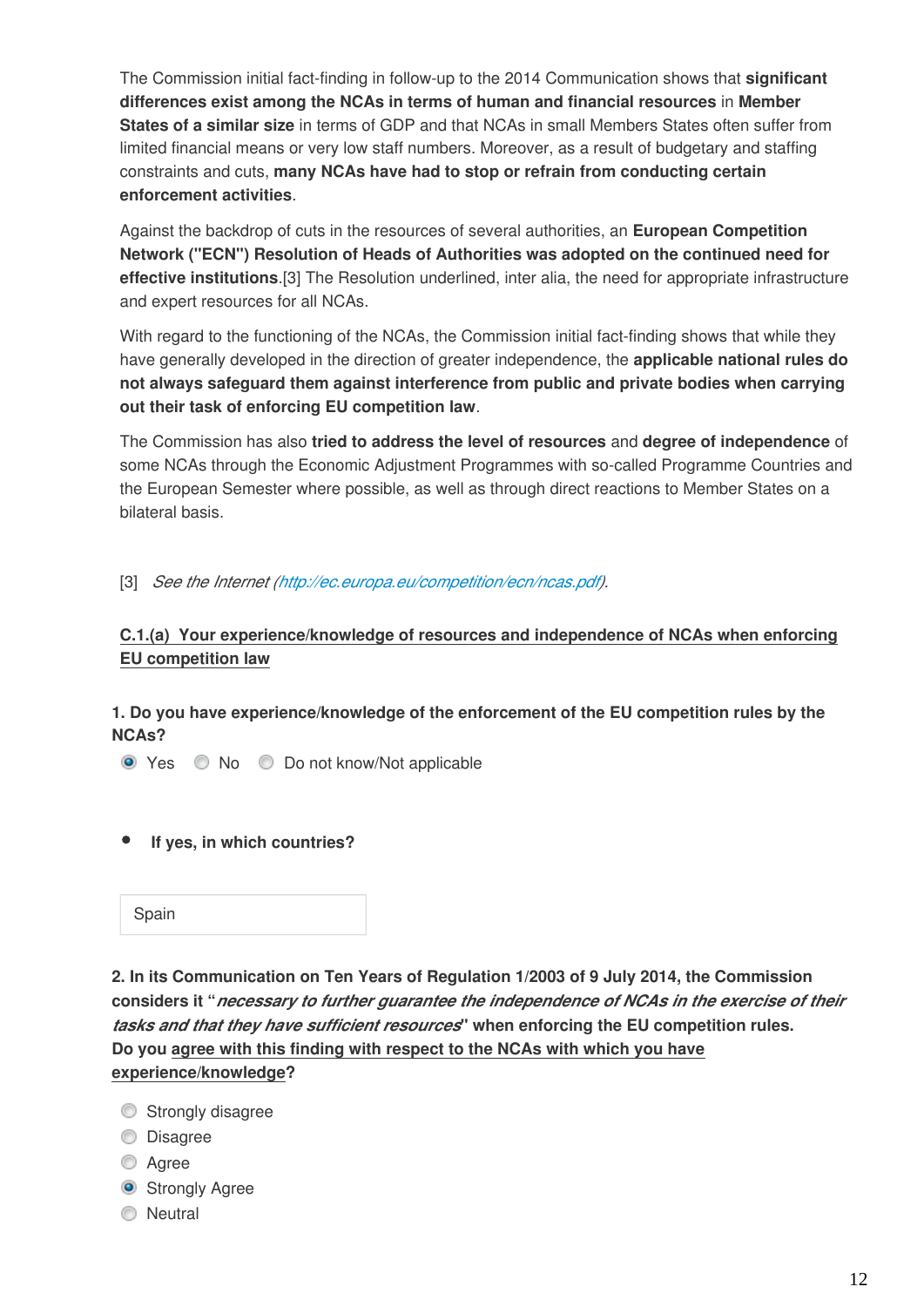The Commission initial fact-finding in follow-up to the 2014 Communication shows that **significant differences exist among the NCAs in terms of human and financial resources** in **Member States of a similar size** in terms of GDP and that NCAs in small Members States often suffer from limited financial means or very low staff numbers. Moreover, as a result of budgetary and staffing constraints and cuts, **many NCAs have had to stop or refrain from conducting certain enforcement activities**.

Against the backdrop of cuts in the resources of several authorities, an **European Competition Network ("ECN") Resolution of Heads of Authorities was adopted on the continued need for effective institutions**.[3] The Resolution underlined, inter alia, the need for appropriate infrastructure and expert resources for all NCAs.

With regard to the functioning of the NCAs, the Commission initial fact-finding shows that while they have generally developed in the direction of greater independence, the **applicable national rules do not always safeguard them against interference from public and private bodies when carrying out their task of enforcing EU competition law**.

The Commission has also **tried to address the level of resources** and **degree of independence** of some NCAs through the Economic Adjustment Programmes with so-called Programme Countries and the European Semester where possible, as well as through direct reactions to Member States on a bilateral basis.

[3] *See the Internet (http://ec.europa.eu/competition/ecn/ncas.pdf).*

**C.1.(a) Your experience/knowledge of resources and independence of NCAs when enforcing EU competition law**

**1. Do you have experience/knowledge of the enforcement of the EU competition rules by the NCAs?**

- (x) Yes
- ( ) No
- ( ) Do not know/Not applicable

- **If yes, in which countries?**

Spain

**2. In its Communication on Ten Years of Regulation 1/2003 of 9 July 2014, the Commission considers it "*necessary to further guarantee the independence of NCAs in the exercise of their tasks and that they have sufficient resources*" when enforcing the EU competition rules. Do you agree with this finding with respect to the NCAs with which you have experience/knowledge?**

- ( ) Strongly disagree
- ( ) Disagree
- ( ) Agree
- (x) Strongly Agree
- ( ) Neutral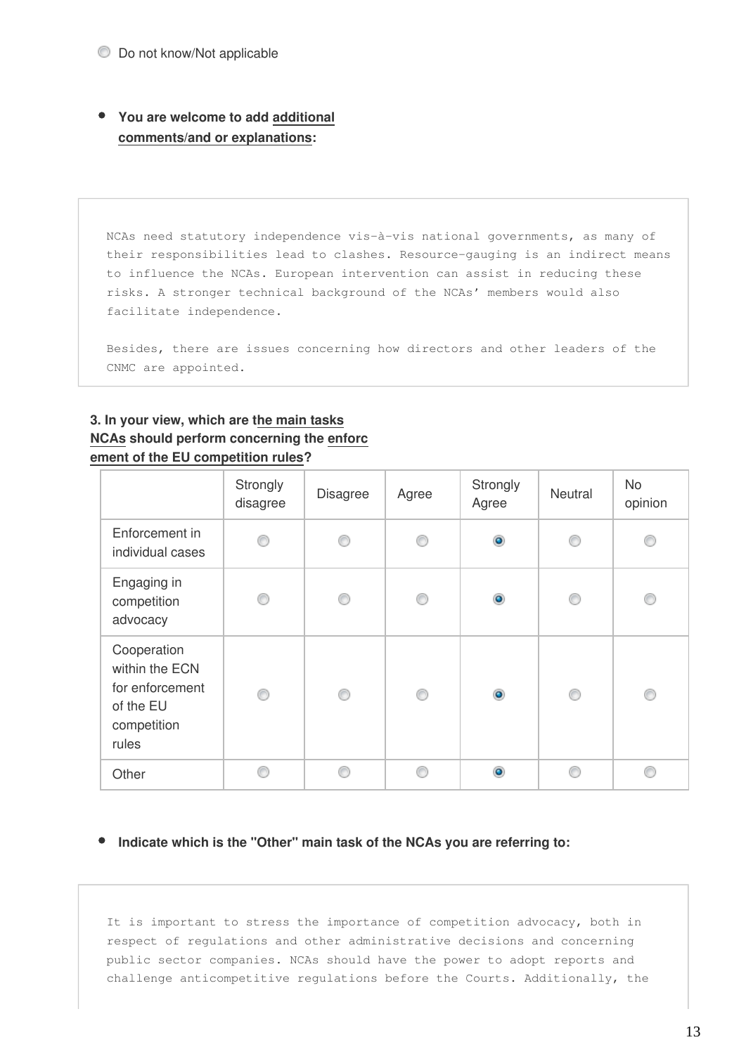- Do not know/Not applicable

- **You are welcome to add additional comments/and or explanations:**

```
NCAs need statutory independence vis-à-vis national governments, as many of
their responsibilities lead to clashes. Resource-gauging is an indirect means
to influence the NCAs. European intervention can assist in reducing these
risks. A stronger technical background of the NCAs' members would also
facilitate independence.

Besides, there are issues concerning how directors and other leaders of the
CNMC are appointed.
```

**3. In your view, which are the main tasks NCAs should perform concerning the enforcement of the EU competition rules?**

| | Strongly disagree | Disagree | Agree | Strongly Agree | Neutral | No opinion |
|---|---|---|---|---|---|---|
| Enforcement in individual cases | | | | X | | |
| Engaging in competition advocacy | | | | X | | |
| Cooperation within the ECN for enforcement of the EU competition rules | | | | X | | |
| Other | | | | X | | |

- **Indicate which is the "Other" main task of the NCAs you are referring to:**

```
It is important to stress the importance of competition advocacy, both in
respect of regulations and other administrative decisions and concerning
public sector companies. NCAs should have the power to adopt reports and
challenge anticompetitive regulations before the Courts. Additionally, the
```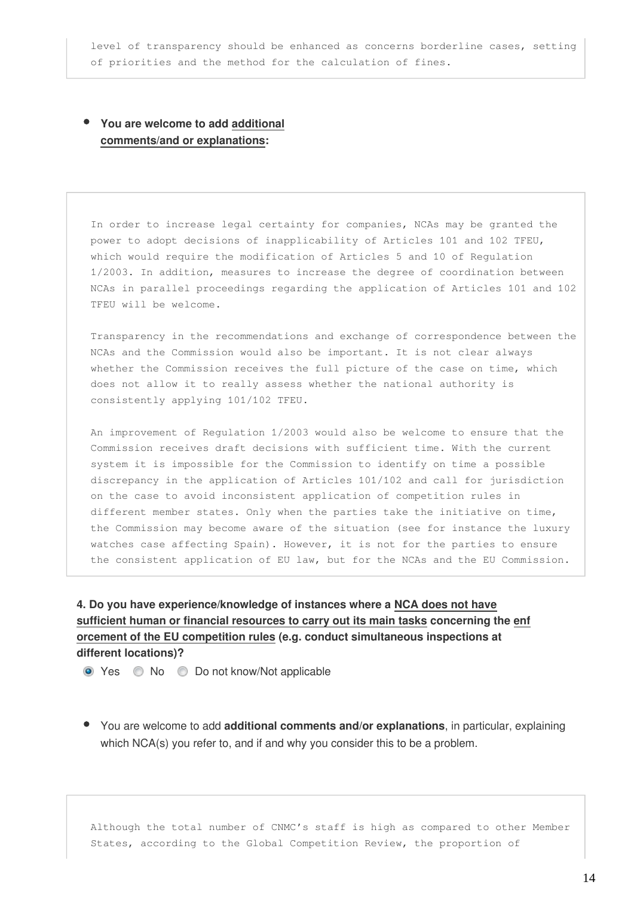level of transparency should be enhanced as concerns borderline cases, setting of priorities and the method for the calculation of fines.

- **You are welcome to add additional comments/and or explanations:**

In order to increase legal certainty for companies, NCAs may be granted the power to adopt decisions of inapplicability of Articles 101 and 102 TFEU, which would require the modification of Articles 5 and 10 of Regulation 1/2003. In addition, measures to increase the degree of coordination between NCAs in parallel proceedings regarding the application of Articles 101 and 102 TFEU will be welcome.

Transparency in the recommendations and exchange of correspondence between the NCAs and the Commission would also be important. It is not clear always whether the Commission receives the full picture of the case on time, which does not allow it to really assess whether the national authority is consistently applying 101/102 TFEU.

An improvement of Regulation 1/2003 would also be welcome to ensure that the Commission receives draft decisions with sufficient time. With the current system it is impossible for the Commission to identify on time a possible discrepancy in the application of Articles 101/102 and call for jurisdiction on the case to avoid inconsistent application of competition rules in different member states. Only when the parties take the initiative on time, the Commission may become aware of the situation (see for instance the luxury watches case affecting Spain). However, it is not for the parties to ensure the consistent application of EU law, but for the NCAs and the EU Commission.

**4. Do you have experience/knowledge of instances where a NCA does not have sufficient human or financial resources to carry out its main tasks concerning the enforcement of the EU competition rules (e.g. conduct simultaneous inspections at different locations)?**

- [x] Yes
- [ ] No
- [ ] Do not know/Not applicable

- You are welcome to add **additional comments and/or explanations**, in particular, explaining which NCA(s) you refer to, and if and why you consider this to be a problem.

Although the total number of CNMC's staff is high as compared to other Member States, according to the Global Competition Review, the proportion of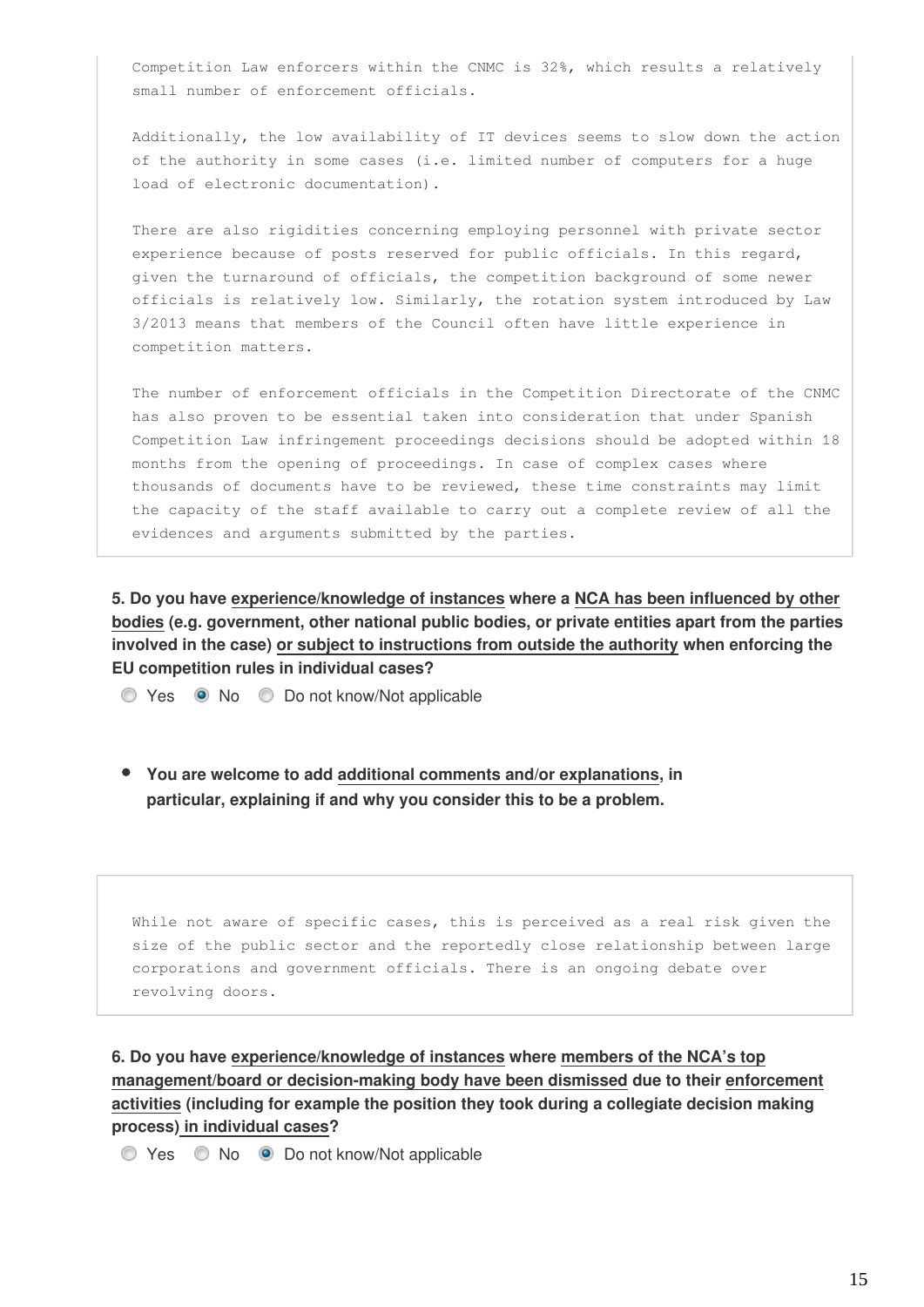Competition Law enforcers within the CNMC is 32%, which results a relatively small number of enforcement officials.

Additionally, the low availability of IT devices seems to slow down the action of the authority in some cases (i.e. limited number of computers for a huge load of electronic documentation).

There are also rigidities concerning employing personnel with private sector experience because of posts reserved for public officials. In this regard, given the turnaround of officials, the competition background of some newer officials is relatively low. Similarly, the rotation system introduced by Law 3/2013 means that members of the Council often have little experience in competition matters.

The number of enforcement officials in the Competition Directorate of the CNMC has also proven to be essential taken into consideration that under Spanish Competition Law infringement proceedings decisions should be adopted within 18 months from the opening of proceedings. In case of complex cases where thousands of documents have to be reviewed, these time constraints may limit the capacity of the staff available to carry out a complete review of all the evidences and arguments submitted by the parties.

**5. Do you have experience/knowledge of instances where a NCA has been influenced by other bodies (e.g. government, other national public bodies, or private entities apart from the parties involved in the case) or subject to instructions from outside the authority when enforcing the EU competition rules in individual cases?**

- ○ Yes
- ● No
- ○ Do not know/Not applicable

- **You are welcome to add additional comments and/or explanations, in particular, explaining if and why you consider this to be a problem.**

While not aware of specific cases, this is perceived as a real risk given the size of the public sector and the reportedly close relationship between large corporations and government officials. There is an ongoing debate over revolving doors.

**6. Do you have experience/knowledge of instances where members of the NCA's top management/board or decision-making body have been dismissed due to their enforcement activities (including for example the position they took during a collegiate decision making process) in individual cases?**

- ○ Yes
- ○ No
- ● Do not know/Not applicable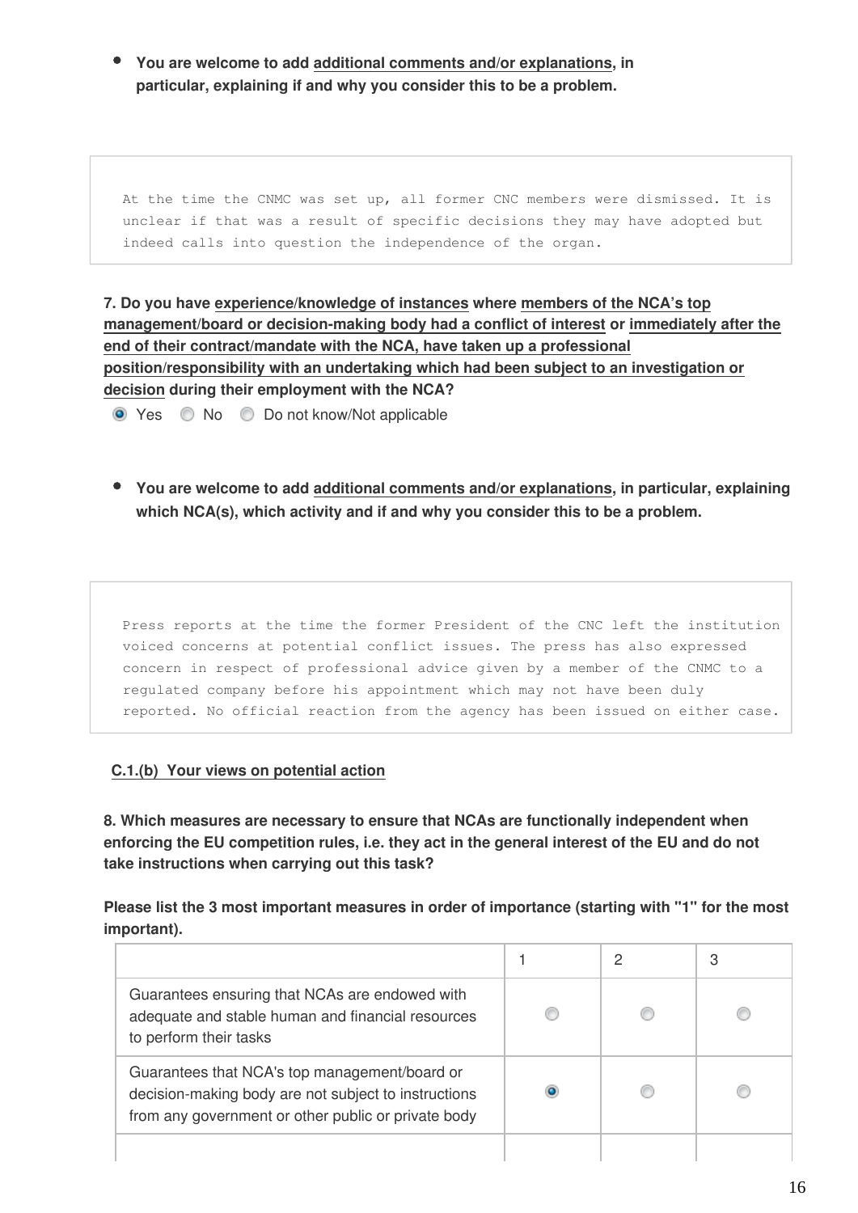- **You are welcome to add additional comments and/or explanations, in particular, explaining if and why you consider this to be a problem.**

```
At the time the CNMC was set up, all former CNC members were dismissed. It is
unclear if that was a result of specific decisions they may have adopted but
indeed calls into question the independence of the organ.
```

**7. Do you have experience/knowledge of instances where members of the NCA's top management/board or decision-making body had a conflict of interest or immediately after the end of their contract/mandate with the NCA, have taken up a professional position/responsibility with an undertaking which had been subject to an investigation or decision during their employment with the NCA?**

◉ Yes ○ No ○ Do not know/Not applicable

- **You are welcome to add additional comments and/or explanations, in particular, explaining which NCA(s), which activity and if and why you consider this to be a problem.**

```
Press reports at the time the former President of the CNC left the institution
voiced concerns at potential conflict issues. The press has also expressed
concern in respect of professional advice given by a member of the CNMC to a
regulated company before his appointment which may not have been duly
reported. No official reaction from the agency has been issued on either case.
```

**C.1.(b) Your views on potential action**

**8. Which measures are necessary to ensure that NCAs are functionally independent when enforcing the EU competition rules, i.e. they act in the general interest of the EU and do not take instructions when carrying out this task?**

**Please list the 3 most important measures in order of importance (starting with "1" for the most important).**

| | 1 | 2 | 3 |
|---|---|---|---|
| Guarantees ensuring that NCAs are endowed with adequate and stable human and financial resources to perform their tasks | ○ | ○ | ○ |
| Guarantees that NCA's top management/board or decision-making body are not subject to instructions from any government or other public or private body | ◉ | ○ | ○ |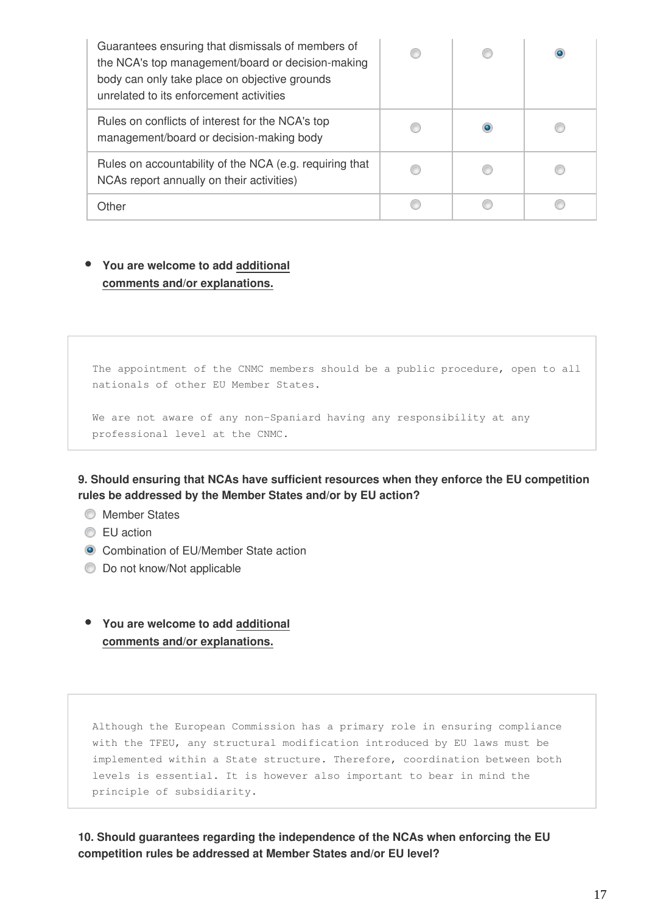| | | | |
|---|---|---|---|
| Guarantees ensuring that dismissals of members of the NCA's top management/board or decision-making body can only take place on objective grounds unrelated to its enforcement activities | ○ | ○ | ● |
| Rules on conflicts of interest for the NCA's top management/board or decision-making body | ○ | ● | ○ |
| Rules on accountability of the NCA (e.g. requiring that NCAs report annually on their activities) | ○ | ○ | ○ |
| Other | ○ | ○ | ○ |

- **You are welcome to add additional comments and/or explanations.**

```
The appointment of the CNMC members should be a public procedure, open to all nationals of other EU Member States.

We are not aware of any non-Spaniard having any responsibility at any professional level at the CNMC.
```

**9. Should ensuring that NCAs have sufficient resources when they enforce the EU competition rules be addressed by the Member States and/or by EU action?**

- ○ Member States
- ○ EU action
- ● Combination of EU/Member State action
- ○ Do not know/Not applicable

- **You are welcome to add additional comments and/or explanations.**

```
Although the European Commission has a primary role in ensuring compliance with the TFEU, any structural modification introduced by EU laws must be implemented within a State structure. Therefore, coordination between both levels is essential. It is however also important to bear in mind the principle of subsidiarity.
```

**10. Should guarantees regarding the independence of the NCAs when enforcing the EU competition rules be addressed at Member States and/or EU level?**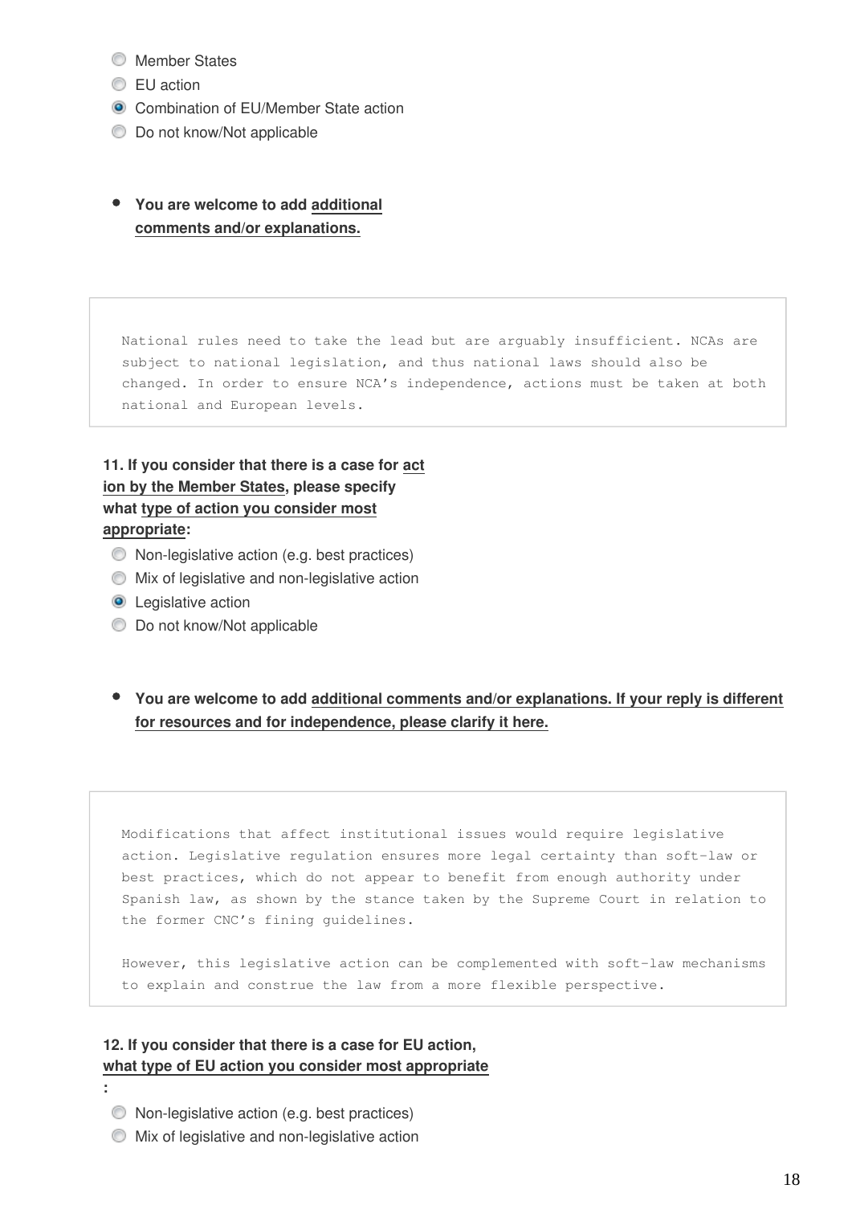- Member States
- EU action
- **(selected)** Combination of EU/Member State action
- Do not know/Not applicable

- **You are welcome to add additional comments and/or explanations.**

> National rules need to take the lead but are arguably insufficient. NCAs are subject to national legislation, and thus national laws should also be changed. In order to ensure NCA's independence, actions must be taken at both national and European levels.

**11. If you consider that there is a case for action by the Member States, please specify what type of action you consider most appropriate:**

- Non-legislative action (e.g. best practices)
- Mix of legislative and non-legislative action
- **(selected)** Legislative action
- Do not know/Not applicable

- **You are welcome to add additional comments and/or explanations. If your reply is different for resources and for independence, please clarify it here.**

> Modifications that affect institutional issues would require legislative action. Legislative regulation ensures more legal certainty than soft-law or best practices, which do not appear to benefit from enough authority under Spanish law, as shown by the stance taken by the Supreme Court in relation to the former CNC's fining guidelines.
>
> However, this legislative action can be complemented with soft-law mechanisms to explain and construe the law from a more flexible perspective.

**12. If you consider that there is a case for EU action, what type of EU action you consider most appropriate:**

- Non-legislative action (e.g. best practices)
- Mix of legislative and non-legislative action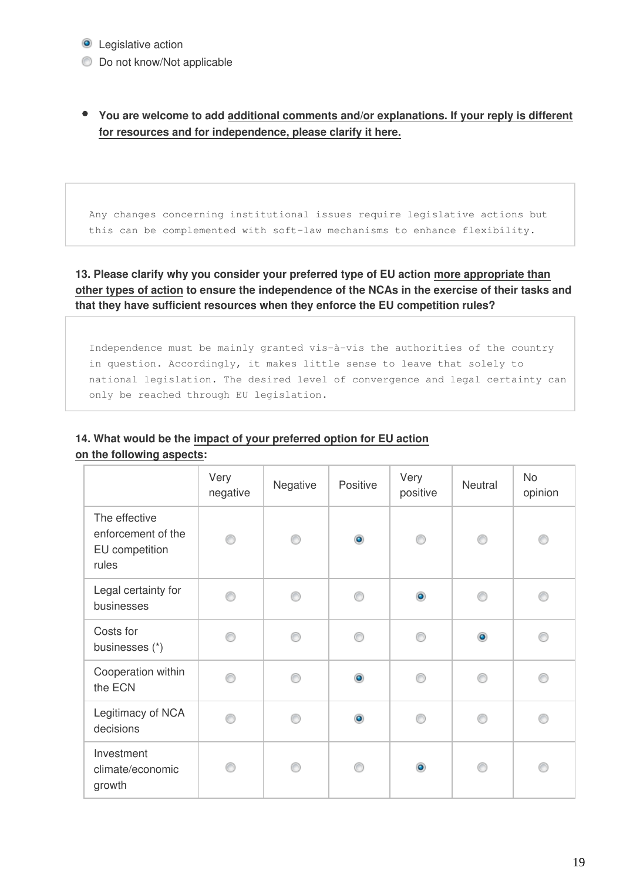- (x) Legislative action
- ( ) Do not know/Not applicable

- **You are welcome to add additional comments and/or explanations. If your reply is different for resources and for independence, please clarify it here.**

```
Any changes concerning institutional issues require legislative actions but this can be complemented with soft-law mechanisms to enhance flexibility.
```

**13. Please clarify why you consider your preferred type of EU action more appropriate than other types of action to ensure the independence of the NCAs in the exercise of their tasks and that they have sufficient resources when they enforce the EU competition rules?**

```
Independence must be mainly granted vis-à-vis the authorities of the country in question. Accordingly, it makes little sense to leave that solely to national legislation. The desired level of convergence and legal certainty can only be reached through EU legislation.
```

**14. What would be the impact of your preferred option for EU action on the following aspects:**

| | Very negative | Negative | Positive | Very positive | Neutral | No opinion |
|---|---|---|---|---|---|---|
| The effective enforcement of the EU competition rules | | | X | | | |
| Legal certainty for businesses | | | | X | | |
| Costs for businesses (*) | | | | | X | |
| Cooperation within the ECN | | | X | | | |
| Legitimacy of NCA decisions | | | X | | | |
| Investment climate/economic growth | | | | X | | |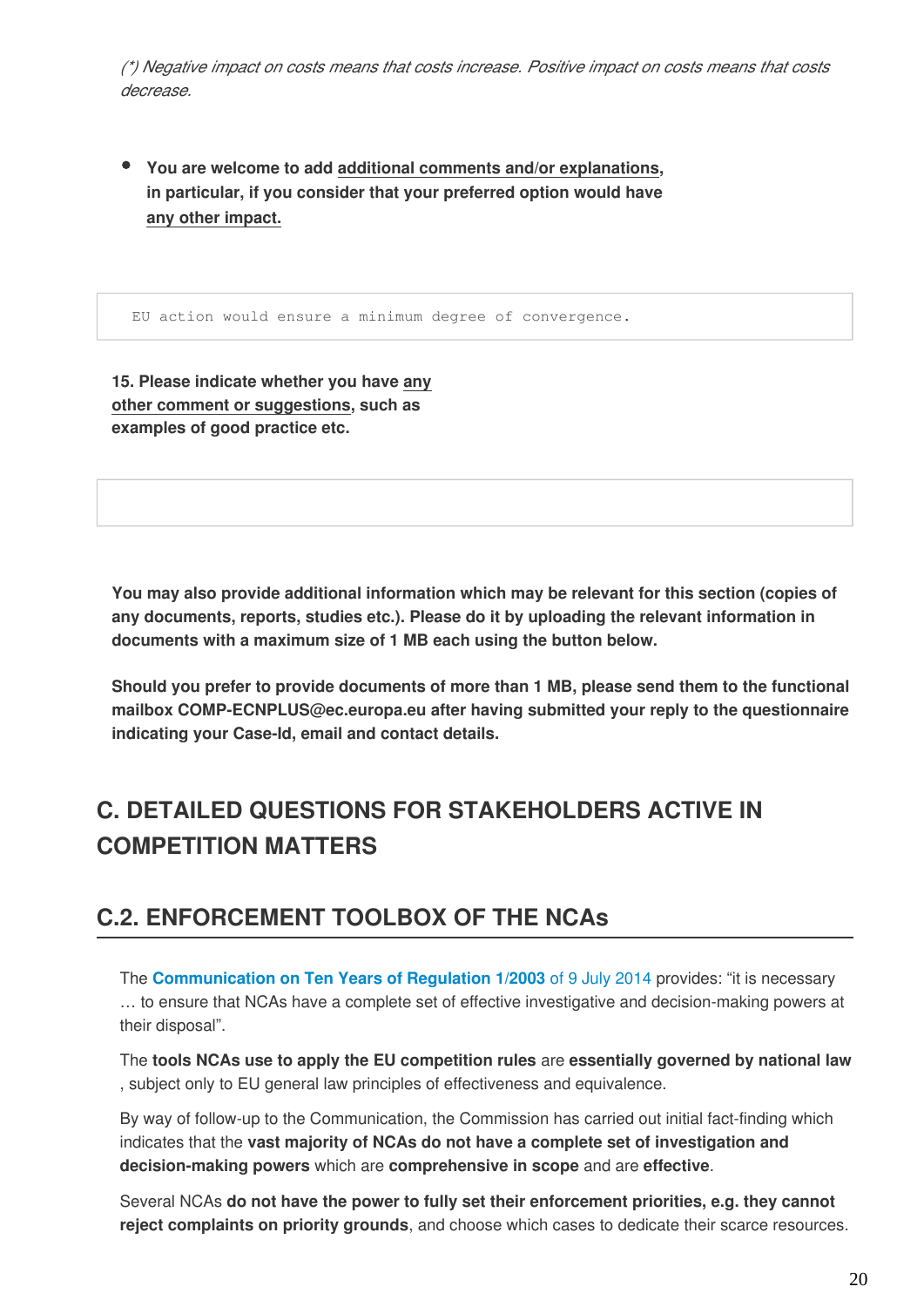*(\*) Negative impact on costs means that costs increase. Positive impact on costs means that costs decrease.*

- **You are welcome to add additional comments and/or explanations, in particular, if you consider that your preferred option would have any other impact.**

```
EU action would ensure a minimum degree of convergence.
```

**15. Please indicate whether you have any other comment or suggestions, such as examples of good practice etc.**

**You may also provide additional information which may be relevant for this section (copies of any documents, reports, studies etc.). Please do it by uploading the relevant information in documents with a maximum size of 1 MB each using the button below.**

**Should you prefer to provide documents of more than 1 MB, please send them to the functional mailbox COMP-ECNPLUS@ec.europa.eu after having submitted your reply to the questionnaire indicating your Case-Id, email and contact details.**

## C. DETAILED QUESTIONS FOR STAKEHOLDERS ACTIVE IN COMPETITION MATTERS

## C.2. ENFORCEMENT TOOLBOX OF THE NCAs

The **Communication on Ten Years of Regulation 1/2003** of 9 July 2014 provides: "it is necessary … to ensure that NCAs have a complete set of effective investigative and decision-making powers at their disposal".

The **tools NCAs use to apply the EU competition rules** are **essentially governed by national law** , subject only to EU general law principles of effectiveness and equivalence.

By way of follow-up to the Communication, the Commission has carried out initial fact-finding which indicates that the **vast majority of NCAs do not have a complete set of investigation and decision-making powers** which are **comprehensive in scope** and are **effective**.

Several NCAs **do not have the power to fully set their enforcement priorities, e.g. they cannot reject complaints on priority grounds**, and choose which cases to dedicate their scarce resources.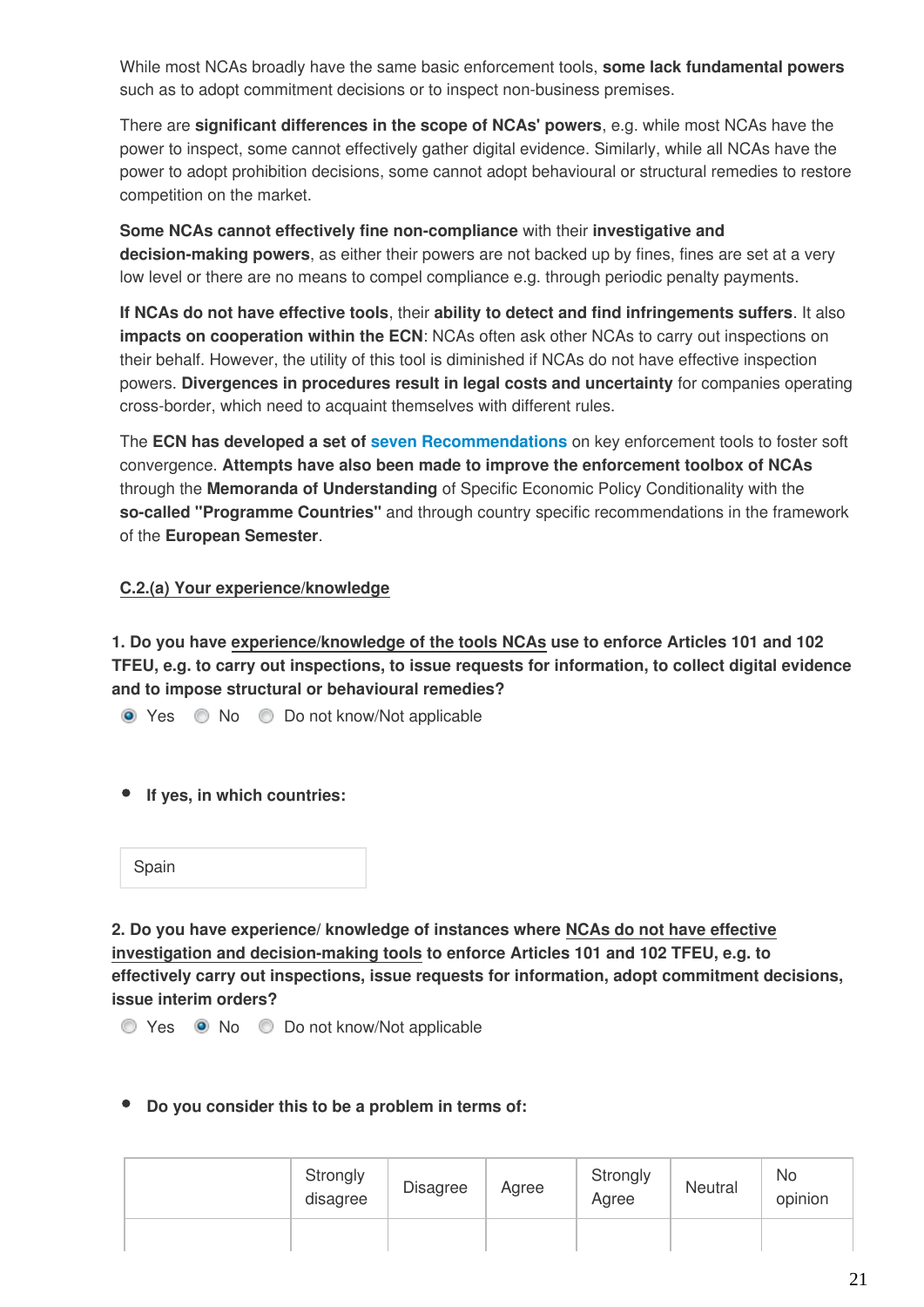While most NCAs broadly have the same basic enforcement tools, **some lack fundamental powers** such as to adopt commitment decisions or to inspect non-business premises.

There are **significant differences in the scope of NCAs' powers**, e.g. while most NCAs have the power to inspect, some cannot effectively gather digital evidence. Similarly, while all NCAs have the power to adopt prohibition decisions, some cannot adopt behavioural or structural remedies to restore competition on the market.

**Some NCAs cannot effectively fine non-compliance** with their **investigative and decision-making powers**, as either their powers are not backed up by fines, fines are set at a very low level or there are no means to compel compliance e.g. through periodic penalty payments.

**If NCAs do not have effective tools**, their **ability to detect and find infringements suffers**. It also **impacts on cooperation within the ECN**: NCAs often ask other NCAs to carry out inspections on their behalf. However, the utility of this tool is diminished if NCAs do not have effective inspection powers. **Divergences in procedures result in legal costs and uncertainty** for companies operating cross-border, which need to acquaint themselves with different rules.

The **ECN has developed a set of** seven Recommendations on key enforcement tools to foster soft convergence. **Attempts have also been made to improve the enforcement toolbox of NCAs** through the **Memoranda of Understanding** of Specific Economic Policy Conditionality with the **so-called "Programme Countries"** and through country specific recommendations in the framework of the **European Semester**.

**C.2.(a) Your experience/knowledge**

**1. Do you have experience/knowledge of the tools NCAs use to enforce Articles 101 and 102 TFEU, e.g. to carry out inspections, to issue requests for information, to collect digital evidence and to impose structural or behavioural remedies?**

- (x) Yes
- ( ) No
- ( ) Do not know/Not applicable

- **If yes, in which countries:**

Spain

**2. Do you have experience/ knowledge of instances where NCAs do not have effective investigation and decision-making tools to enforce Articles 101 and 102 TFEU, e.g. to effectively carry out inspections, issue requests for information, adopt commitment decisions, issue interim orders?**

- ( ) Yes
- (x) No
- ( ) Do not know/Not applicable

- **Do you consider this to be a problem in terms of:**

| | Strongly disagree | Disagree | Agree | Strongly Agree | Neutral | No opinion |
|---|---|---|---|---|---|---|
| | | | | | | |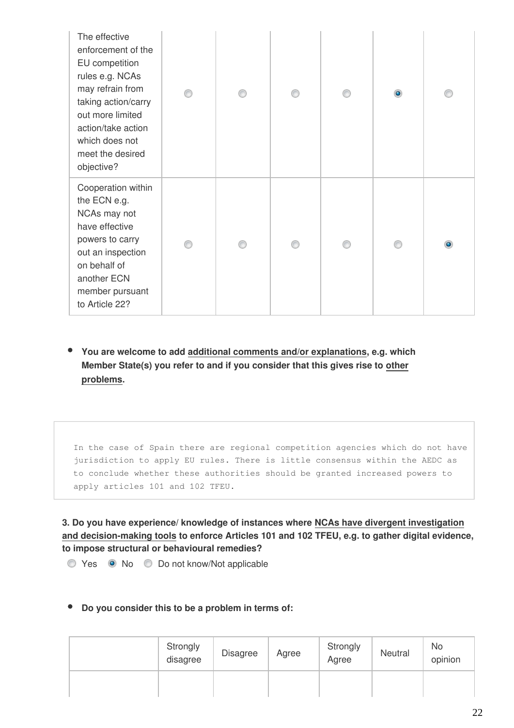| | | | | | | |
|---|---|---|---|---|---|---|
| The effective enforcement of the EU competition rules e.g. NCAs may refrain from taking action/carry out more limited action/take action which does not meet the desired objective? | ○ | ○ | ○ | ○ | ● | ○ |
| Cooperation within the ECN e.g. NCAs may not have effective powers to carry out an inspection on behalf of another ECN member pursuant to Article 22? | ○ | ○ | ○ | ○ | ○ | ● |

- **You are welcome to add additional comments and/or explanations, e.g. which Member State(s) you refer to and if you consider that this gives rise to other problems.**

```
In the case of Spain there are regional competition agencies which do not have
jurisdiction to apply EU rules. There is little consensus within the AEDC as
to conclude whether these authorities should be granted increased powers to
apply articles 101 and 102 TFEU.
```

**3. Do you have experience/ knowledge of instances where NCAs have divergent investigation and decision-making tools to enforce Articles 101 and 102 TFEU, e.g. to gather digital evidence, to impose structural or behavioural remedies?**

○ Yes ● No ○ Do not know/Not applicable

- **Do you consider this to be a problem in terms of:**

| | Strongly disagree | Disagree | Agree | Strongly Agree | Neutral | No opinion |
|---|---|---|---|---|---|---|
| | | | | | | |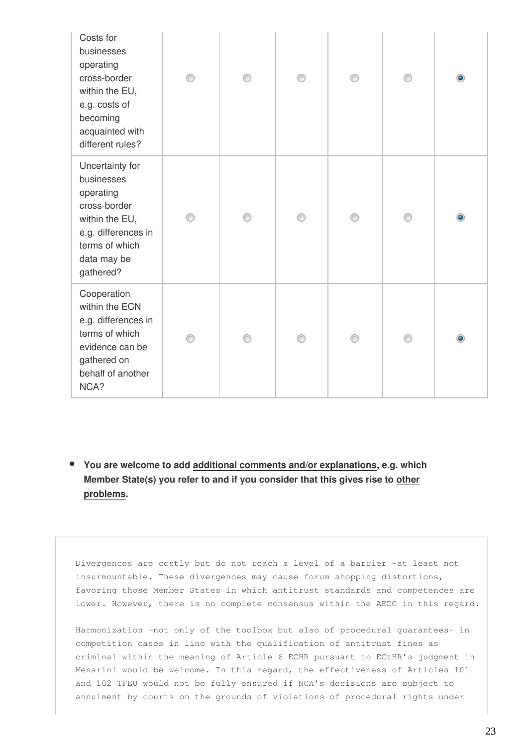| | | | | | | |
|---|---|---|---|---|---|---|
| Costs for businesses operating cross-border within the EU, e.g. costs of becoming acquainted with different rules? | ○ | ○ | ○ | ○ | ○ | ◉ |
| Uncertainty for businesses operating cross-border within the EU, e.g. differences in terms of which data may be gathered? | ○ | ○ | ○ | ○ | ○ | ◉ |
| Cooperation within the ECN e.g. differences in terms of which evidence can be gathered on behalf of another NCA? | ○ | ○ | ○ | ○ | ○ | ◉ |

- **You are welcome to add additional comments and/or explanations, e.g. which Member State(s) you refer to and if you consider that this gives rise to other problems.**

Divergences are costly but do not reach a level of a barrier -at least not insurmountable. These divergences may cause forum shopping distortions, favoring those Member States in which antitrust standards and competences are lower. However, there is no complete consensus within the AEDC in this regard.

Harmonization -not only of the toolbox but also of procedural guarantees- in competition cases in line with the qualification of antitrust fines as criminal within the meaning of Article 6 ECHR pursuant to ECtHR's judgment in Menarini would be welcome. In this regard, the effectiveness of Articles 101 and 102 TFEU would not be fully ensured if NCA's decisions are subject to annulment by courts on the grounds of violations of procedural rights under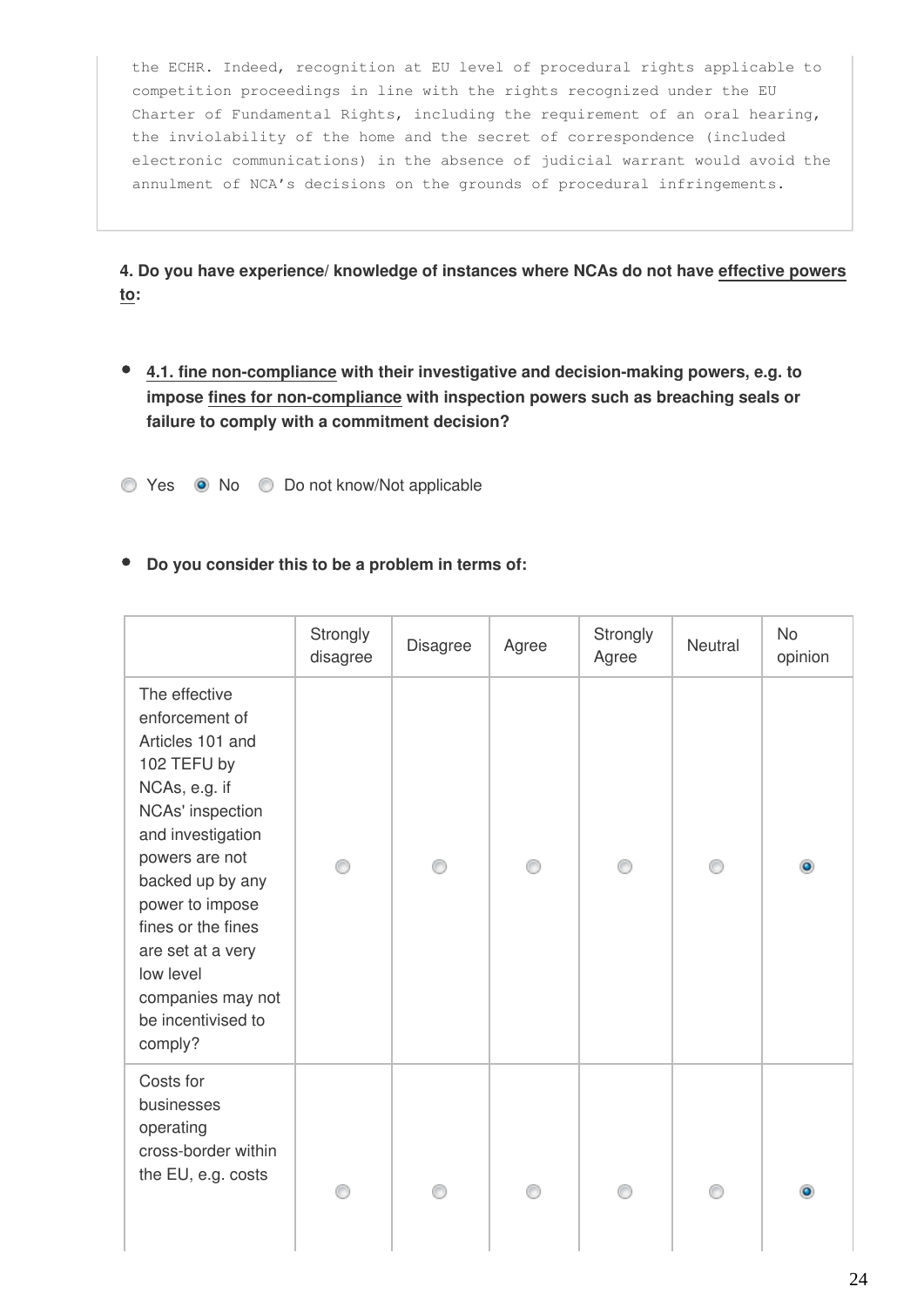the ECHR. Indeed, recognition at EU level of procedural rights applicable to competition proceedings in line with the rights recognized under the EU Charter of Fundamental Rights, including the requirement of an oral hearing, the inviolability of the home and the secret of correspondence (included electronic communications) in the absence of judicial warrant would avoid the annulment of NCA's decisions on the grounds of procedural infringements.

**4. Do you have experience/ knowledge of instances where NCAs do not have effective powers to:**

- **4.1. fine non-compliance with their investigative and decision-making powers, e.g. to impose fines for non-compliance with inspection powers such as breaching seals or failure to comply with a commitment decision?**

○ Yes ● No ○ Do not know/Not applicable

- **Do you consider this to be a problem in terms of:**

| | Strongly disagree | Disagree | Agree | Strongly Agree | Neutral | No opinion |
|---|---|---|---|---|---|---|
| The effective enforcement of Articles 101 and 102 TEFU by NCAs, e.g. if NCAs' inspection and investigation powers are not backed up by any power to impose fines or the fines are set at a very low level companies may not be incentivised to comply? | ○ | ○ | ○ | ○ | ○ | ● |
| Costs for businesses operating cross-border within the EU, e.g. costs | ○ | ○ | ○ | ○ | ○ | ● |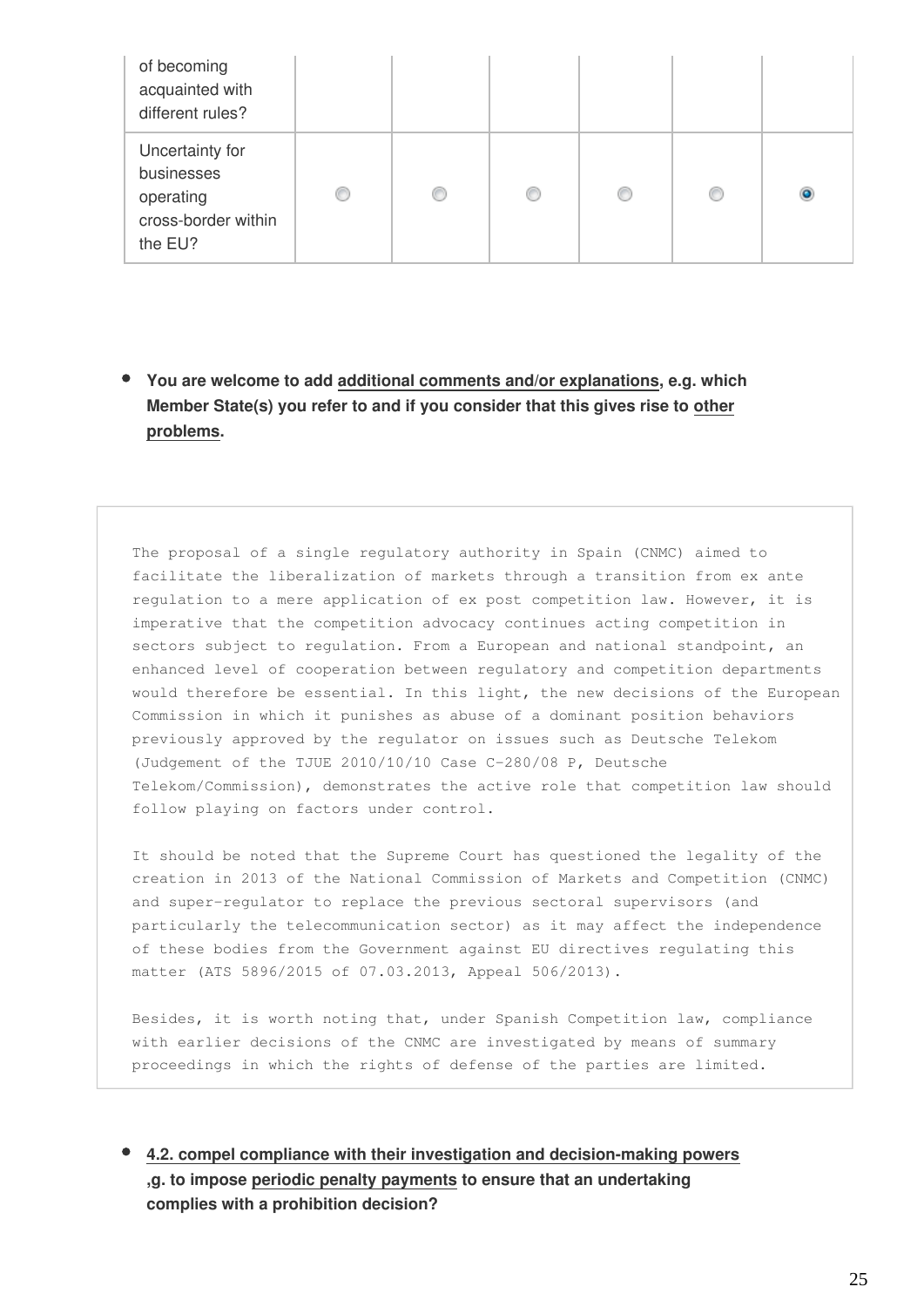| | | | | | | |
|---|---|---|---|---|---|---|
| of becoming acquainted with different rules? | | | | | | |
| Uncertainty for businesses operating cross-border within the EU? | ○ | ○ | ○ | ○ | ○ | ◉ |

- **You are welcome to add additional comments and/or explanations, e.g. which Member State(s) you refer to and if you consider that this gives rise to other problems.**

```
The proposal of a single regulatory authority in Spain (CNMC) aimed to
facilitate the liberalization of markets through a transition from ex ante
regulation to a mere application of ex post competition law. However, it is
imperative that the competition advocacy continues acting competition in
sectors subject to regulation. From a European and national standpoint, an
enhanced level of cooperation between regulatory and competition departments
would therefore be essential. In this light, the new decisions of the European
Commission in which it punishes as abuse of a dominant position behaviors
previously approved by the regulator on issues such as Deutsche Telekom
(Judgement of the TJUE 2010/10/10 Case C-280/08 P, Deutsche
Telekom/Commission), demonstrates the active role that competition law should
follow playing on factors under control.

It should be noted that the Supreme Court has questioned the legality of the
creation in 2013 of the National Commission of Markets and Competition (CNMC)
and super-regulator to replace the previous sectoral supervisors (and
particularly the telecommunication sector) as it may affect the independence
of these bodies from the Government against EU directives regulating this
matter (ATS 5896/2015 of 07.03.2013, Appeal 506/2013).

Besides, it is worth noting that, under Spanish Competition law, compliance
with earlier decisions of the CNMC are investigated by means of summary
proceedings in which the rights of defense of the parties are limited.
```

- **4.2. compel compliance with their investigation and decision-making powers ,g. to impose periodic penalty payments to ensure that an undertaking complies with a prohibition decision?**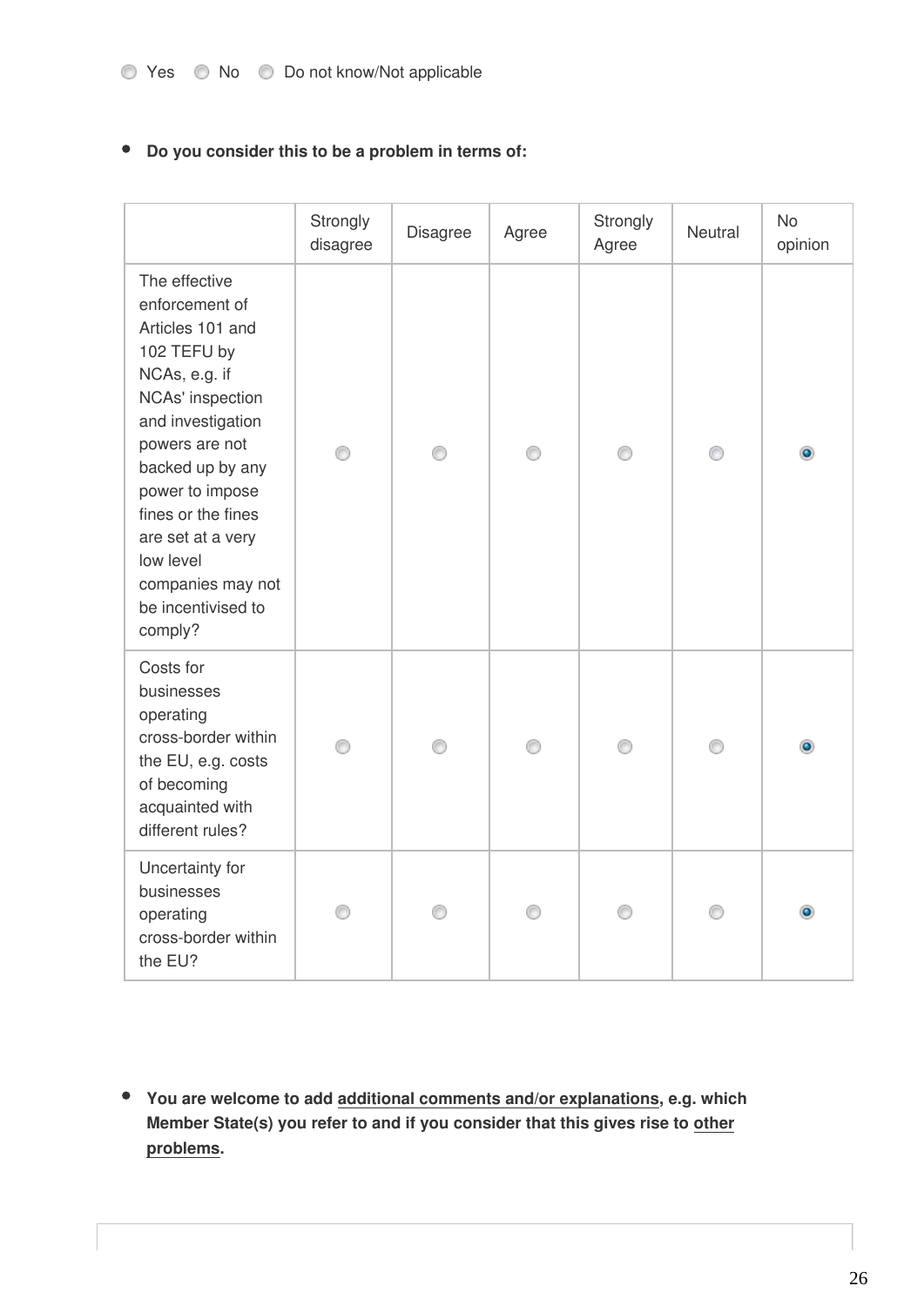Yes No Do not know/Not applicable

- **Do you consider this to be a problem in terms of:**

| | Strongly disagree | Disagree | Agree | Strongly Agree | Neutral | No opinion |
|---|---|---|---|---|---|---|
| The effective enforcement of Articles 101 and 102 TEFU by NCAs, e.g. if NCAs' inspection and investigation powers are not backed up by any power to impose fines or the fines are set at a very low level companies may not be incentivised to comply? | | | | | | X |
| Costs for businesses operating cross-border within the EU, e.g. costs of becoming acquainted with different rules? | | | | | | X |
| Uncertainty for businesses operating cross-border within the EU? | | | | | | X |

- **You are welcome to add additional comments and/or explanations, e.g. which Member State(s) you refer to and if you consider that this gives rise to other problems.**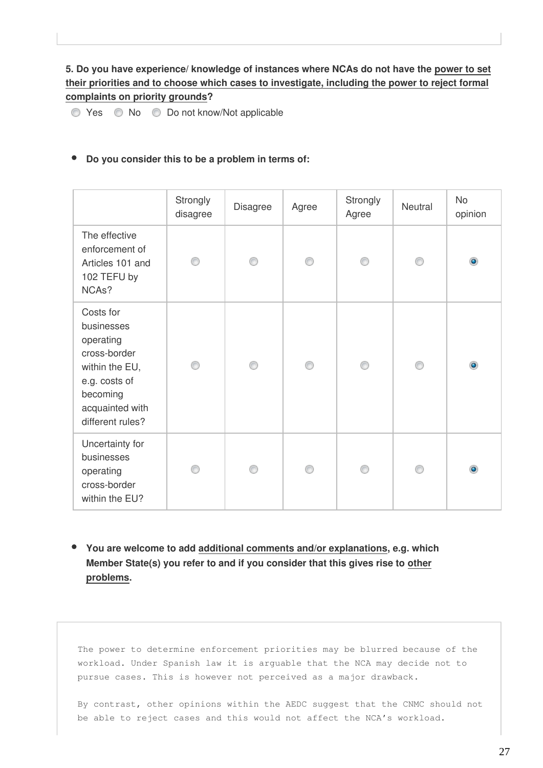**5. Do you have experience/ knowledge of instances where NCAs do not have the power to set their priorities and to choose which cases to investigate, including the power to reject formal complaints on priority grounds?**

○ Yes ○ No ○ Do not know/Not applicable

- **Do you consider this to be a problem in terms of:**

| | Strongly disagree | Disagree | Agree | Strongly Agree | Neutral | No opinion |
|---|---|---|---|---|---|---|
| The effective enforcement of Articles 101 and 102 TEFU by NCAs? | ○ | ○ | ○ | ○ | ○ | ◉ |
| Costs for businesses operating cross-border within the EU, e.g. costs of becoming acquainted with different rules? | ○ | ○ | ○ | ○ | ○ | ◉ |
| Uncertainty for businesses operating cross-border within the EU? | ○ | ○ | ○ | ○ | ○ | ◉ |

- **You are welcome to add additional comments and/or explanations, e.g. which Member State(s) you refer to and if you consider that this gives rise to other problems.**

```
The power to determine enforcement priorities may be blurred because of the
workload. Under Spanish law it is arguable that the NCA may decide not to
pursue cases. This is however not perceived as a major drawback.

By contrast, other opinions within the AEDC suggest that the CNMC should not
be able to reject cases and this would not affect the NCA's workload.
```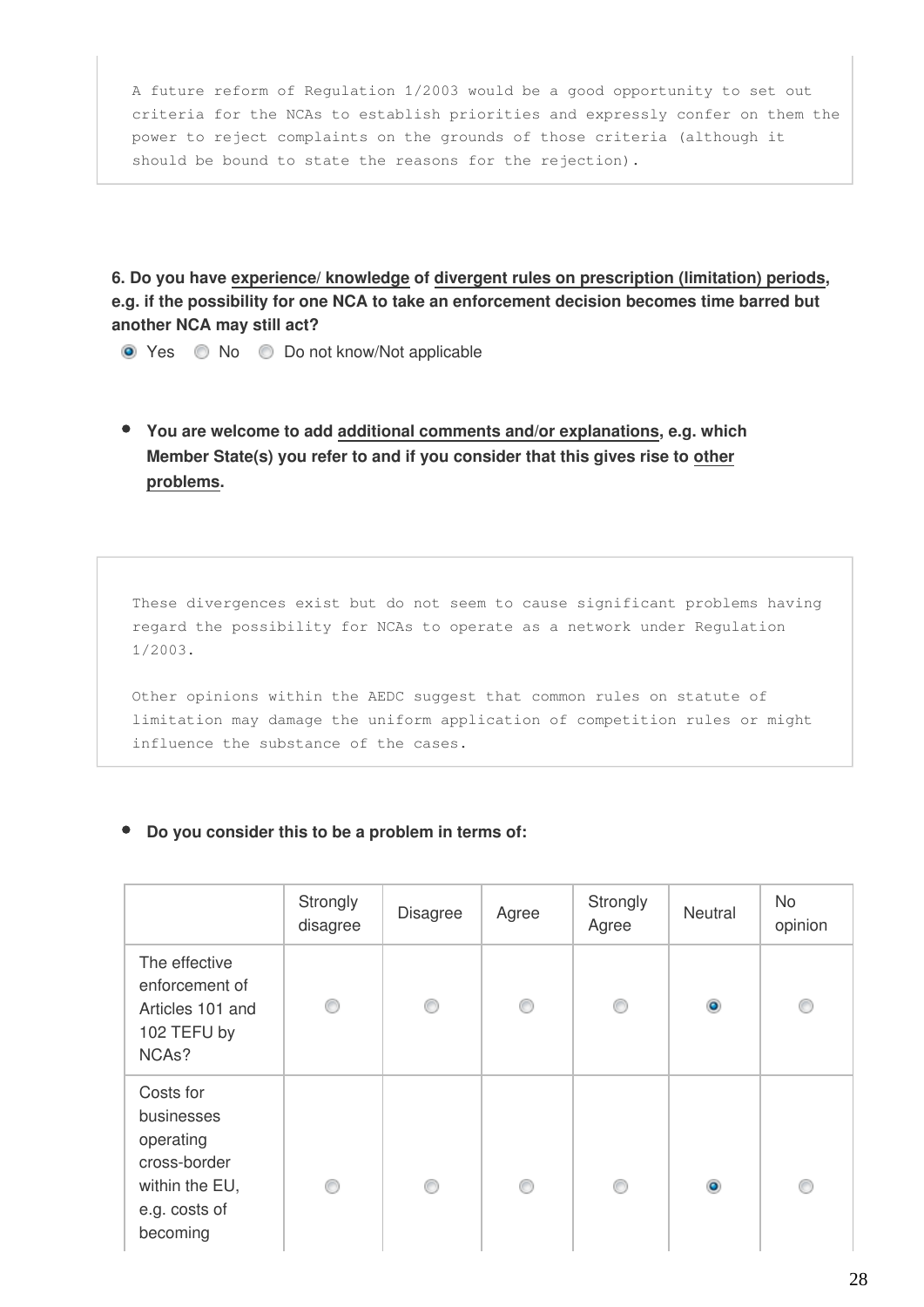```
A future reform of Regulation 1/2003 would be a good opportunity to set out
criteria for the NCAs to establish priorities and expressly confer on them the
power to reject complaints on the grounds of those criteria (although it
should be bound to state the reasons for the rejection).
```

**6. Do you have experience/ knowledge of divergent rules on prescription (limitation) periods, e.g. if the possibility for one NCA to take an enforcement decision becomes time barred but another NCA may still act?**

- (x) Yes
- ( ) No
- ( ) Do not know/Not applicable

- **You are welcome to add additional comments and/or explanations, e.g. which Member State(s) you refer to and if you consider that this gives rise to other problems.**

```
These divergences exist but do not seem to cause significant problems having
regard the possibility for NCAs to operate as a network under Regulation
1/2003.

Other opinions within the AEDC suggest that common rules on statute of
limitation may damage the uniform application of competition rules or might
influence the substance of the cases.
```

- **Do you consider this to be a problem in terms of:**

| | Strongly disagree | Disagree | Agree | Strongly Agree | Neutral | No opinion |
|---|---|---|---|---|---|---|
| The effective enforcement of Articles 101 and 102 TEFU by NCAs? | ( ) | ( ) | ( ) | ( ) | (x) | ( ) |
| Costs for businesses operating cross-border within the EU, e.g. costs of becoming | ( ) | ( ) | ( ) | ( ) | (x) | ( ) |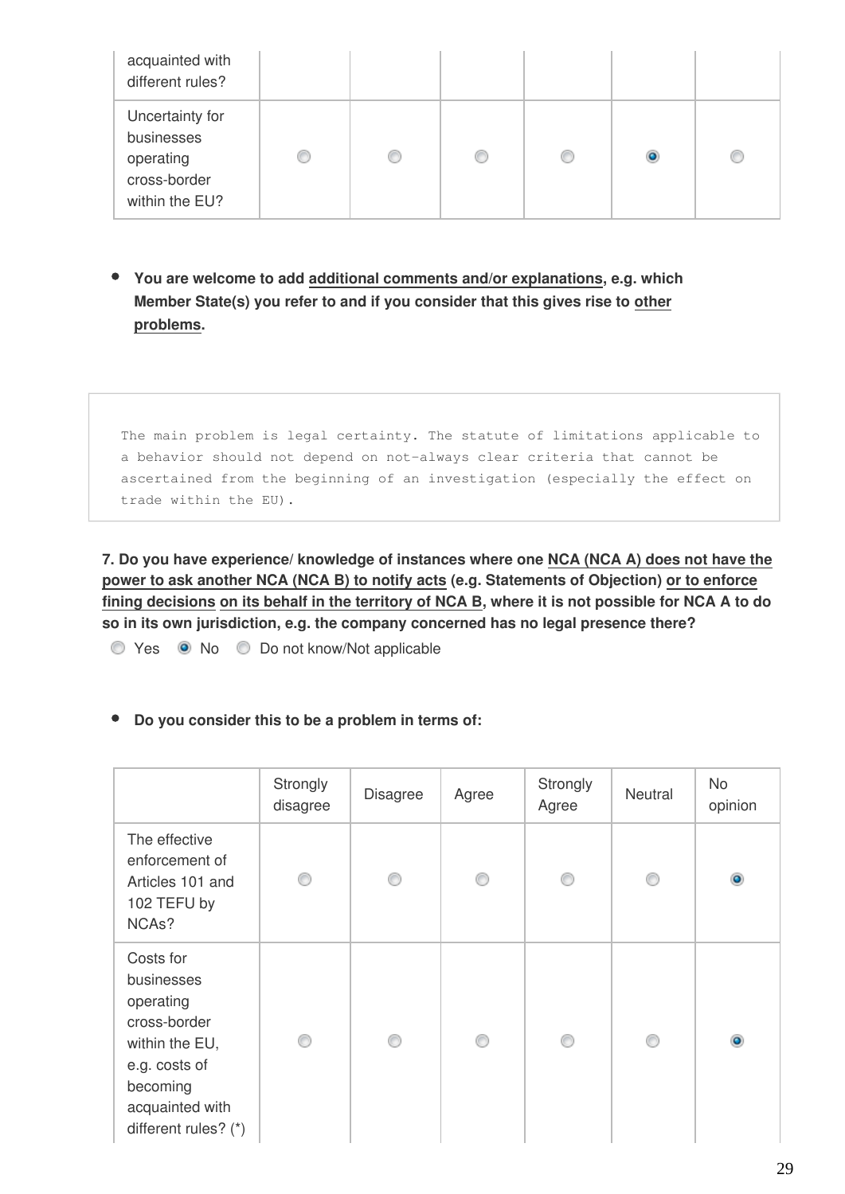| | | | | | | |
|---|---|---|---|---|---|---|
| acquainted with different rules? | | | | | | |
| Uncertainty for businesses operating cross-border within the EU? | ○ | ○ | ○ | ○ | ● | ○ |

- **You are welcome to add additional comments and/or explanations, e.g. which Member State(s) you refer to and if you consider that this gives rise to other problems.**

```
The main problem is legal certainty. The statute of limitations applicable to
a behavior should not depend on not-always clear criteria that cannot be
ascertained from the beginning of an investigation (especially the effect on
trade within the EU).
```

**7. Do you have experience/ knowledge of instances where one NCA (NCA A) does not have the power to ask another NCA (NCA B) to notify acts (e.g. Statements of Objection) or to enforce fining decisions on its behalf in the territory of NCA B, where it is not possible for NCA A to do so in its own jurisdiction, e.g. the company concerned has no legal presence there?**

○ Yes ● No ○ Do not know/Not applicable

- **Do you consider this to be a problem in terms of:**

| | Strongly disagree | Disagree | Agree | Strongly Agree | Neutral | No opinion |
|---|---|---|---|---|---|---|
| The effective enforcement of Articles 101 and 102 TEFU by NCAs? | ○ | ○ | ○ | ○ | ○ | ● |
| Costs for businesses operating cross-border within the EU, e.g. costs of becoming acquainted with different rules? (*) | ○ | ○ | ○ | ○ | ○ | ● |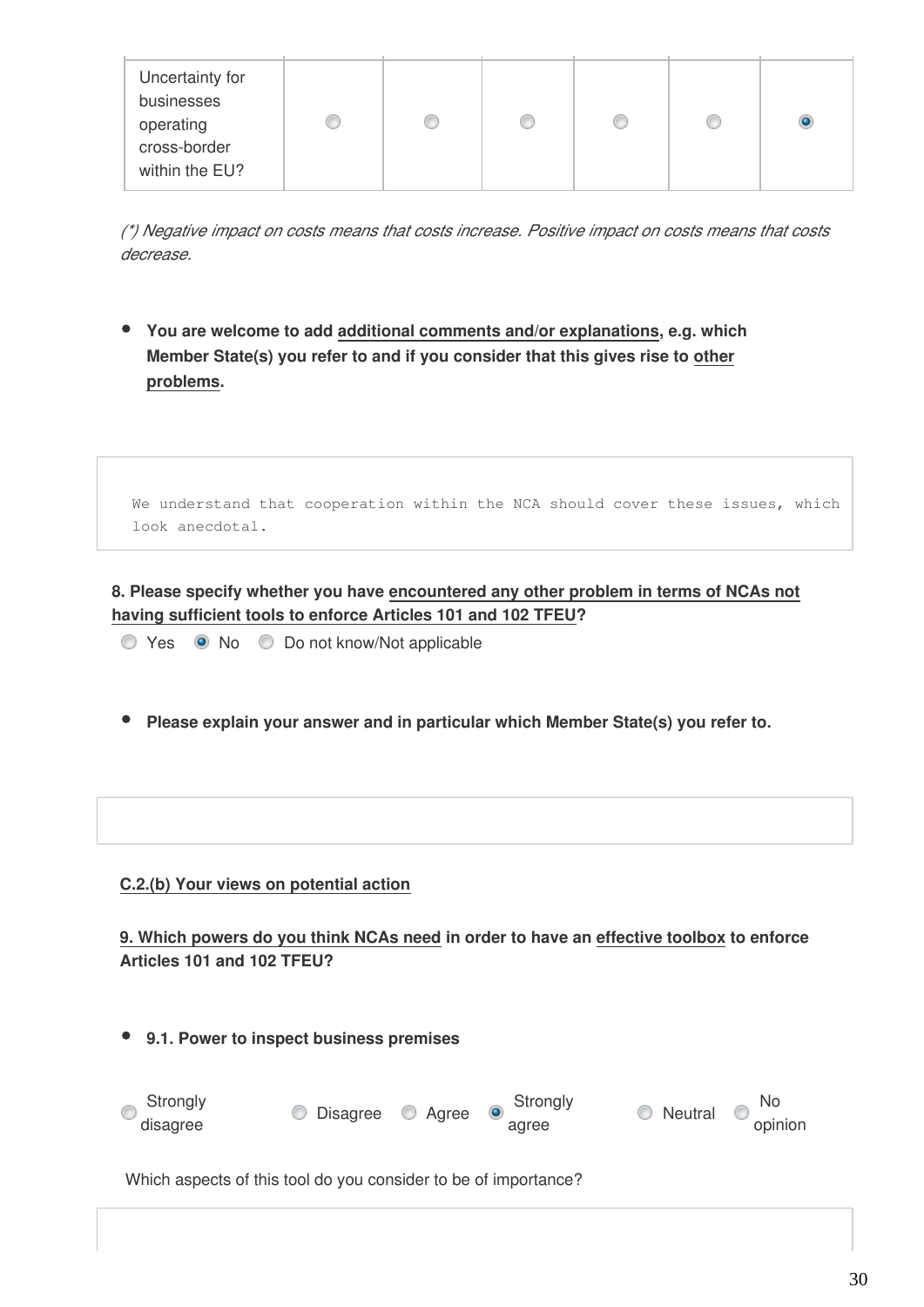| Uncertainty for businesses operating cross-border within the EU? | ○ | ○ | ○ | ○ | ○ | ● |
|---|---|---|---|---|---|---|

*(\*) Negative impact on costs means that costs increase. Positive impact on costs means that costs decrease.*

- **You are welcome to add additional comments and/or explanations, e.g. which Member State(s) you refer to and if you consider that this gives rise to other problems.**

```
We understand that cooperation within the NCA should cover these issues, which look anecdotal.
```

**8. Please specify whether you have encountered any other problem in terms of NCAs not having sufficient tools to enforce Articles 101 and 102 TFEU?**

○ Yes ● No ○ Do not know/Not applicable

- **Please explain your answer and in particular which Member State(s) you refer to.**

**C.2.(b) Your views on potential action**

**9. Which powers do you think NCAs need in order to have an effective toolbox to enforce Articles 101 and 102 TFEU?**

- **9.1. Power to inspect business premises**

○ Strongly disagree ○ Disagree ○ Agree ● Strongly agree ○ Neutral ○ No opinion

Which aspects of this tool do you consider to be of importance?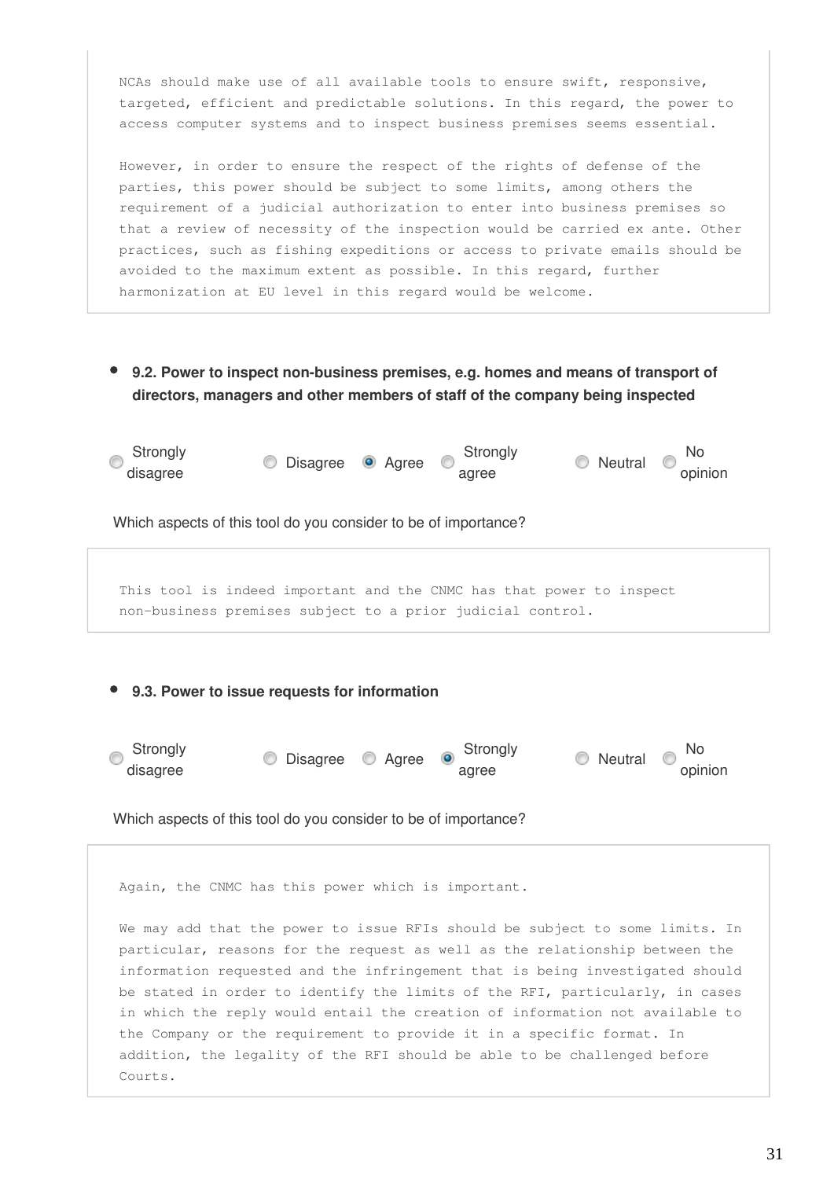NCAs should make use of all available tools to ensure swift, responsive, targeted, efficient and predictable solutions. In this regard, the power to access computer systems and to inspect business premises seems essential.

However, in order to ensure the respect of the rights of defense of the parties, this power should be subject to some limits, among others the requirement of a judicial authorization to enter into business premises so that a review of necessity of the inspection would be carried ex ante. Other practices, such as fishing expeditions or access to private emails should be avoided to the maximum extent as possible. In this regard, further harmonization at EU level in this regard would be welcome.

- **9.2. Power to inspect non-business premises, e.g. homes and means of transport of directors, managers and other members of staff of the company being inspected**

○ Strongly disagree ○ Disagree ● Agree ○ Strongly agree ○ Neutral ○ No opinion

Which aspects of this tool do you consider to be of importance?

This tool is indeed important and the CNMC has that power to inspect non-business premises subject to a prior judicial control.

- **9.3. Power to issue requests for information**

○ Strongly disagree ○ Disagree ○ Agree ● Strongly agree ○ Neutral ○ No opinion

Which aspects of this tool do you consider to be of importance?

Again, the CNMC has this power which is important.

We may add that the power to issue RFIs should be subject to some limits. In particular, reasons for the request as well as the relationship between the information requested and the infringement that is being investigated should be stated in order to identify the limits of the RFI, particularly, in cases in which the reply would entail the creation of information not available to the Company or the requirement to provide it in a specific format. In addition, the legality of the RFI should be able to be challenged before Courts.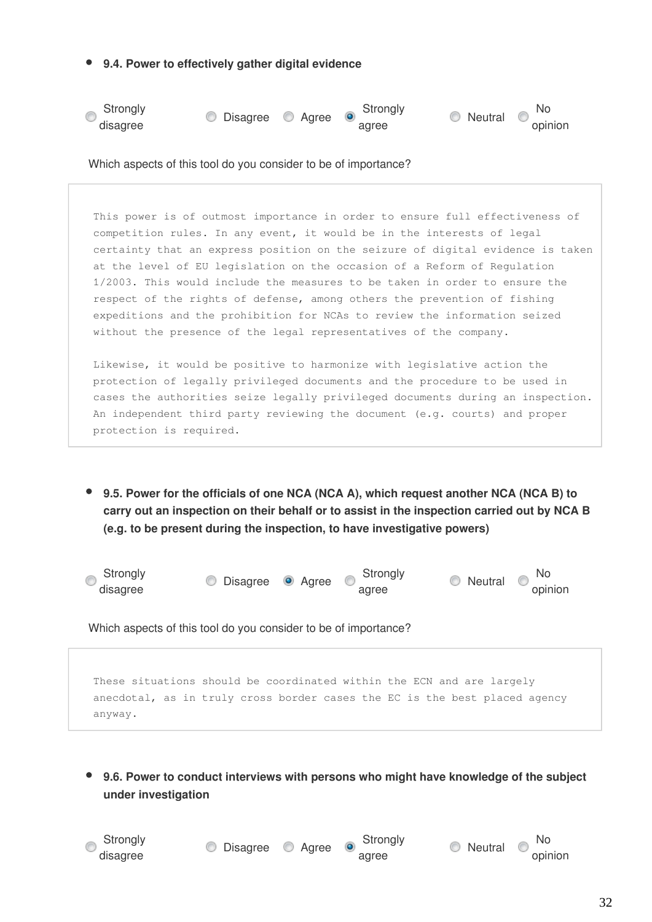- **9.4. Power to effectively gather digital evidence**

○ Strongly disagree ○ Disagree ○ Agree ◉ Strongly agree ○ Neutral ○ No opinion

Which aspects of this tool do you consider to be of importance?

```
This power is of outmost importance in order to ensure full effectiveness of
competition rules. In any event, it would be in the interests of legal
certainty that an express position on the seizure of digital evidence is taken
at the level of EU legislation on the occasion of a Reform of Regulation
1/2003. This would include the measures to be taken in order to ensure the
respect of the rights of defense, among others the prevention of fishing
expeditions and the prohibition for NCAs to review the information seized
without the presence of the legal representatives of the company.

Likewise, it would be positive to harmonize with legislative action the
protection of legally privileged documents and the procedure to be used in
cases the authorities seize legally privileged documents during an inspection.
An independent third party reviewing the document (e.g. courts) and proper
protection is required.
```

- **9.5. Power for the officials of one NCA (NCA A), which request another NCA (NCA B) to carry out an inspection on their behalf or to assist in the inspection carried out by NCA B (e.g. to be present during the inspection, to have investigative powers)**

○ Strongly disagree ○ Disagree ◉ Agree ○ Strongly agree ○ Neutral ○ No opinion

Which aspects of this tool do you consider to be of importance?

```
These situations should be coordinated within the ECN and are largely
anecdotal, as in truly cross border cases the EC is the best placed agency
anyway.
```

- **9.6. Power to conduct interviews with persons who might have knowledge of the subject under investigation**

○ Strongly disagree ○ Disagree ○ Agree ◉ Strongly agree ○ Neutral ○ No opinion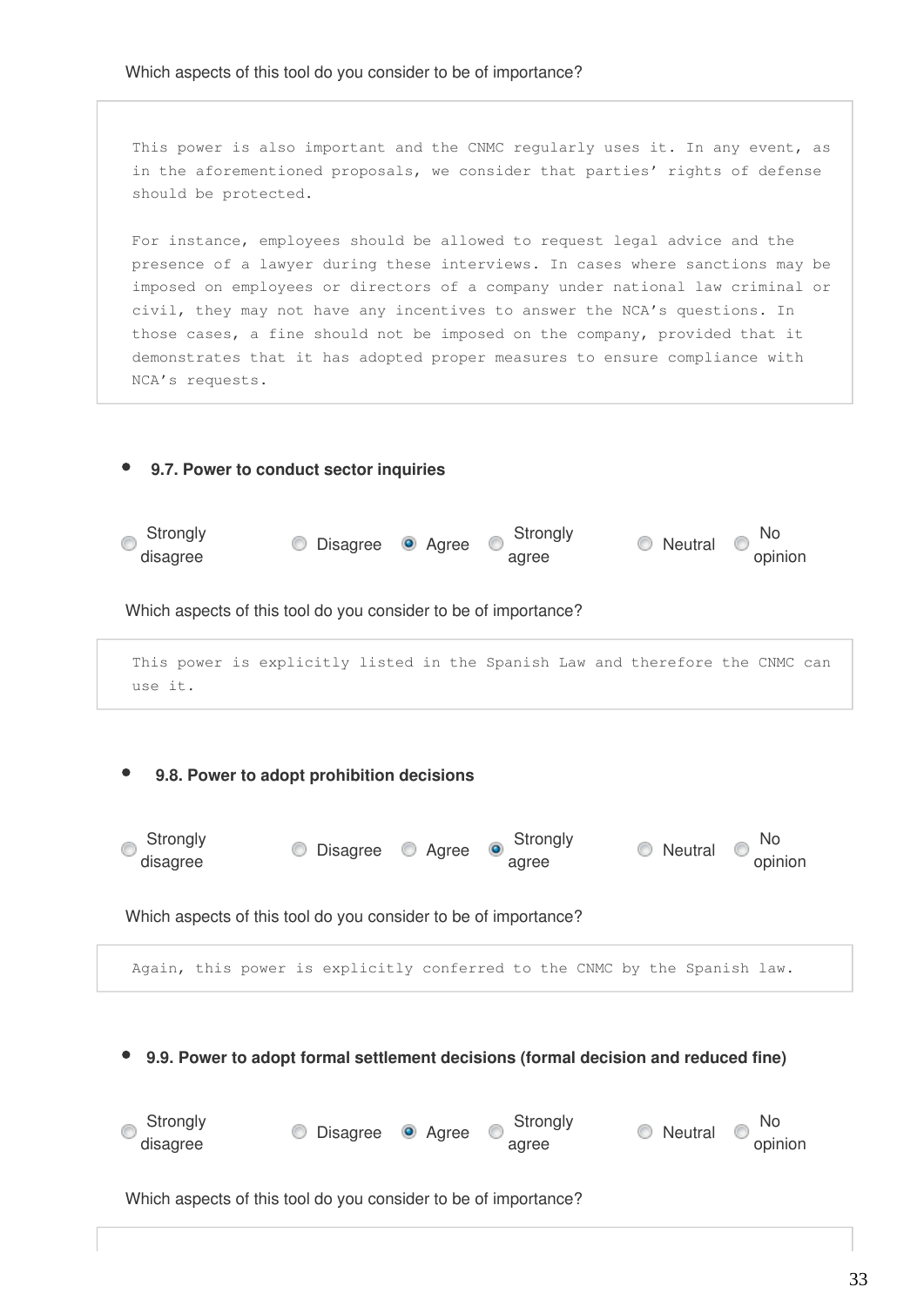Which aspects of this tool do you consider to be of importance?

```
This power is also important and the CNMC regularly uses it. In any event, as
in the aforementioned proposals, we consider that parties' rights of defense
should be protected.

For instance, employees should be allowed to request legal advice and the
presence of a lawyer during these interviews. In cases where sanctions may be
imposed on employees or directors of a company under national law criminal or
civil, they may not have any incentives to answer the NCA's questions. In
those cases, a fine should not be imposed on the company, provided that it
demonstrates that it has adopted proper measures to ensure compliance with
NCA's requests.
```

- **9.7. Power to conduct sector inquiries**

○ Strongly disagree ○ Disagree ● Agree ○ Strongly agree ○ Neutral ○ No opinion

Which aspects of this tool do you consider to be of importance?

```
This power is explicitly listed in the Spanish Law and therefore the CNMC can
use it.
```

- **9.8. Power to adopt prohibition decisions**

○ Strongly disagree ○ Disagree ○ Agree ● Strongly agree ○ Neutral ○ No opinion

Which aspects of this tool do you consider to be of importance?

```
Again, this power is explicitly conferred to the CNMC by the Spanish law.
```

- **9.9. Power to adopt formal settlement decisions (formal decision and reduced fine)**

○ Strongly disagree ○ Disagree ● Agree ○ Strongly agree ○ Neutral ○ No opinion

Which aspects of this tool do you consider to be of importance?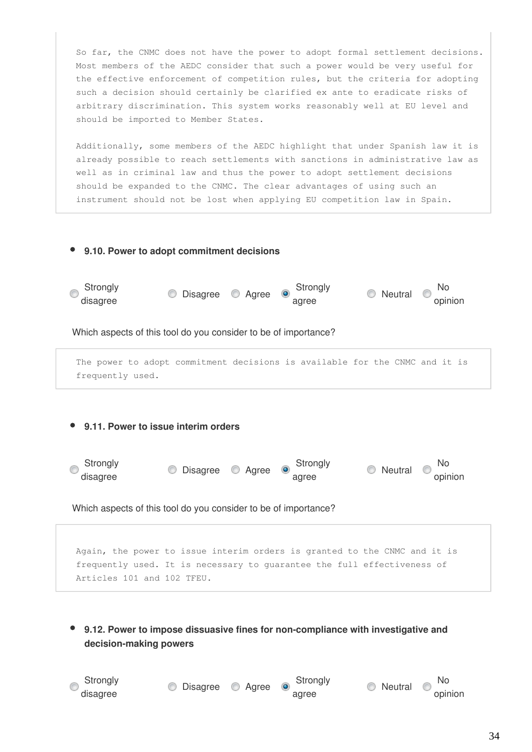So far, the CNMC does not have the power to adopt formal settlement decisions. Most members of the AEDC consider that such a power would be very useful for the effective enforcement of competition rules, but the criteria for adopting such a decision should certainly be clarified ex ante to eradicate risks of arbitrary discrimination. This system works reasonably well at EU level and should be imported to Member States.

Additionally, some members of the AEDC highlight that under Spanish law it is already possible to reach settlements with sanctions in administrative law as well as in criminal law and thus the power to adopt settlement decisions should be expanded to the CNMC. The clear advantages of using such an instrument should not be lost when applying EU competition law in Spain.

- **9.10. Power to adopt commitment decisions**

○ Strongly disagree ○ Disagree ○ Agree ◉ Strongly agree ○ Neutral ○ No opinion

Which aspects of this tool do you consider to be of importance?

The power to adopt commitment decisions is available for the CNMC and it is frequently used.

- **9.11. Power to issue interim orders**

○ Strongly disagree ○ Disagree ○ Agree ◉ Strongly agree ○ Neutral ○ No opinion

Which aspects of this tool do you consider to be of importance?

Again, the power to issue interim orders is granted to the CNMC and it is frequently used. It is necessary to guarantee the full effectiveness of Articles 101 and 102 TFEU.

- **9.12. Power to impose dissuasive fines for non-compliance with investigative and decision-making powers**

○ Strongly disagree ○ Disagree ○ Agree ◉ Strongly agree ○ Neutral ○ No opinion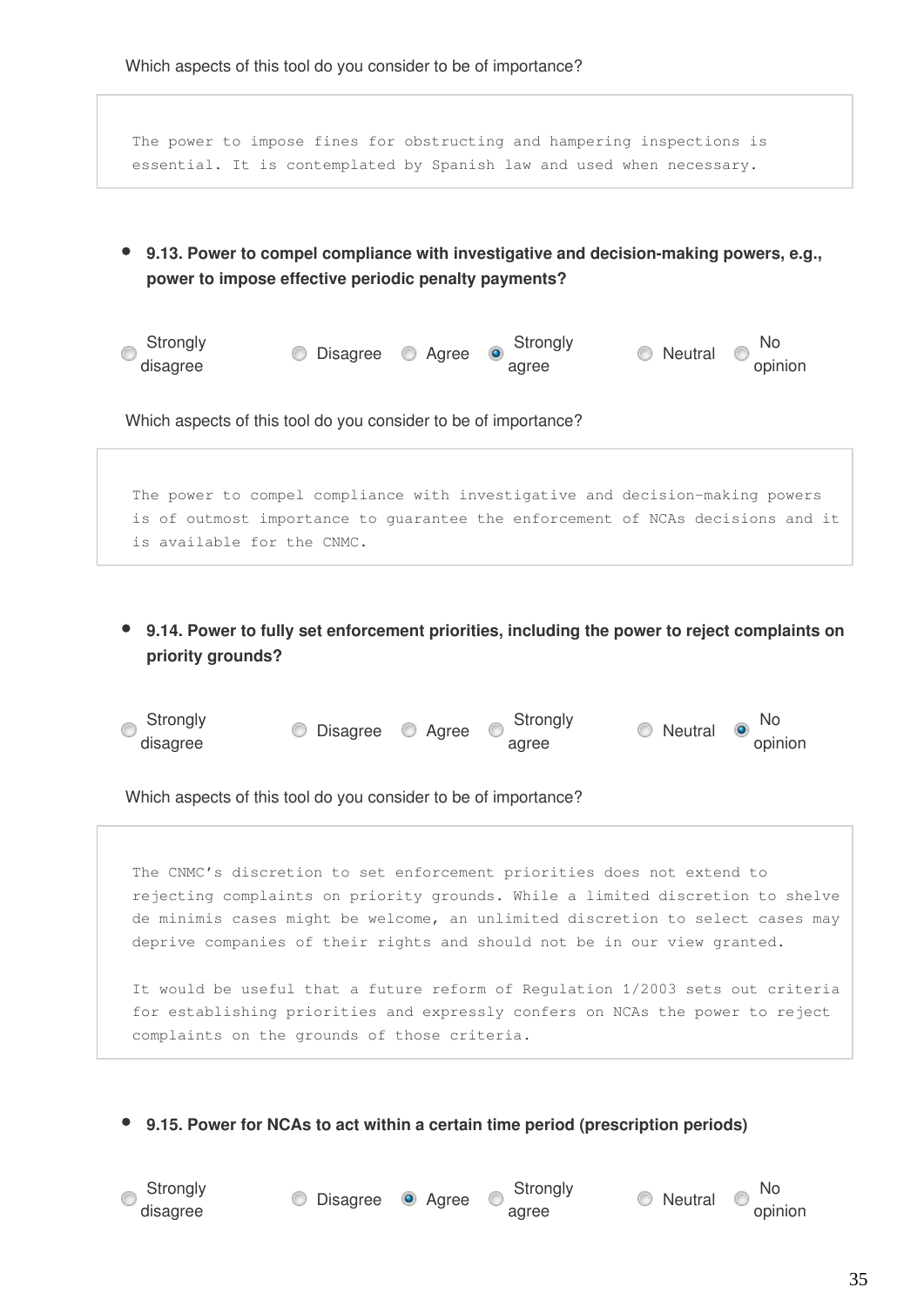Which aspects of this tool do you consider to be of importance?

```
The power to impose fines for obstructing and hampering inspections is
essential. It is contemplated by Spanish law and used when necessary.
```

- **9.13. Power to compel compliance with investigative and decision-making powers, e.g., power to impose effective periodic penalty payments?**

○ Strongly disagree ○ Disagree ○ Agree ● Strongly agree ○ Neutral ○ No opinion

Which aspects of this tool do you consider to be of importance?

```
The power to compel compliance with investigative and decision-making powers
is of outmost importance to guarantee the enforcement of NCAs decisions and it
is available for the CNMC.
```

- **9.14. Power to fully set enforcement priorities, including the power to reject complaints on priority grounds?**

○ Strongly disagree ○ Disagree ○ Agree ○ Strongly agree ○ Neutral ● No opinion

Which aspects of this tool do you consider to be of importance?

```
The CNMC's discretion to set enforcement priorities does not extend to
rejecting complaints on priority grounds. While a limited discretion to shelve
de minimis cases might be welcome, an unlimited discretion to select cases may
deprive companies of their rights and should not be in our view granted.

It would be useful that a future reform of Regulation 1/2003 sets out criteria
for establishing priorities and expressly confers on NCAs the power to reject
complaints on the grounds of those criteria.
```

- **9.15. Power for NCAs to act within a certain time period (prescription periods)**

○ Strongly disagree ○ Disagree ● Agree ○ Strongly agree ○ Neutral ○ No opinion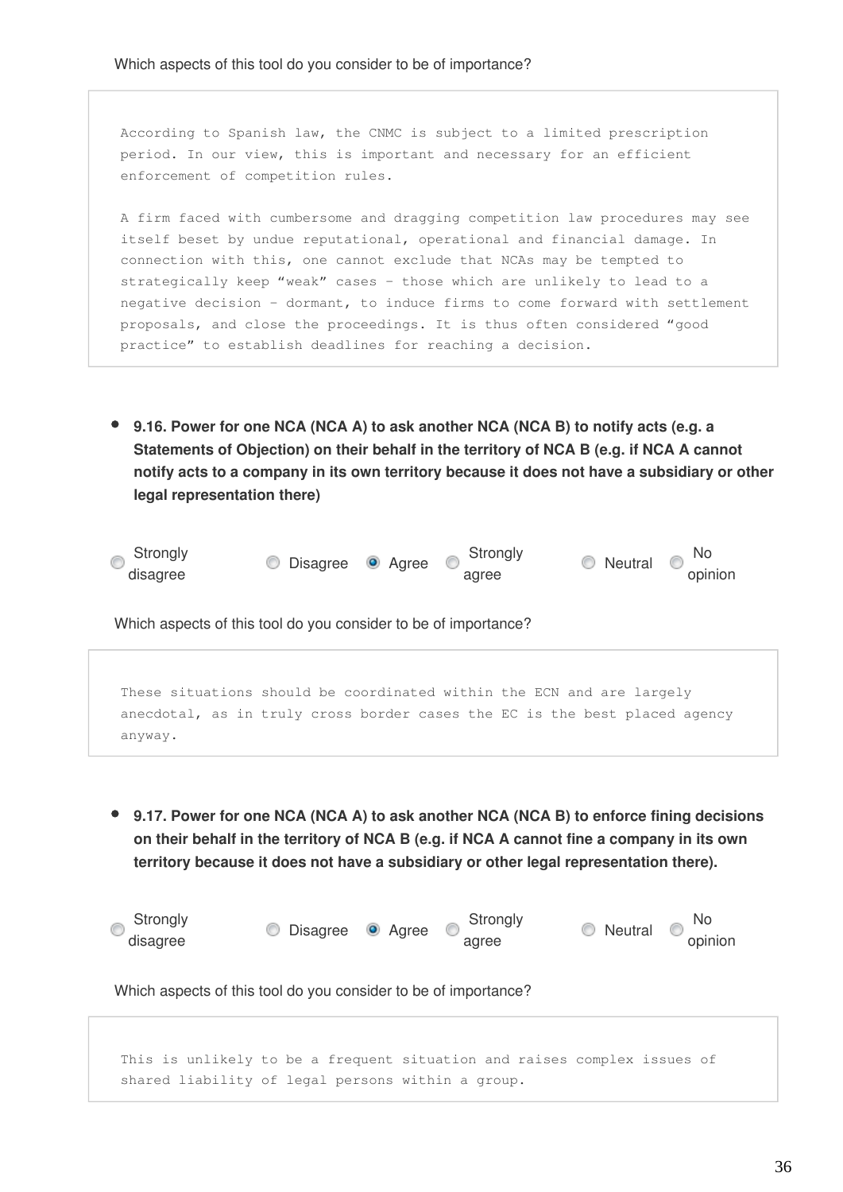Which aspects of this tool do you consider to be of importance?

```
According to Spanish law, the CNMC is subject to a limited prescription
period. In our view, this is important and necessary for an efficient
enforcement of competition rules.

A firm faced with cumbersome and dragging competition law procedures may see
itself beset by undue reputational, operational and financial damage. In
connection with this, one cannot exclude that NCAs may be tempted to
strategically keep "weak" cases - those which are unlikely to lead to a
negative decision - dormant, to induce firms to come forward with settlement
proposals, and close the proceedings. It is thus often considered "good
practice" to establish deadlines for reaching a decision.
```

- **9.16. Power for one NCA (NCA A) to ask another NCA (NCA B) to notify acts (e.g. a Statements of Objection) on their behalf in the territory of NCA B (e.g. if NCA A cannot notify acts to a company in its own territory because it does not have a subsidiary or other legal representation there)**

○ Strongly disagree ○ Disagree ● Agree ○ Strongly agree ○ Neutral ○ No opinion

Which aspects of this tool do you consider to be of importance?

```
These situations should be coordinated within the ECN and are largely
anecdotal, as in truly cross border cases the EC is the best placed agency
anyway.
```

- **9.17. Power for one NCA (NCA A) to ask another NCA (NCA B) to enforce fining decisions on their behalf in the territory of NCA B (e.g. if NCA A cannot fine a company in its own territory because it does not have a subsidiary or other legal representation there).**

○ Strongly disagree ○ Disagree ● Agree ○ Strongly agree ○ Neutral ○ No opinion

Which aspects of this tool do you consider to be of importance?

```
This is unlikely to be a frequent situation and raises complex issues of
shared liability of legal persons within a group.
```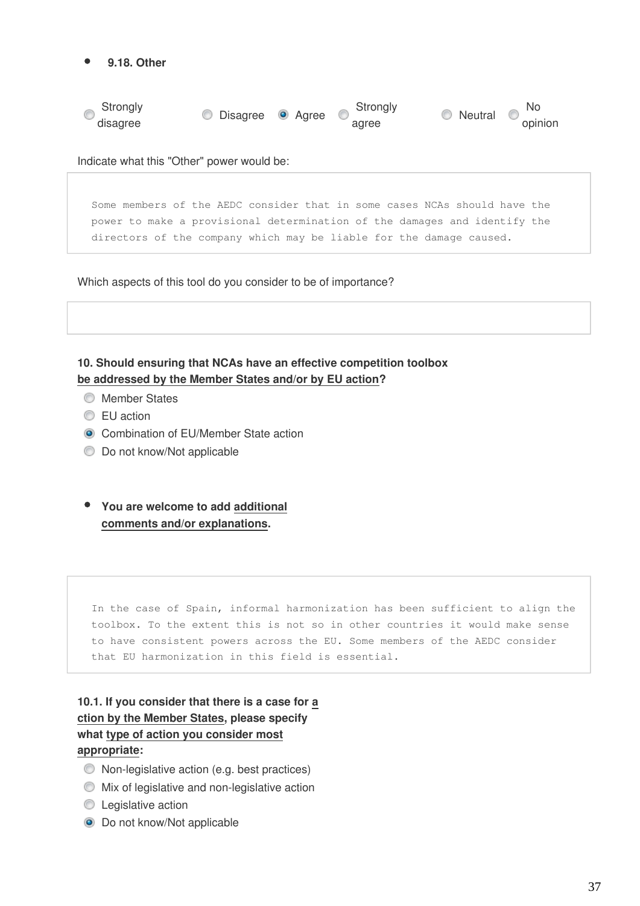- **9.18. Other**

- [ ] Strongly disagree
- [ ] Disagree
- [x] Agree
- [ ] Strongly agree
- [ ] Neutral
- [ ] No opinion

Indicate what this "Other" power would be:

```
Some members of the AEDC consider that in some cases NCAs should have the
power to make a provisional determination of the damages and identify the
directors of the company which may be liable for the damage caused.
```

Which aspects of this tool do you consider to be of importance?

**10. Should ensuring that NCAs have an effective competition toolbox be addressed by the Member States and/or by EU action?**

- [ ] Member States
- [ ] EU action
- [x] Combination of EU/Member State action
- [ ] Do not know/Not applicable

- **You are welcome to add additional comments and/or explanations.**

```
In the case of Spain, informal harmonization has been sufficient to align the
toolbox. To the extent this is not so in other countries it would make sense
to have consistent powers across the EU. Some members of the AEDC consider
that EU harmonization in this field is essential.
```

**10.1. If you consider that there is a case for action by the Member States, please specify what type of action you consider most appropriate:**

- [ ] Non-legislative action (e.g. best practices)
- [ ] Mix of legislative and non-legislative action
- [ ] Legislative action
- [x] Do not know/Not applicable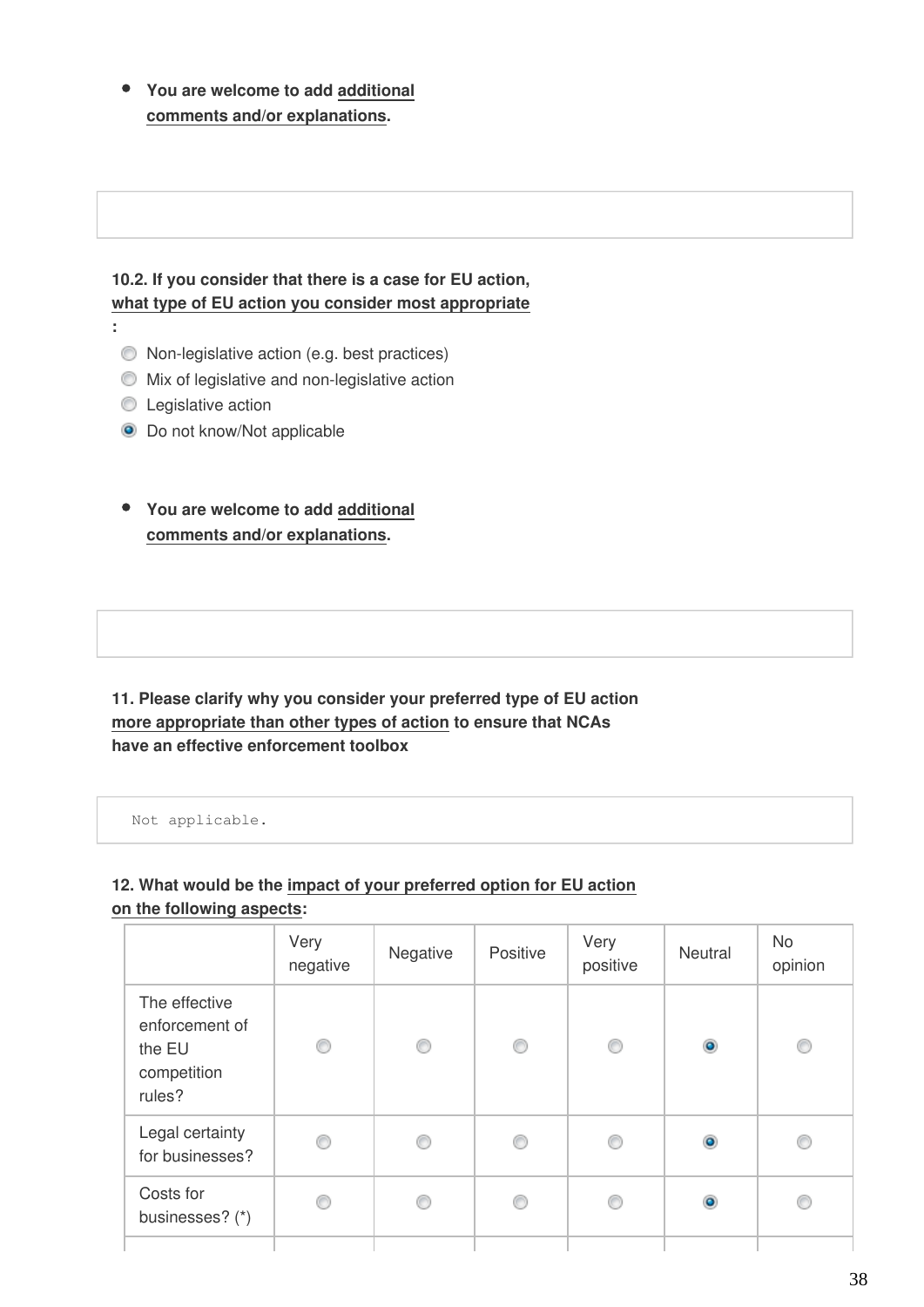- **You are welcome to add additional comments and/or explanations.**

**10.2. If you consider that there is a case for EU action, what type of EU action you consider most appropriate:**

- ( ) Non-legislative action (e.g. best practices)
- ( ) Mix of legislative and non-legislative action
- ( ) Legislative action
- (•) Do not know/Not applicable

- **You are welcome to add additional comments and/or explanations.**

**11. Please clarify why you consider your preferred type of EU action more appropriate than other types of action to ensure that NCAs have an effective enforcement toolbox**

Not applicable.

**12. What would be the impact of your preferred option for EU action on the following aspects:**

| | Very negative | Negative | Positive | Very positive | Neutral | No opinion |
|---|---|---|---|---|---|---|
| The effective enforcement of the EU competition rules? | ( ) | ( ) | ( ) | ( ) | (•) | ( ) |
| Legal certainty for businesses? | ( ) | ( ) | ( ) | ( ) | (•) | ( ) |
| Costs for businesses? (*) | ( ) | ( ) | ( ) | ( ) | (•) | ( ) |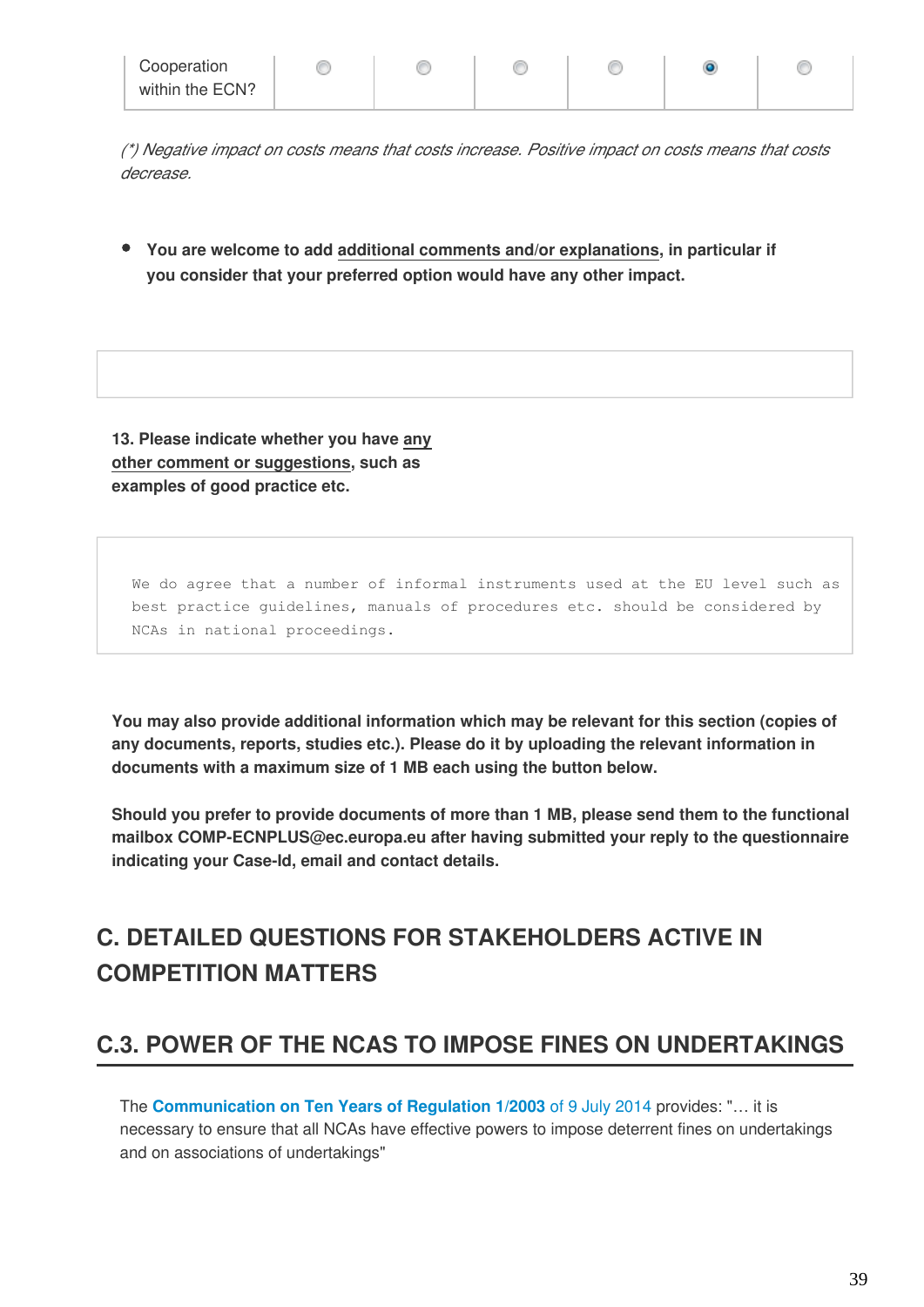| Cooperation within the ECN? | ○ | ○ | ○ | ○ | ● | ○ |
|---|---|---|---|---|---|---|

*(\*) Negative impact on costs means that costs increase. Positive impact on costs means that costs decrease.*

- **You are welcome to add additional comments and/or explanations, in particular if you consider that your preferred option would have any other impact.**

**13. Please indicate whether you have any other comment or suggestions, such as examples of good practice etc.**

```
We do agree that a number of informal instruments used at the EU level such as best practice guidelines, manuals of procedures etc. should be considered by NCAs in national proceedings.
```

**You may also provide additional information which may be relevant for this section (copies of any documents, reports, studies etc.). Please do it by uploading the relevant information in documents with a maximum size of 1 MB each using the button below.**

**Should you prefer to provide documents of more than 1 MB, please send them to the functional mailbox COMP-ECNPLUS@ec.europa.eu after having submitted your reply to the questionnaire indicating your Case-Id, email and contact details.**

# C. DETAILED QUESTIONS FOR STAKEHOLDERS ACTIVE IN COMPETITION MATTERS

## C.3. POWER OF THE NCAS TO IMPOSE FINES ON UNDERTAKINGS

The **Communication on Ten Years of Regulation 1/2003** of 9 July 2014 provides: "… it is necessary to ensure that all NCAs have effective powers to impose deterrent fines on undertakings and on associations of undertakings"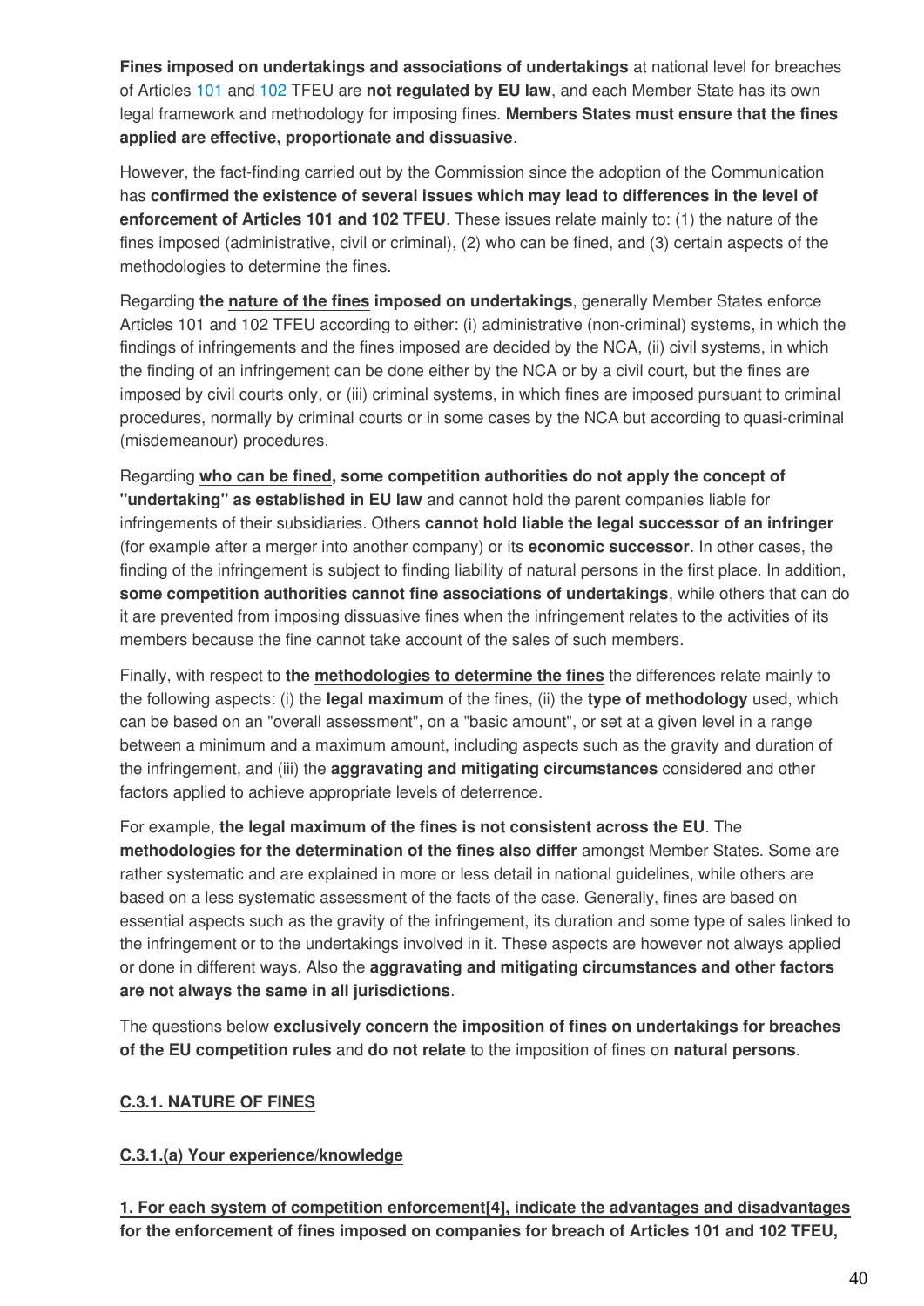**Fines imposed on undertakings and associations of undertakings** at national level for breaches of Articles 101 and 102 TFEU are **not regulated by EU law**, and each Member State has its own legal framework and methodology for imposing fines. **Members States must ensure that the fines applied are effective, proportionate and dissuasive**.

However, the fact-finding carried out by the Commission since the adoption of the Communication has **confirmed the existence of several issues which may lead to differences in the level of enforcement of Articles 101 and 102 TFEU**. These issues relate mainly to: (1) the nature of the fines imposed (administrative, civil or criminal), (2) who can be fined, and (3) certain aspects of the methodologies to determine the fines.

Regarding **the nature of the fines imposed on undertakings**, generally Member States enforce Articles 101 and 102 TFEU according to either: (i) administrative (non-criminal) systems, in which the findings of infringements and the fines imposed are decided by the NCA, (ii) civil systems, in which the finding of an infringement can be done either by the NCA or by a civil court, but the fines are imposed by civil courts only, or (iii) criminal systems, in which fines are imposed pursuant to criminal procedures, normally by criminal courts or in some cases by the NCA but according to quasi-criminal (misdemeanour) procedures.

Regarding **who can be fined, some competition authorities do not apply the concept of "undertaking" as established in EU law** and cannot hold the parent companies liable for infringements of their subsidiaries. Others **cannot hold liable the legal successor of an infringer** (for example after a merger into another company) or its **economic successor**. In other cases, the finding of the infringement is subject to finding liability of natural persons in the first place. In addition, **some competition authorities cannot fine associations of undertakings**, while others that can do it are prevented from imposing dissuasive fines when the infringement relates to the activities of its members because the fine cannot take account of the sales of such members.

Finally, with respect to **the methodologies to determine the fines** the differences relate mainly to the following aspects: (i) the **legal maximum** of the fines, (ii) the **type of methodology** used, which can be based on an "overall assessment", on a "basic amount", or set at a given level in a range between a minimum and a maximum amount, including aspects such as the gravity and duration of the infringement, and (iii) the **aggravating and mitigating circumstances** considered and other factors applied to achieve appropriate levels of deterrence.

For example, **the legal maximum of the fines is not consistent across the EU**. The **methodologies for the determination of the fines also differ** amongst Member States. Some are rather systematic and are explained in more or less detail in national guidelines, while others are based on a less systematic assessment of the facts of the case. Generally, fines are based on essential aspects such as the gravity of the infringement, its duration and some type of sales linked to the infringement or to the undertakings involved in it. These aspects are however not always applied or done in different ways. Also the **aggravating and mitigating circumstances and other factors are not always the same in all jurisdictions**.

The questions below **exclusively concern the imposition of fines on undertakings for breaches of the EU competition rules** and **do not relate** to the imposition of fines on **natural persons**.

**C.3.1. NATURE OF FINES**

**C.3.1.(a) Your experience/knowledge**

**1. For each system of competition enforcement[4], indicate the advantages and disadvantages for the enforcement of fines imposed on companies for breach of Articles 101 and 102 TFEU,**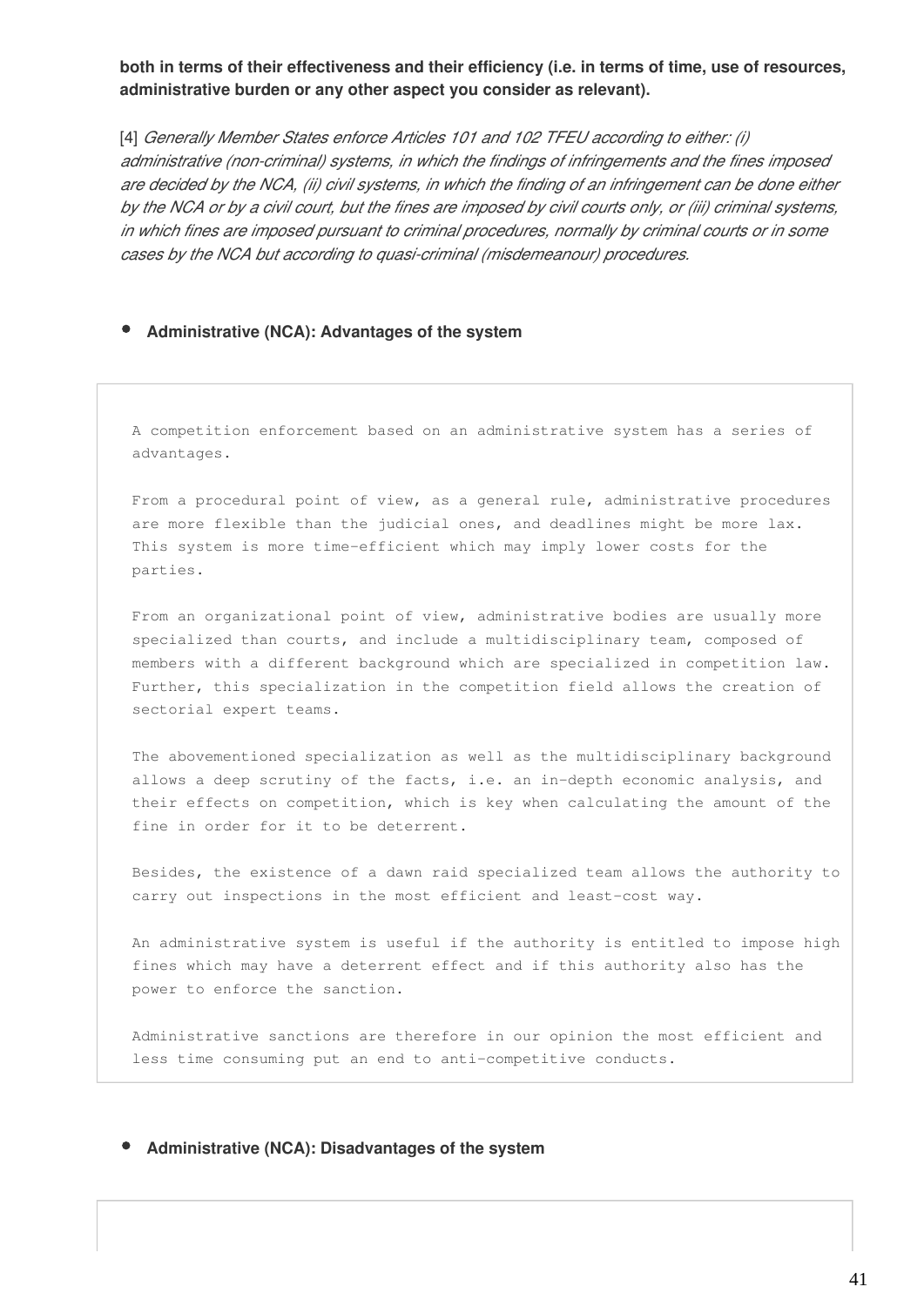**both in terms of their effectiveness and their efficiency (i.e. in terms of time, use of resources, administrative burden or any other aspect you consider as relevant).**

[4] *Generally Member States enforce Articles 101 and 102 TFEU according to either: (i) administrative (non-criminal) systems, in which the findings of infringements and the fines imposed are decided by the NCA, (ii) civil systems, in which the finding of an infringement can be done either by the NCA or by a civil court, but the fines are imposed by civil courts only, or (iii) criminal systems, in which fines are imposed pursuant to criminal procedures, normally by criminal courts or in some cases by the NCA but according to quasi-criminal (misdemeanour) procedures.*

- **Administrative (NCA): Advantages of the system**

A competition enforcement based on an administrative system has a series of advantages.

From a procedural point of view, as a general rule, administrative procedures are more flexible than the judicial ones, and deadlines might be more lax. This system is more time-efficient which may imply lower costs for the parties.

From an organizational point of view, administrative bodies are usually more specialized than courts, and include a multidisciplinary team, composed of members with a different background which are specialized in competition law. Further, this specialization in the competition field allows the creation of sectorial expert teams.

The abovementioned specialization as well as the multidisciplinary background allows a deep scrutiny of the facts, i.e. an in-depth economic analysis, and their effects on competition, which is key when calculating the amount of the fine in order for it to be deterrent.

Besides, the existence of a dawn raid specialized team allows the authority to carry out inspections in the most efficient and least-cost way.

An administrative system is useful if the authority is entitled to impose high fines which may have a deterrent effect and if this authority also has the power to enforce the sanction.

Administrative sanctions are therefore in our opinion the most efficient and less time consuming put an end to anti-competitive conducts.

- **Administrative (NCA): Disadvantages of the system**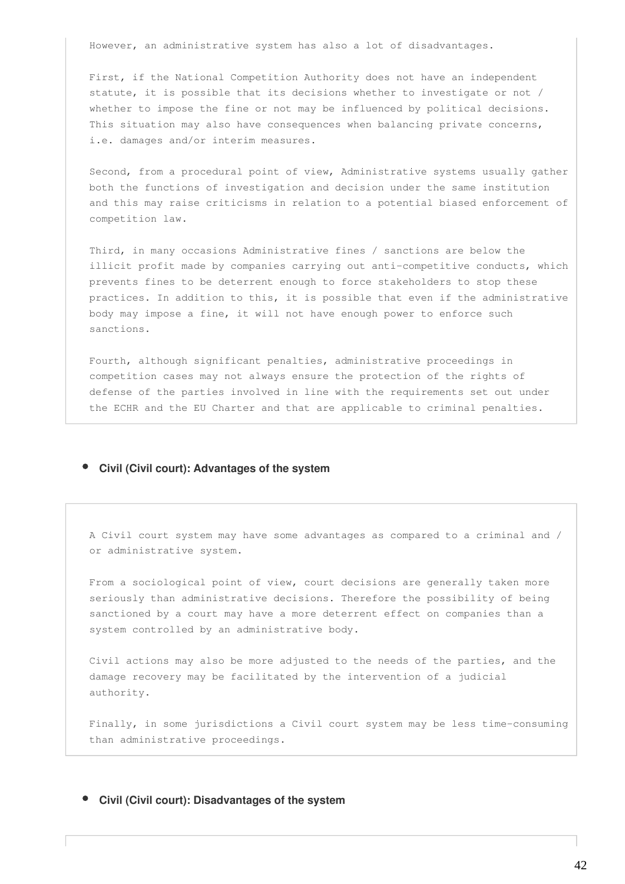However, an administrative system has also a lot of disadvantages.

First, if the National Competition Authority does not have an independent statute, it is possible that its decisions whether to investigate or not / whether to impose the fine or not may be influenced by political decisions. This situation may also have consequences when balancing private concerns, i.e. damages and/or interim measures.

Second, from a procedural point of view, Administrative systems usually gather both the functions of investigation and decision under the same institution and this may raise criticisms in relation to a potential biased enforcement of competition law.

Third, in many occasions Administrative fines / sanctions are below the illicit profit made by companies carrying out anti-competitive conducts, which prevents fines to be deterrent enough to force stakeholders to stop these practices. In addition to this, it is possible that even if the administrative body may impose a fine, it will not have enough power to enforce such sanctions.

Fourth, although significant penalties, administrative proceedings in competition cases may not always ensure the protection of the rights of defense of the parties involved in line with the requirements set out under the ECHR and the EU Charter and that are applicable to criminal penalties.

- **Civil (Civil court): Advantages of the system**

A Civil court system may have some advantages as compared to a criminal and / or administrative system.

From a sociological point of view, court decisions are generally taken more seriously than administrative decisions. Therefore the possibility of being sanctioned by a court may have a more deterrent effect on companies than a system controlled by an administrative body.

Civil actions may also be more adjusted to the needs of the parties, and the damage recovery may be facilitated by the intervention of a judicial authority.

Finally, in some jurisdictions a Civil court system may be less time-consuming than administrative proceedings.

- **Civil (Civil court): Disadvantages of the system**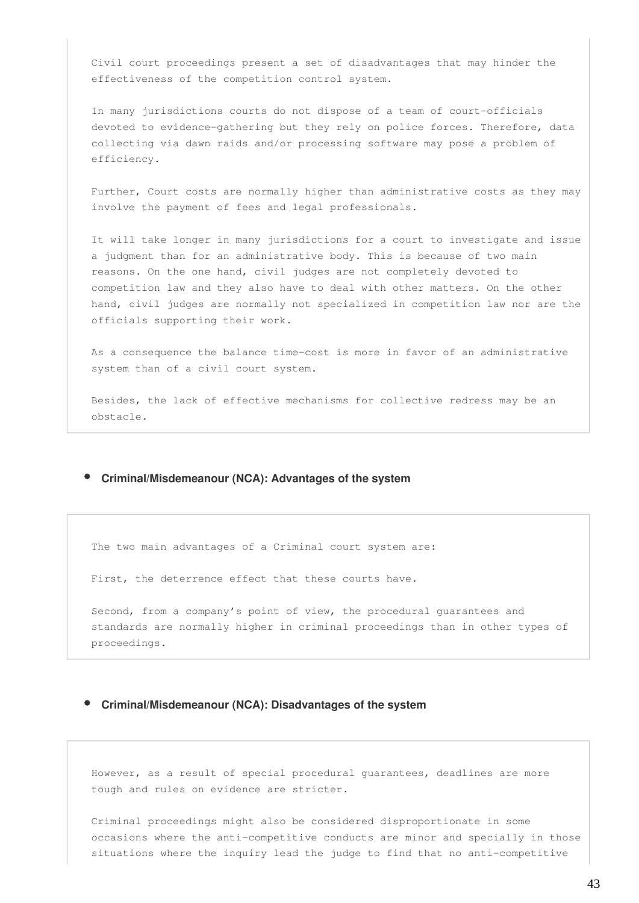Civil court proceedings present a set of disadvantages that may hinder the effectiveness of the competition control system.

In many jurisdictions courts do not dispose of a team of court-officials devoted to evidence-gathering but they rely on police forces. Therefore, data collecting via dawn raids and/or processing software may pose a problem of efficiency.

Further, Court costs are normally higher than administrative costs as they may involve the payment of fees and legal professionals.

It will take longer in many jurisdictions for a court to investigate and issue a judgment than for an administrative body. This is because of two main reasons. On the one hand, civil judges are not completely devoted to competition law and they also have to deal with other matters. On the other hand, civil judges are normally not specialized in competition law nor are the officials supporting their work.

As a consequence the balance time-cost is more in favor of an administrative system than of a civil court system.

Besides, the lack of effective mechanisms for collective redress may be an obstacle.

- **Criminal/Misdemeanour (NCA): Advantages of the system**

The two main advantages of a Criminal court system are:

First, the deterrence effect that these courts have.

Second, from a company's point of view, the procedural guarantees and standards are normally higher in criminal proceedings than in other types of proceedings.

- **Criminal/Misdemeanour (NCA): Disadvantages of the system**

However, as a result of special procedural guarantees, deadlines are more tough and rules on evidence are stricter.

Criminal proceedings might also be considered disproportionate in some occasions where the anti-competitive conducts are minor and specially in those situations where the inquiry lead the judge to find that no anti-competitive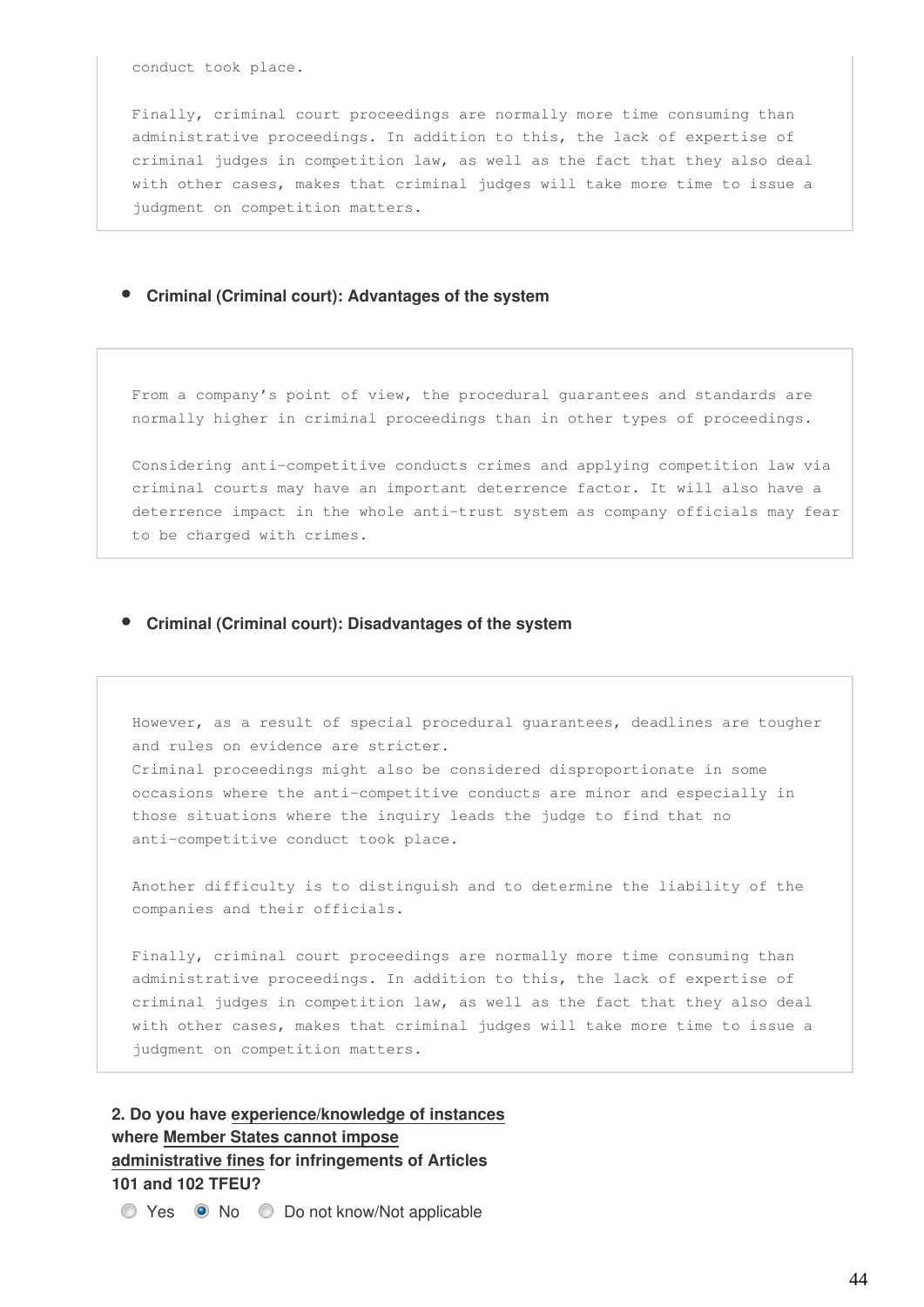conduct took place.

Finally, criminal court proceedings are normally more time consuming than administrative proceedings. In addition to this, the lack of expertise of criminal judges in competition law, as well as the fact that they also deal with other cases, makes that criminal judges will take more time to issue a judgment on competition matters.

- **Criminal (Criminal court): Advantages of the system**

From a company's point of view, the procedural guarantees and standards are normally higher in criminal proceedings than in other types of proceedings.

Considering anti-competitive conducts crimes and applying competition law via criminal courts may have an important deterrence factor. It will also have a deterrence impact in the whole anti-trust system as company officials may fear to be charged with crimes.

- **Criminal (Criminal court): Disadvantages of the system**

However, as a result of special procedural guarantees, deadlines are tougher and rules on evidence are stricter.
Criminal proceedings might also be considered disproportionate in some occasions where the anti-competitive conducts are minor and especially in those situations where the inquiry leads the judge to find that no anti-competitive conduct took place.

Another difficulty is to distinguish and to determine the liability of the companies and their officials.

Finally, criminal court proceedings are normally more time consuming than administrative proceedings. In addition to this, the lack of expertise of criminal judges in competition law, as well as the fact that they also deal with other cases, makes that criminal judges will take more time to issue a judgment on competition matters.

**2. Do you have experience/knowledge of instances where Member States cannot impose administrative fines for infringements of Articles 101 and 102 TFEU?**

- ○ Yes
- ◉ No
- ○ Do not know/Not applicable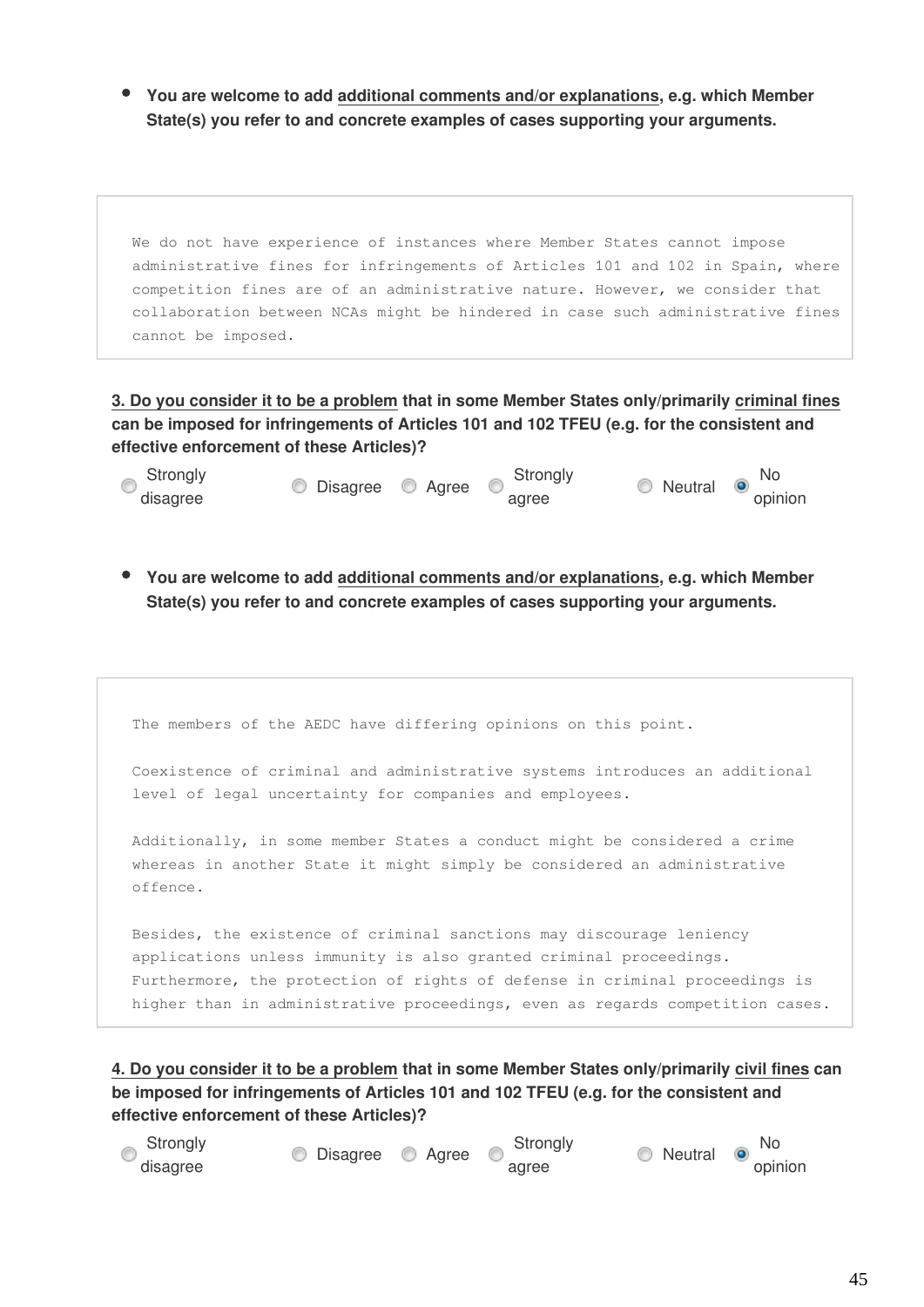- **You are welcome to add additional comments and/or explanations, e.g. which Member State(s) you refer to and concrete examples of cases supporting your arguments.**

```
We do not have experience of instances where Member States cannot impose
administrative fines for infringements of Articles 101 and 102 in Spain, where
competition fines are of an administrative nature. However, we consider that
collaboration between NCAs might be hindered in case such administrative fines
cannot be imposed.
```

**3. Do you consider it to be a problem that in some Member States only/primarily criminal fines can be imposed for infringements of Articles 101 and 102 TFEU (e.g. for the consistent and effective enforcement of these Articles)?**

- ○ Strongly disagree
- ○ Disagree
- ○ Agree
- ○ Strongly agree
- ○ Neutral
- ● No opinion

- **You are welcome to add additional comments and/or explanations, e.g. which Member State(s) you refer to and concrete examples of cases supporting your arguments.**

```
The members of the AEDC have differing opinions on this point.

Coexistence of criminal and administrative systems introduces an additional
level of legal uncertainty for companies and employees.

Additionally, in some member States a conduct might be considered a crime
whereas in another State it might simply be considered an administrative
offence.

Besides, the existence of criminal sanctions may discourage leniency
applications unless immunity is also granted criminal proceedings.
Furthermore, the protection of rights of defense in criminal proceedings is
higher than in administrative proceedings, even as regards competition cases.
```

**4. Do you consider it to be a problem that in some Member States only/primarily civil fines can be imposed for infringements of Articles 101 and 102 TFEU (e.g. for the consistent and effective enforcement of these Articles)?**

- ○ Strongly disagree
- ○ Disagree
- ○ Agree
- ○ Strongly agree
- ○ Neutral
- ● No opinion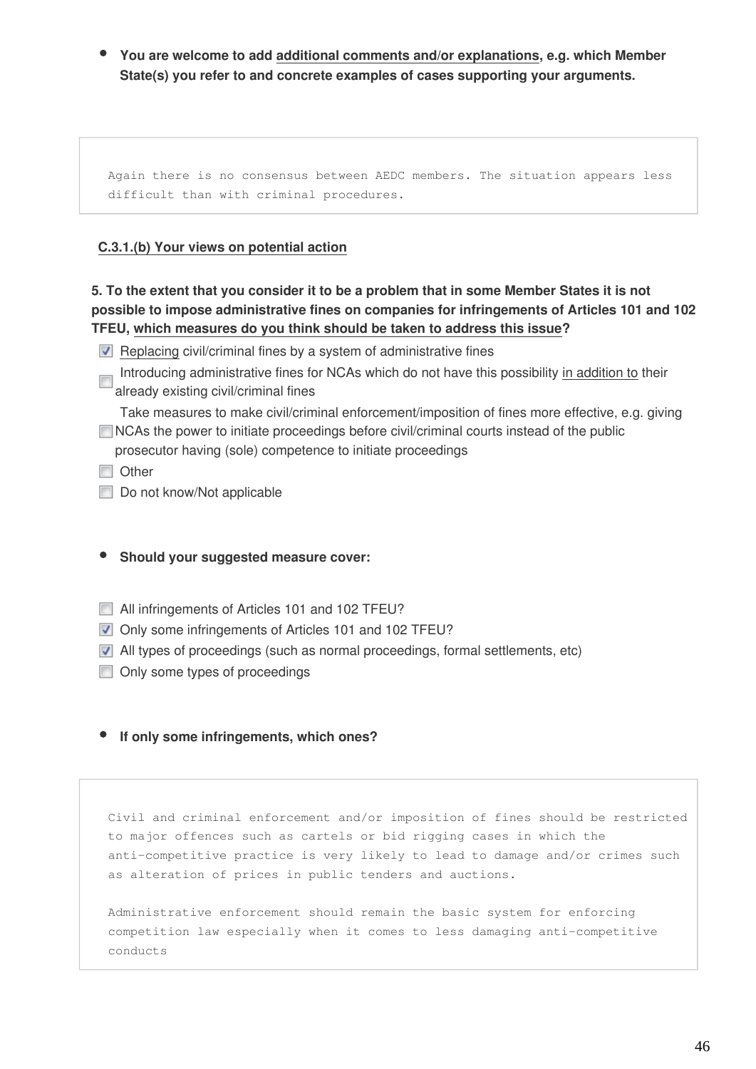- **You are welcome to add additional comments and/or explanations, e.g. which Member State(s) you refer to and concrete examples of cases supporting your arguments.**

```
Again there is no consensus between AEDC members. The situation appears less difficult than with criminal procedures.
```

**C.3.1.(b) Your views on potential action**

**5. To the extent that you consider it to be a problem that in some Member States it is not possible to impose administrative fines on companies for infringements of Articles 101 and 102 TFEU, which measures do you think should be taken to address this issue?**

- [x] Replacing civil/criminal fines by a system of administrative fines
- [ ] Introducing administrative fines for NCAs which do not have this possibility in addition to their already existing civil/criminal fines
- [ ] Take measures to make civil/criminal enforcement/imposition of fines more effective, e.g. giving NCAs the power to initiate proceedings before civil/criminal courts instead of the public prosecutor having (sole) competence to initiate proceedings
- [ ] Other
- [ ] Do not know/Not applicable

- **Should your suggested measure cover:**

- [ ] All infringements of Articles 101 and 102 TFEU?
- [x] Only some infringements of Articles 101 and 102 TFEU?
- [x] All types of proceedings (such as normal proceedings, formal settlements, etc)
- [ ] Only some types of proceedings

- **If only some infringements, which ones?**

```
Civil and criminal enforcement and/or imposition of fines should be restricted to major offences such as cartels or bid rigging cases in which the anti-competitive practice is very likely to lead to damage and/or crimes such as alteration of prices in public tenders and auctions.

Administrative enforcement should remain the basic system for enforcing competition law especially when it comes to less damaging anti-competitive conducts
```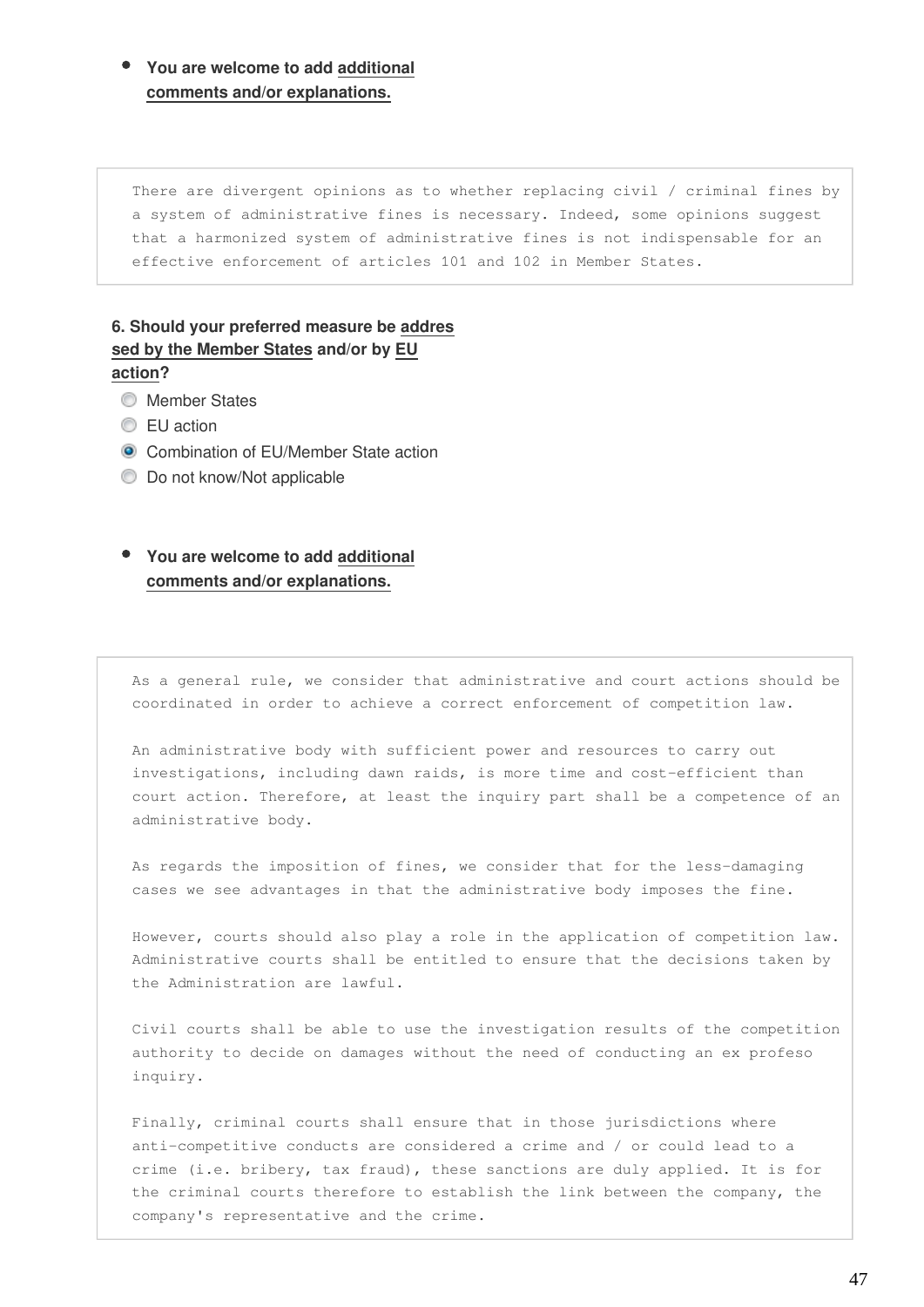- **You are welcome to add additional comments and/or explanations.**

There are divergent opinions as to whether replacing civil / criminal fines by a system of administrative fines is necessary. Indeed, some opinions suggest that a harmonized system of administrative fines is not indispensable for an effective enforcement of articles 101 and 102 in Member States.

**6. Should your preferred measure be addressed by the Member States and/or by EU action?**

- ○ Member States
- ○ EU action
- ● Combination of EU/Member State action
- ○ Do not know/Not applicable

- **You are welcome to add additional comments and/or explanations.**

As a general rule, we consider that administrative and court actions should be coordinated in order to achieve a correct enforcement of competition law.

An administrative body with sufficient power and resources to carry out investigations, including dawn raids, is more time and cost-efficient than court action. Therefore, at least the inquiry part shall be a competence of an administrative body.

As regards the imposition of fines, we consider that for the less-damaging cases we see advantages in that the administrative body imposes the fine.

However, courts should also play a role in the application of competition law. Administrative courts shall be entitled to ensure that the decisions taken by the Administration are lawful.

Civil courts shall be able to use the investigation results of the competition authority to decide on damages without the need of conducting an ex profeso inquiry.

Finally, criminal courts shall ensure that in those jurisdictions where anti-competitive conducts are considered a crime and / or could lead to a crime (i.e. bribery, tax fraud), these sanctions are duly applied. It is for the criminal courts therefore to establish the link between the company, the company's representative and the crime.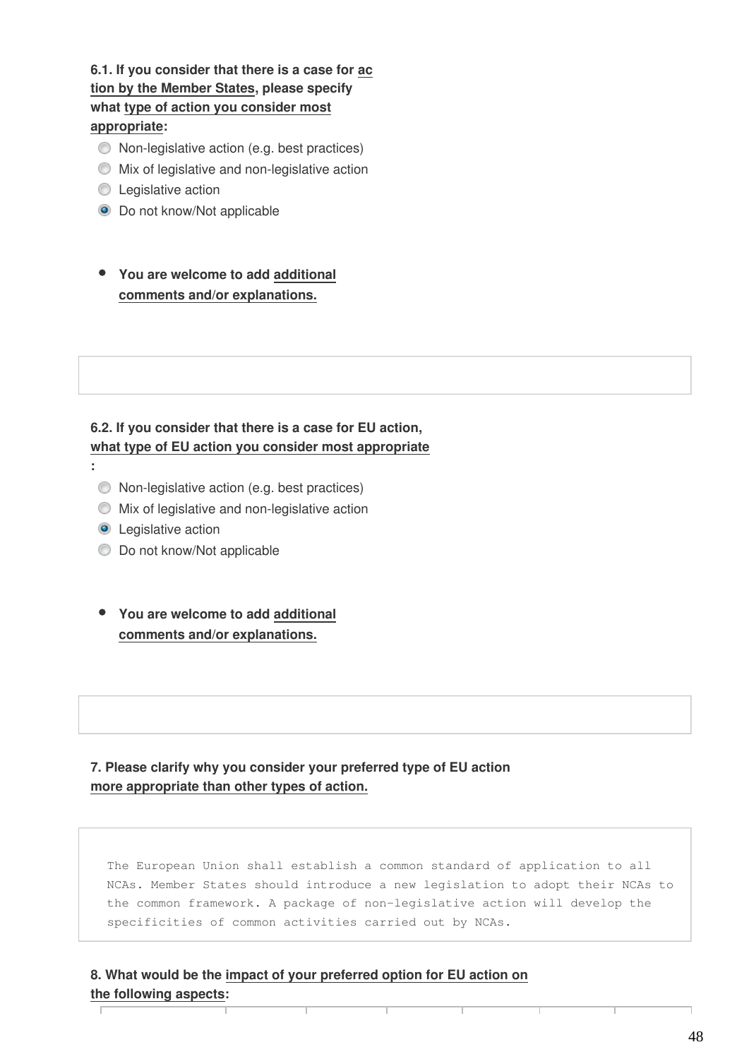**6.1. If you consider that there is a case for action by the Member States, please specify what type of action you consider most appropriate:**

- ( ) Non-legislative action (e.g. best practices)
- ( ) Mix of legislative and non-legislative action
- ( ) Legislative action
- (x) Do not know/Not applicable

- **You are welcome to add additional comments and/or explanations.**

**6.2. If you consider that there is a case for EU action, what type of EU action you consider most appropriate:**

- ( ) Non-legislative action (e.g. best practices)
- ( ) Mix of legislative and non-legislative action
- (x) Legislative action
- ( ) Do not know/Not applicable

- **You are welcome to add additional comments and/or explanations.**

**7. Please clarify why you consider your preferred type of EU action more appropriate than other types of action.**

```
The European Union shall establish a common standard of application to all
NCAs. Member States should introduce a new legislation to adopt their NCAs to
the common framework. A package of non-legislative action will develop the
specificities of common activities carried out by NCAs.
```

**8. What would be the impact of your preferred option for EU action on the following aspects:**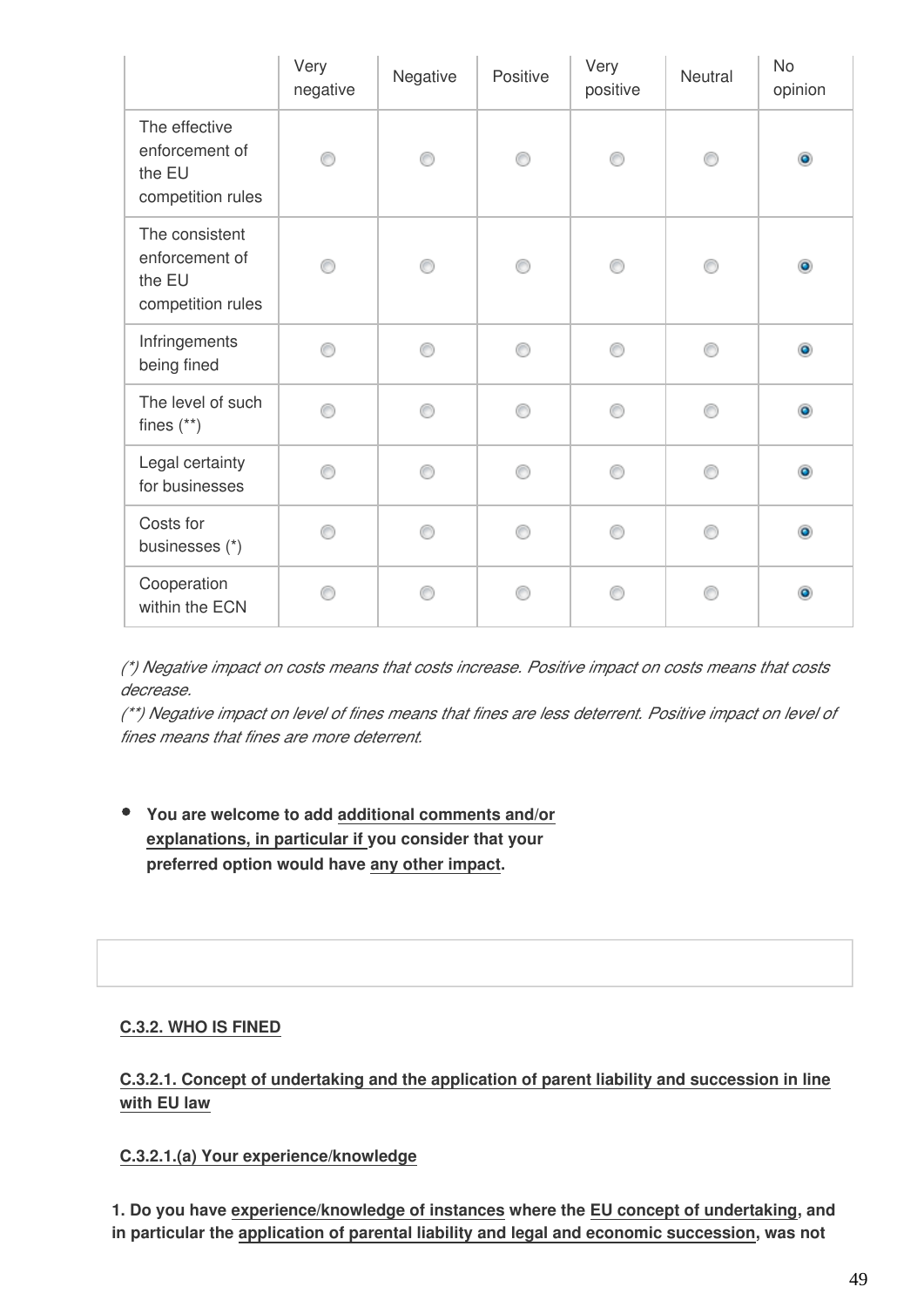| | Very negative | Negative | Positive | Very positive | Neutral | No opinion |
|---|---|---|---|---|---|---|
| The effective enforcement of the EU competition rules | | | | | | ● |
| The consistent enforcement of the EU competition rules | | | | | | ● |
| Infringements being fined | | | | | | ● |
| The level of such fines (**) | | | | | | ● |
| Legal certainty for businesses | | | | | | ● |
| Costs for businesses (*) | | | | | | ● |
| Cooperation within the ECN | | | | | | ● |

*(*) Negative impact on costs means that costs increase. Positive impact on costs means that costs decrease.*
*(**) Negative impact on level of fines means that fines are less deterrent. Positive impact on level of fines means that fines are more deterrent.*

- **You are welcome to add additional comments and/or explanations, in particular if you consider that your preferred option would have any other impact.**

**C.3.2. WHO IS FINED**

**C.3.2.1. Concept of undertaking and the application of parent liability and succession in line with EU law**

**C.3.2.1.(a) Your experience/knowledge**

**1. Do you have experience/knowledge of instances where the EU concept of undertaking, and in particular the application of parental liability and legal and economic succession, was not**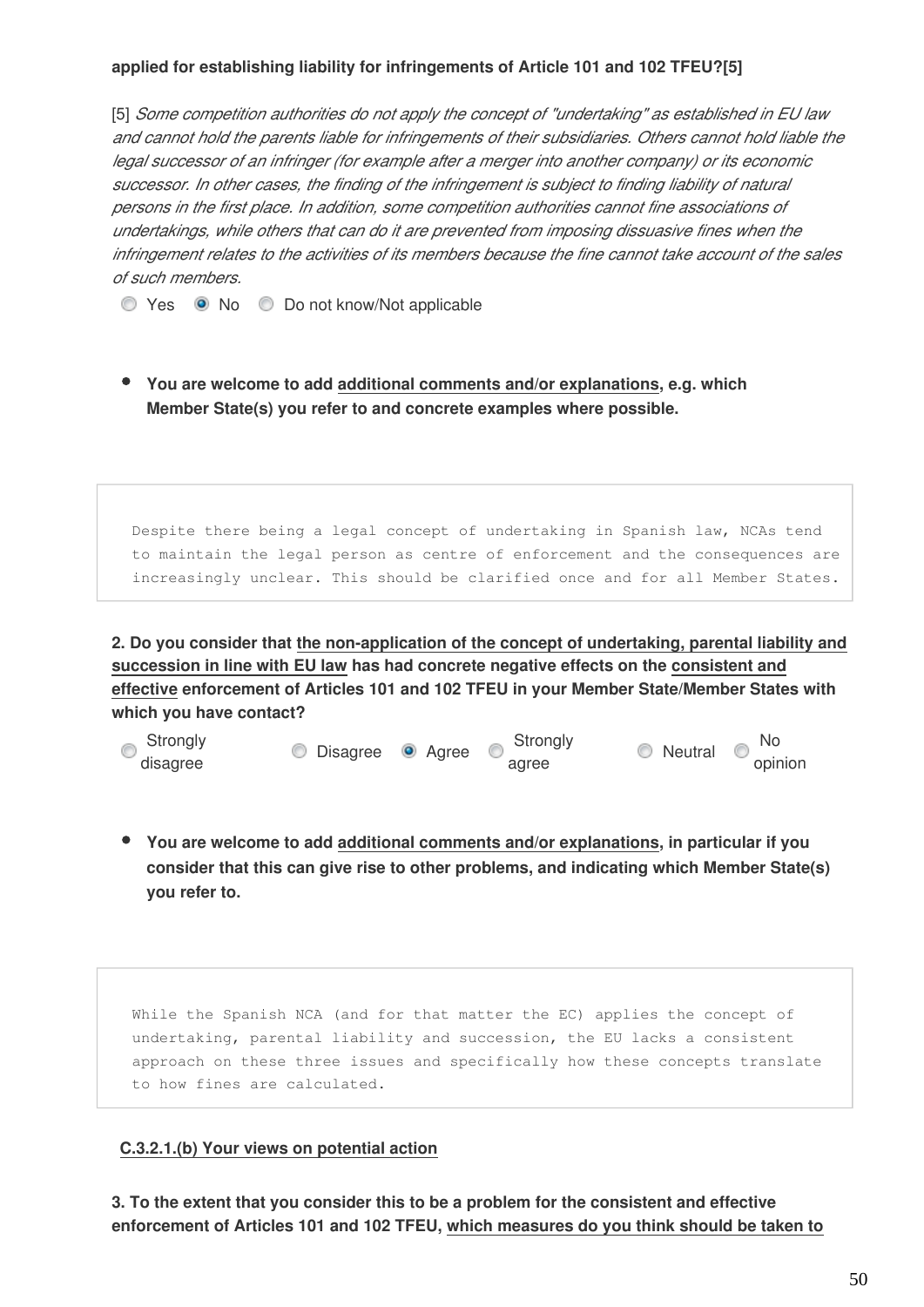**applied for establishing liability for infringements of Article 101 and 102 TFEU?[5]**

[5] *Some competition authorities do not apply the concept of "undertaking" as established in EU law and cannot hold the parents liable for infringements of their subsidiaries. Others cannot hold liable the legal successor of an infringer (for example after a merger into another company) or its economic successor. In other cases, the finding of the infringement is subject to finding liability of natural persons in the first place. In addition, some competition authorities cannot fine associations of undertakings, while others that can do it are prevented from imposing dissuasive fines when the infringement relates to the activities of its members because the fine cannot take account of the sales of such members.*

- ○ Yes
- ● No
- ○ Do not know/Not applicable

- **You are welcome to add additional comments and/or explanations, e.g. which Member State(s) you refer to and concrete examples where possible.**

> Despite there being a legal concept of undertaking in Spanish law, NCAs tend to maintain the legal person as centre of enforcement and the consequences are increasingly unclear. This should be clarified once and for all Member States.

**2. Do you consider that the non-application of the concept of undertaking, parental liability and succession in line with EU law has had concrete negative effects on the consistent and effective enforcement of Articles 101 and 102 TFEU in your Member State/Member States with which you have contact?**

- ○ Strongly disagree
- ○ Disagree
- ● Agree
- ○ Strongly agree
- ○ Neutral
- ○ No opinion

- **You are welcome to add additional comments and/or explanations, in particular if you consider that this can give rise to other problems, and indicating which Member State(s) you refer to.**

> While the Spanish NCA (and for that matter the EC) applies the concept of undertaking, parental liability and succession, the EU lacks a consistent approach on these three issues and specifically how these concepts translate to how fines are calculated.

**C.3.2.1.(b) Your views on potential action**

**3. To the extent that you consider this to be a problem for the consistent and effective enforcement of Articles 101 and 102 TFEU, which measures do you think should be taken to**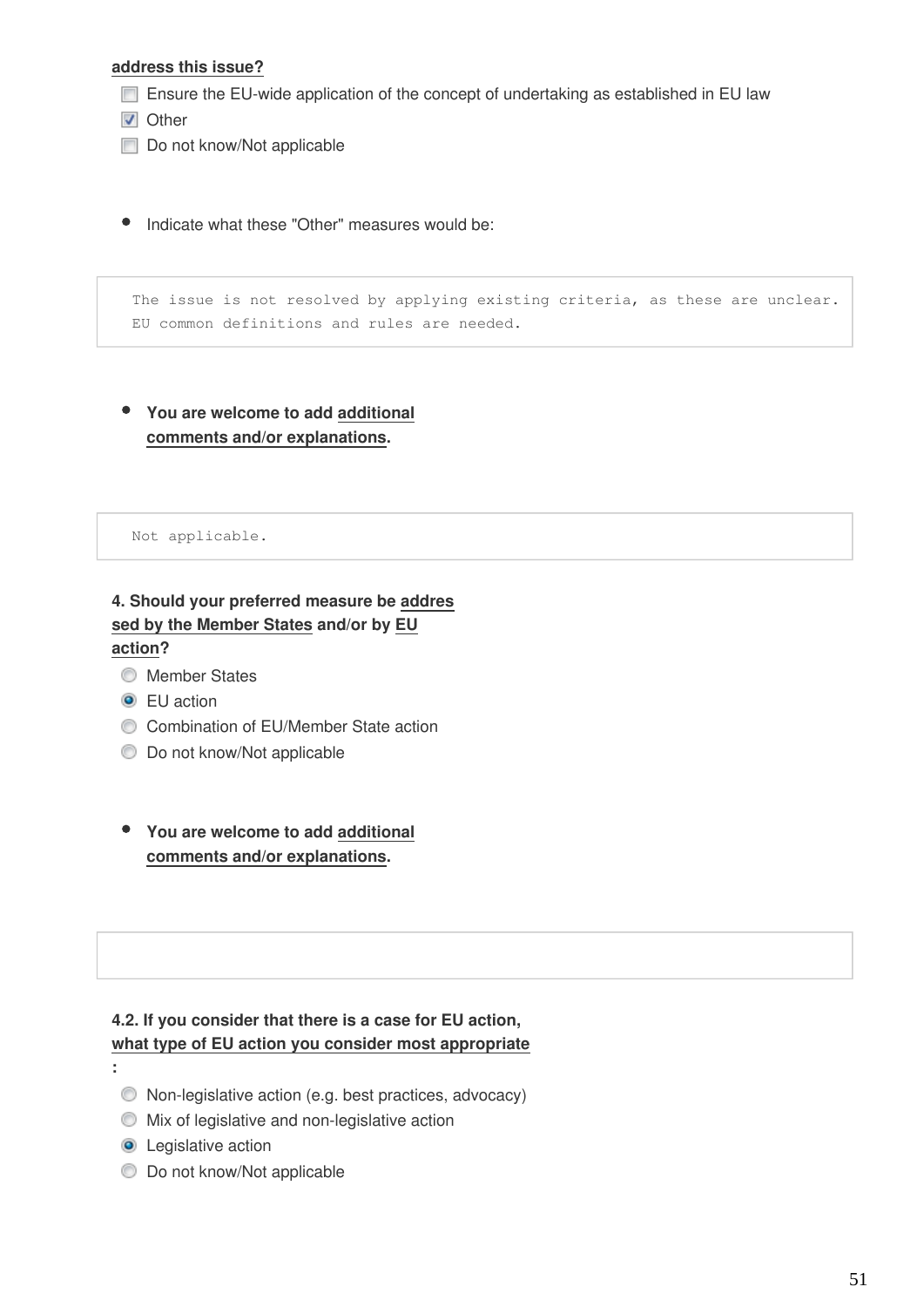**address this issue?**

- [ ] Ensure the EU-wide application of the concept of undertaking as established in EU law
- [x] Other
- [ ] Do not know/Not applicable

- Indicate what these "Other" measures would be:

```
The issue is not resolved by applying existing criteria, as these are unclear.
EU common definitions and rules are needed.
```

- **You are welcome to add additional comments and/or explanations.**

```
Not applicable.
```

**4. Should your preferred measure be addressed by the Member States and/or by EU action?**

- ( ) Member States
- (•) EU action
- ( ) Combination of EU/Member State action
- ( ) Do not know/Not applicable

- **You are welcome to add additional comments and/or explanations.**

**4.2. If you consider that there is a case for EU action, what type of EU action you consider most appropriate:**

- ( ) Non-legislative action (e.g. best practices, advocacy)
- ( ) Mix of legislative and non-legislative action
- (•) Legislative action
- ( ) Do not know/Not applicable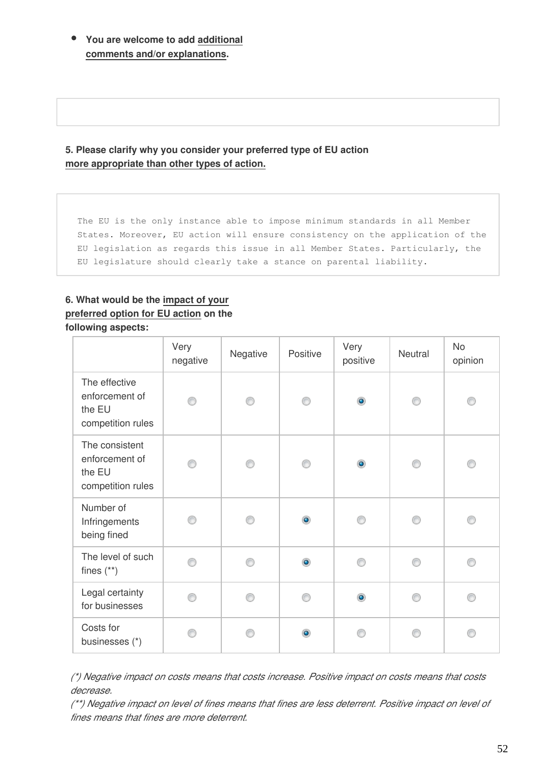- **You are welcome to add additional comments and/or explanations.**

**5. Please clarify why you consider your preferred type of EU action more appropriate than other types of action.**

```
The EU is the only instance able to impose minimum standards in all Member
States. Moreover, EU action will ensure consistency on the application of the
EU legislation as regards this issue in all Member States. Particularly, the
EU legislature should clearly take a stance on parental liability.
```

**6. What would be the impact of your preferred option for EU action on the following aspects:**

| | Very negative | Negative | Positive | Very positive | Neutral | No opinion |
|---|---|---|---|---|---|---|
| The effective enforcement of the EU competition rules | | | | X | | |
| The consistent enforcement of the EU competition rules | | | | X | | |
| Number of Infringements being fined | | | X | | | |
| The level of such fines (**) | | | X | | | |
| Legal certainty for businesses | | | | X | | |
| Costs for businesses (*) | | | X | | | |

*(\*) Negative impact on costs means that costs increase. Positive impact on costs means that costs decrease.*

*(\*\*) Negative impact on level of fines means that fines are less deterrent. Positive impact on level of fines means that fines are more deterrent.*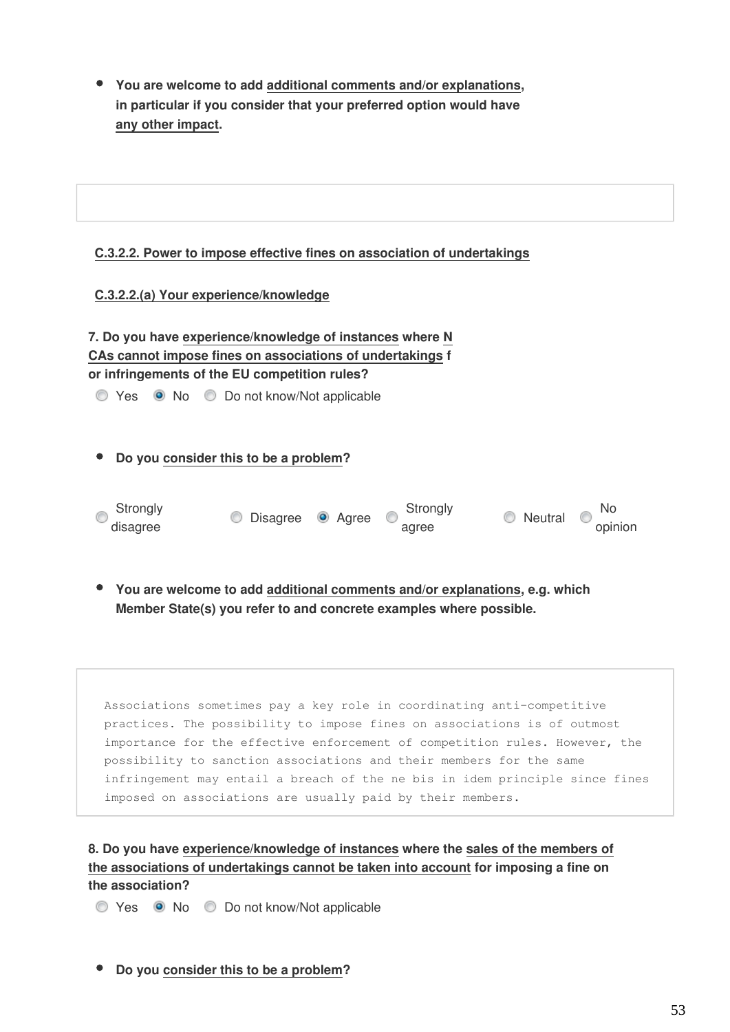- **You are welcome to add additional comments and/or explanations, in particular if you consider that your preferred option would have any other impact.**

**C.3.2.2. Power to impose effective fines on association of undertakings**

**C.3.2.2.(a) Your experience/knowledge**

**7. Do you have experience/knowledge of instances where NCAs cannot impose fines on associations of undertakings for infringements of the EU competition rules?**

- [ ] Yes
- [x] No
- [ ] Do not know/Not applicable

- **Do you consider this to be a problem?**

- [ ] Strongly disagree
- [ ] Disagree
- [x] Agree
- [ ] Strongly agree
- [ ] Neutral
- [ ] No opinion

- **You are welcome to add additional comments and/or explanations, e.g. which Member State(s) you refer to and concrete examples where possible.**

Associations sometimes pay a key role in coordinating anti-competitive practices. The possibility to impose fines on associations is of outmost importance for the effective enforcement of competition rules. However, the possibility to sanction associations and their members for the same infringement may entail a breach of the ne bis in idem principle since fines imposed on associations are usually paid by their members.

**8. Do you have experience/knowledge of instances where the sales of the members of the associations of undertakings cannot be taken into account for imposing a fine on the association?**

- [ ] Yes
- [x] No
- [ ] Do not know/Not applicable

- **Do you consider this to be a problem?**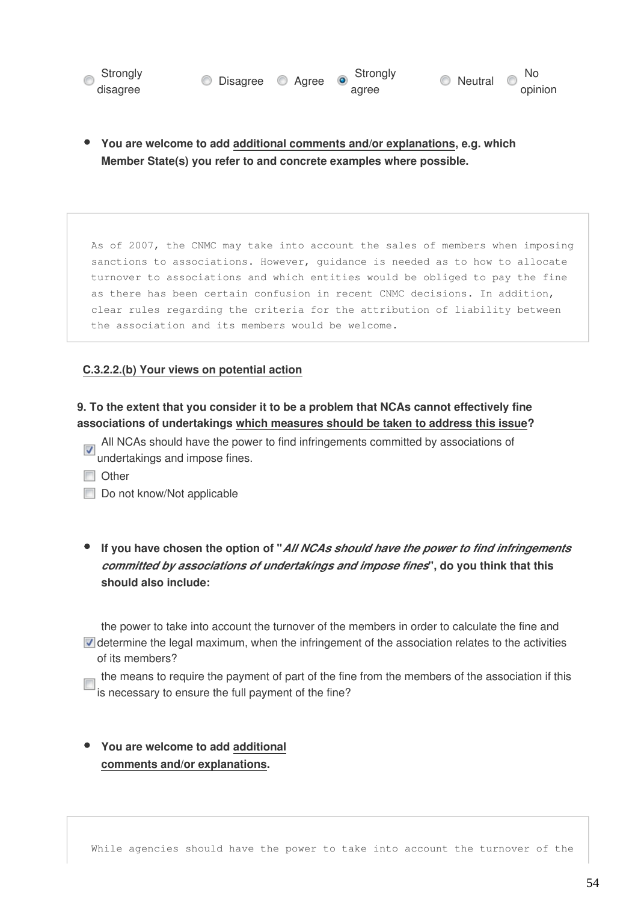○ Strongly disagree ○ Disagree ○ Agree ◉ Strongly agree ○ Neutral ○ No opinion

- **You are welcome to add additional comments and/or explanations, e.g. which Member State(s) you refer to and concrete examples where possible.**

```
As of 2007, the CNMC may take into account the sales of members when imposing
sanctions to associations. However, guidance is needed as to how to allocate
turnover to associations and which entities would be obliged to pay the fine
as there has been certain confusion in recent CNMC decisions. In addition,
clear rules regarding the criteria for the attribution of liability between
the association and its members would be welcome.
```

**C.3.2.2.(b) Your views on potential action**

**9. To the extent that you consider it to be a problem that NCAs cannot effectively fine associations of undertakings which measures should be taken to address this issue?**

- [x] All NCAs should have the power to find infringements committed by associations of undertakings and impose fines.
- [ ] Other
- [ ] Do not know/Not applicable

- **If you have chosen the option of "*All NCAs should have the power to find infringements committed by associations of undertakings and impose fines*", do you think that this should also include:**

- [x] the power to take into account the turnover of the members in order to calculate the fine and determine the legal maximum, when the infringement of the association relates to the activities of its members?
- [ ] the means to require the payment of part of the fine from the members of the association if this is necessary to ensure the full payment of the fine?

- **You are welcome to add additional comments and/or explanations.**

```
While agencies should have the power to take into account the turnover of the
```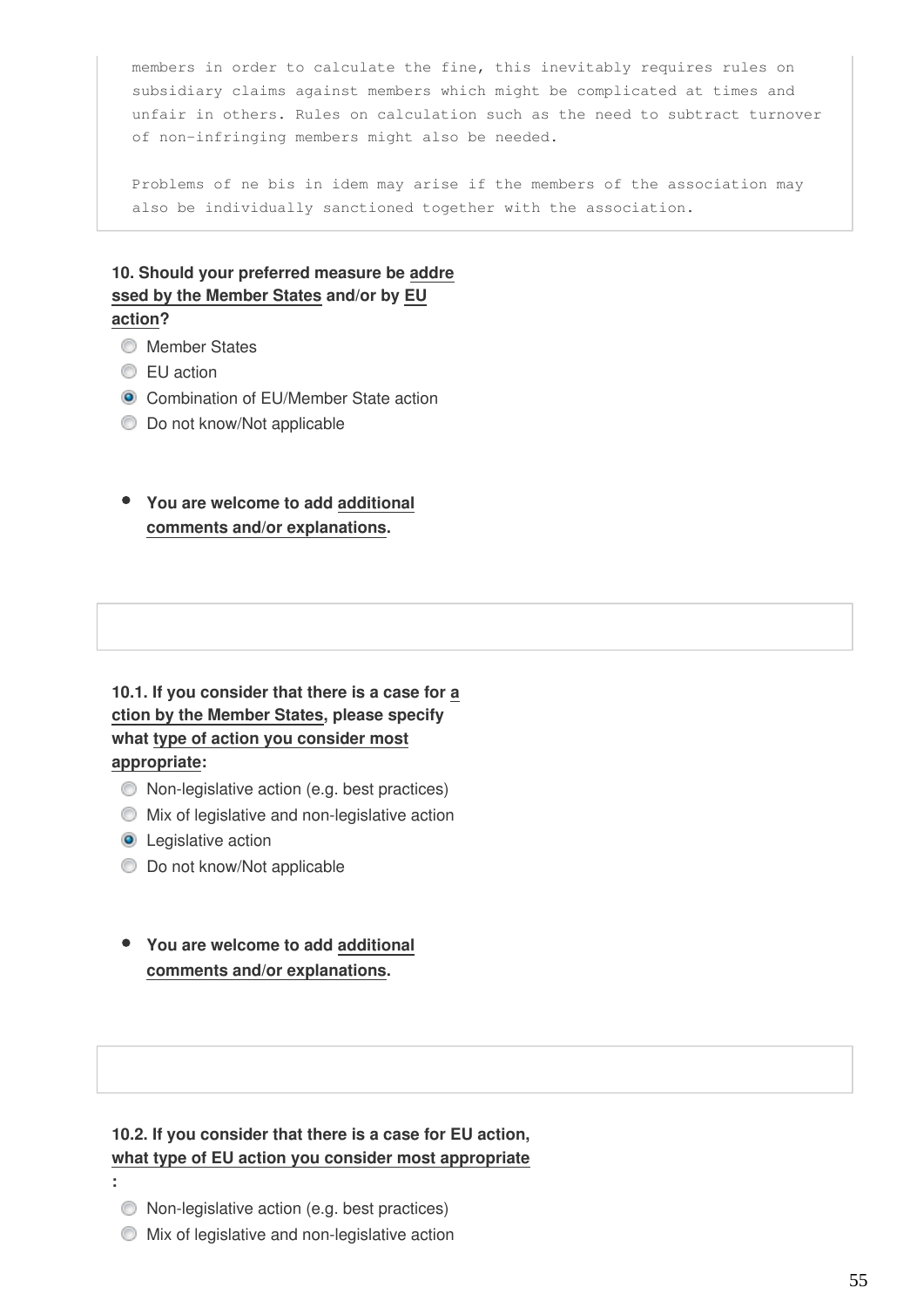```
members in order to calculate the fine, this inevitably requires rules on
subsidiary claims against members which might be complicated at times and
unfair in others. Rules on calculation such as the need to subtract turnover
of non-infringing members might also be needed.

Problems of ne bis in idem may arise if the members of the association may
also be individually sanctioned together with the association.
```

**10. Should your preferred measure be addressed by the Member States and/or by EU action?**

- ○ Member States
- ○ EU action
- ◉ Combination of EU/Member State action
- ○ Do not know/Not applicable

- **You are welcome to add additional comments and/or explanations.**

**10.1. If you consider that there is a case for action by the Member States, please specify what type of action you consider most appropriate:**

- ○ Non-legislative action (e.g. best practices)
- ○ Mix of legislative and non-legislative action
- ◉ Legislative action
- ○ Do not know/Not applicable

- **You are welcome to add additional comments and/or explanations.**

**10.2. If you consider that there is a case for EU action, what type of EU action you consider most appropriate:**

- ○ Non-legislative action (e.g. best practices)
- ○ Mix of legislative and non-legislative action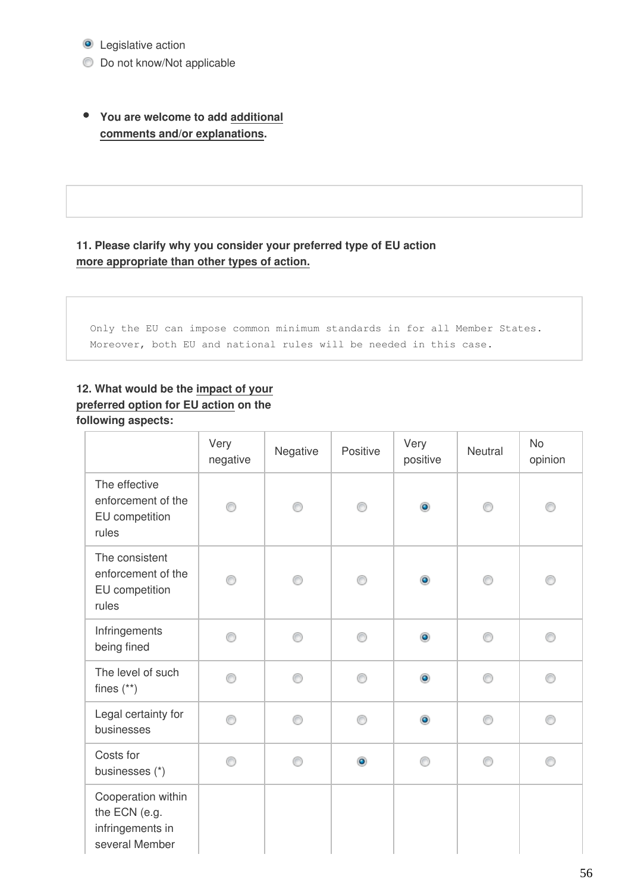- (selected) Legislative action
- Do not know/Not applicable

- **You are welcome to add additional comments and/or explanations.**

**11. Please clarify why you consider your preferred type of EU action more appropriate than other types of action.**

```
Only the EU can impose common minimum standards in for all Member States.
Moreover, both EU and national rules will be needed in this case.
```

**12. What would be the impact of your preferred option for EU action on the following aspects:**

| | Very negative | Negative | Positive | Very positive | Neutral | No opinion |
|---|---|---|---|---|---|---|
| The effective enforcement of the EU competition rules | | | | X | | |
| The consistent enforcement of the EU competition rules | | | | X | | |
| Infringements being fined | | | | X | | |
| The level of such fines (**) | | | | X | | |
| Legal certainty for businesses | | | | X | | |
| Costs for businesses (*) | | | X | | | |
| Cooperation within the ECN (e.g. infringements in several Member | | | | | | |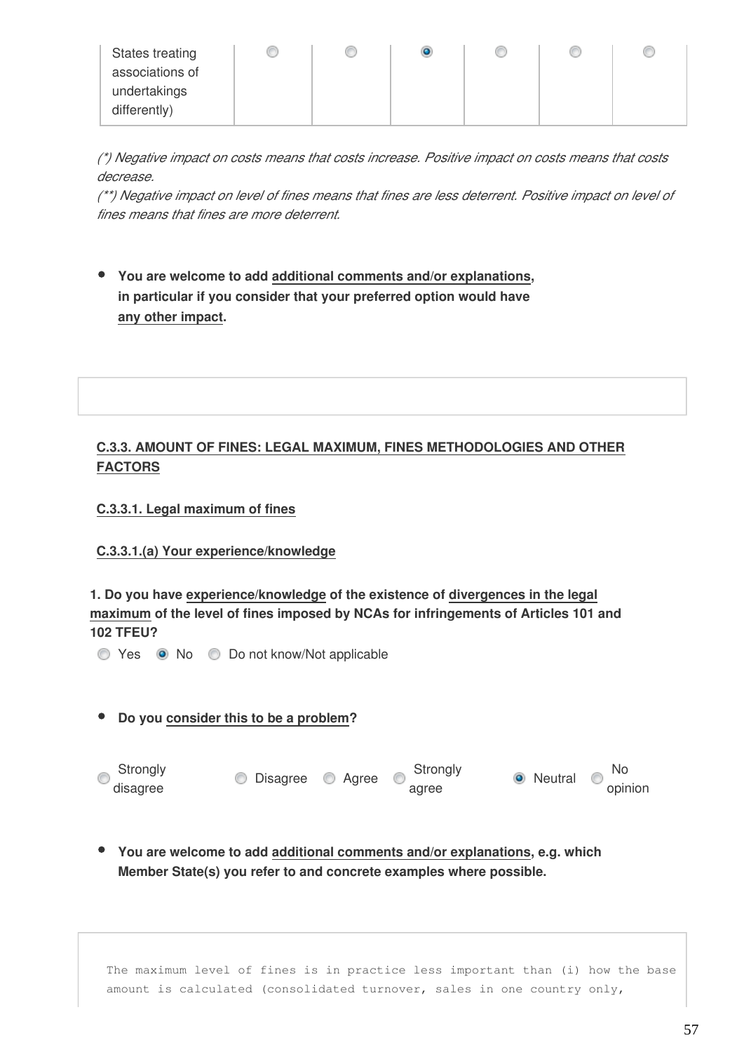| States treating associations of undertakings differently) | ○ | ○ | ● | ○ | ○ | ○ |
|---|---|---|---|---|---|---|

*(\*) Negative impact on costs means that costs increase. Positive impact on costs means that costs decrease.*
*(\*\*) Negative impact on level of fines means that fines are less deterrent. Positive impact on level of fines means that fines are more deterrent.*

- **You are welcome to add additional comments and/or explanations, in particular if you consider that your preferred option would have any other impact.**

**C.3.3. AMOUNT OF FINES: LEGAL MAXIMUM, FINES METHODOLOGIES AND OTHER FACTORS**

**C.3.3.1. Legal maximum of fines**

**C.3.3.1.(a) Your experience/knowledge**

**1. Do you have experience/knowledge of the existence of divergences in the legal maximum of the level of fines imposed by NCAs for infringements of Articles 101 and 102 TFEU?**

○ Yes ● No ○ Do not know/Not applicable

- **Do you consider this to be a problem?**

○ Strongly disagree ○ Disagree ○ Agree ○ Strongly agree ● Neutral ○ No opinion

- **You are welcome to add additional comments and/or explanations, e.g. which Member State(s) you refer to and concrete examples where possible.**

The maximum level of fines is in practice less important than (i) how the base amount is calculated (consolidated turnover, sales in one country only,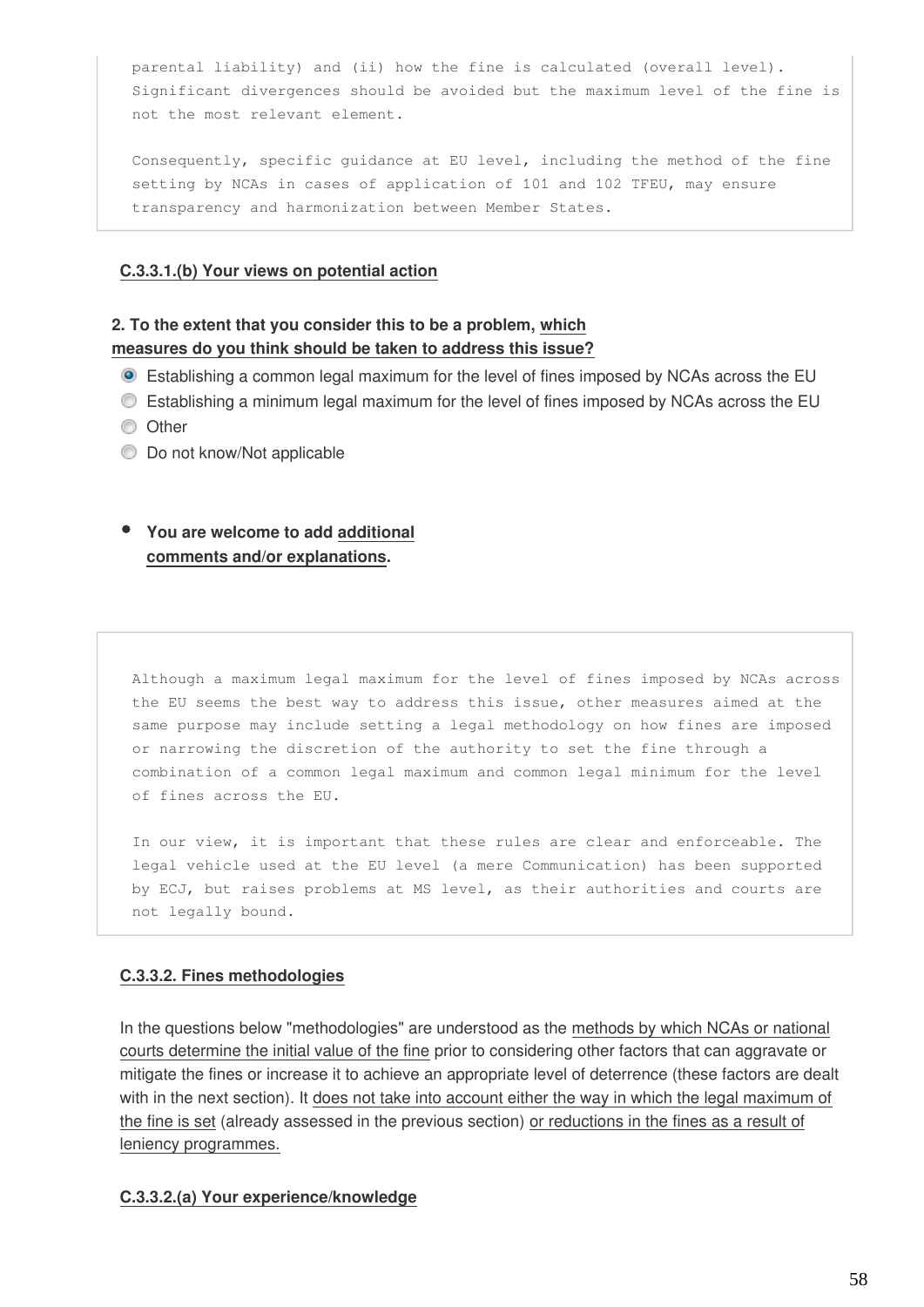```
parental liability) and (ii) how the fine is calculated (overall level).
Significant divergences should be avoided but the maximum level of the fine is
not the most relevant element.

Consequently, specific guidance at EU level, including the method of the fine
setting by NCAs in cases of application of 101 and 102 TFEU, may ensure
transparency and harmonization between Member States.
```

**C.3.3.1.(b) Your views on potential action**

**2. To the extent that you consider this to be a problem, which measures do you think should be taken to address this issue?**

- (selected) Establishing a common legal maximum for the level of fines imposed by NCAs across the EU
- Establishing a minimum legal maximum for the level of fines imposed by NCAs across the EU
- Other
- Do not know/Not applicable

- **You are welcome to add additional comments and/or explanations.**

```
Although a maximum legal maximum for the level of fines imposed by NCAs across
the EU seems the best way to address this issue, other measures aimed at the
same purpose may include setting a legal methodology on how fines are imposed
or narrowing the discretion of the authority to set the fine through a
combination of a common legal maximum and common legal minimum for the level
of fines across the EU.

In our view, it is important that these rules are clear and enforceable. The
legal vehicle used at the EU level (a mere Communication) has been supported
by ECJ, but raises problems at MS level, as their authorities and courts are
not legally bound.
```

**C.3.3.2. Fines methodologies**

In the questions below "methodologies" are understood as the methods by which NCAs or national courts determine the initial value of the fine prior to considering other factors that can aggravate or mitigate the fines or increase it to achieve an appropriate level of deterrence (these factors are dealt with in the next section). It does not take into account either the way in which the legal maximum of the fine is set (already assessed in the previous section) or reductions in the fines as a result of leniency programmes.

**C.3.3.2.(a) Your experience/knowledge**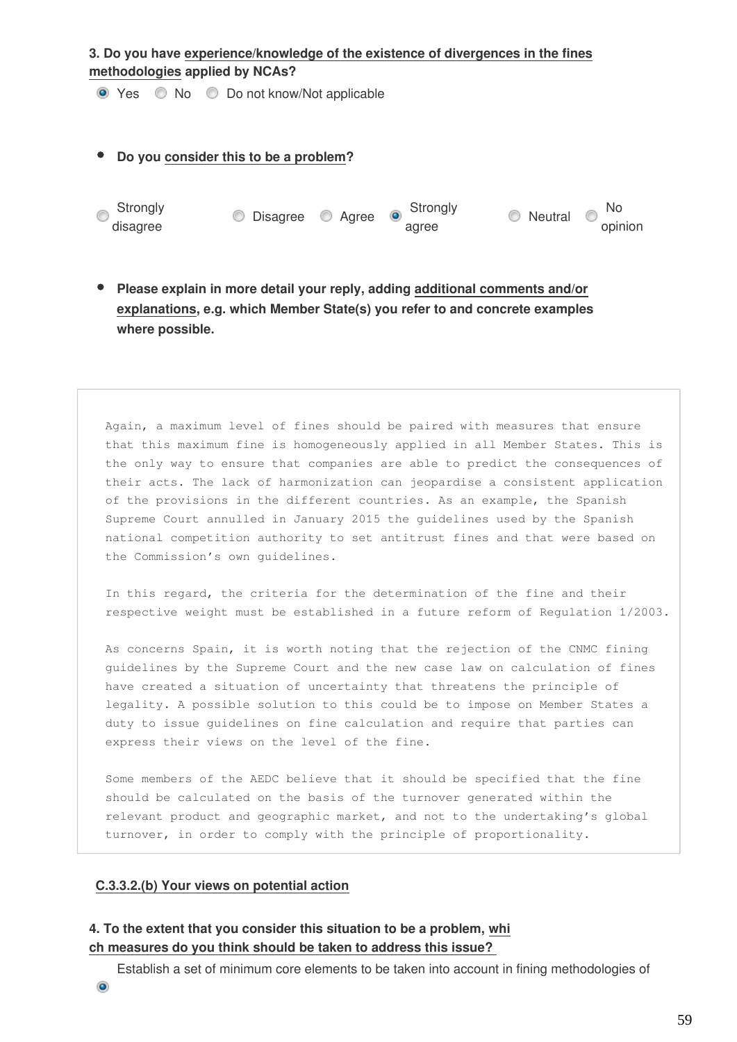**3. Do you have experience/knowledge of the existence of divergences in the fines methodologies applied by NCAs?**

- [x] Yes
- [ ] No
- [ ] Do not know/Not applicable

- **Do you consider this to be a problem?**

- [ ] Strongly disagree
- [ ] Disagree
- [ ] Agree
- [x] Strongly agree
- [ ] Neutral
- [ ] No opinion

- **Please explain in more detail your reply, adding additional comments and/or explanations, e.g. which Member State(s) you refer to and concrete examples where possible.**

Again, a maximum level of fines should be paired with measures that ensure that this maximum fine is homogeneously applied in all Member States. This is the only way to ensure that companies are able to predict the consequences of their acts. The lack of harmonization can jeopardise a consistent application of the provisions in the different countries. As an example, the Spanish Supreme Court annulled in January 2015 the guidelines used by the Spanish national competition authority to set antitrust fines and that were based on the Commission's own guidelines.

In this regard, the criteria for the determination of the fine and their respective weight must be established in a future reform of Regulation 1/2003.

As concerns Spain, it is worth noting that the rejection of the CNMC fining guidelines by the Supreme Court and the new case law on calculation of fines have created a situation of uncertainty that threatens the principle of legality. A possible solution to this could be to impose on Member States a duty to issue guidelines on fine calculation and require that parties can express their views on the level of the fine.

Some members of the AEDC believe that it should be specified that the fine should be calculated on the basis of the turnover generated within the relevant product and geographic market, and not to the undertaking's global turnover, in order to comply with the principle of proportionality.

**C.3.3.2.(b) Your views on potential action**

**4. To the extent that you consider this situation to be a problem, which measures do you think should be taken to address this issue?**

- [x] Establish a set of minimum core elements to be taken into account in fining methodologies of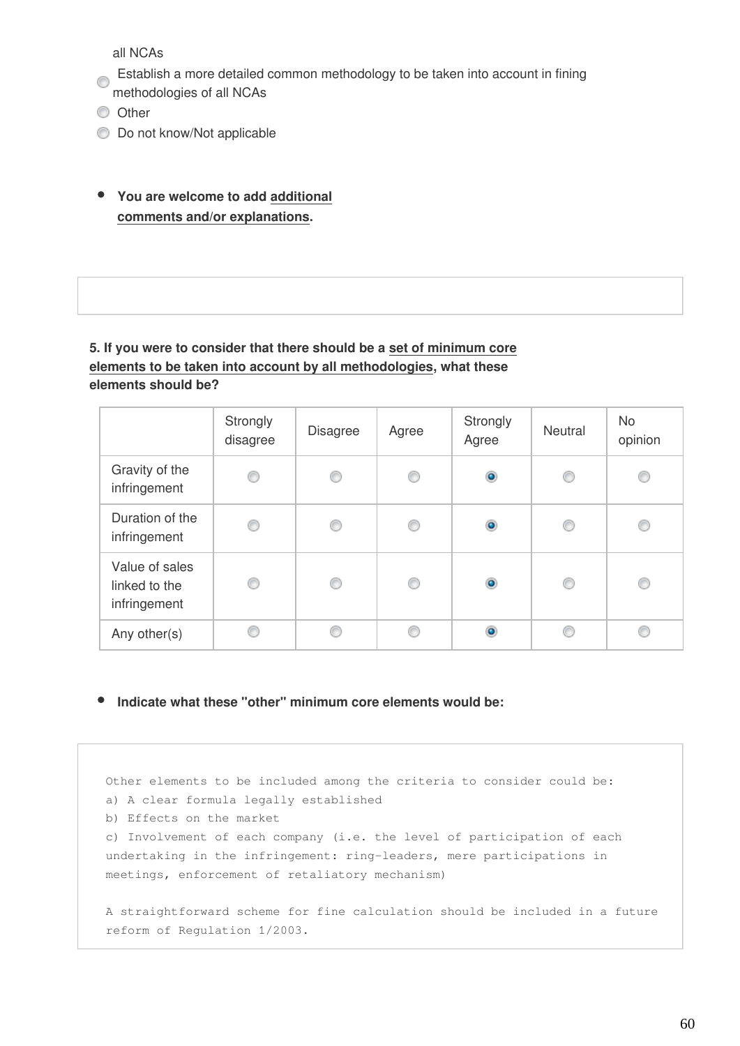all NCAs

- Establish a more detailed common methodology to be taken into account in fining methodologies of all NCAs
- Other
- Do not know/Not applicable

- **You are welcome to add additional comments and/or explanations.**

**5. If you were to consider that there should be a set of minimum core elements to be taken into account by all methodologies, what these elements should be?**

| | Strongly disagree | Disagree | Agree | Strongly Agree | Neutral | No opinion |
|---|---|---|---|---|---|---|
| Gravity of the infringement | | | | X | | |
| Duration of the infringement | | | | X | | |
| Value of sales linked to the infringement | | | | X | | |
| Any other(s) | | | | X | | |

- **Indicate what these "other" minimum core elements would be:**

```
Other elements to be included among the criteria to consider could be:
a) A clear formula legally established
b) Effects on the market
c) Involvement of each company (i.e. the level of participation of each
undertaking in the infringement: ring-leaders, mere participations in
meetings, enforcement of retaliatory mechanism)

A straightforward scheme for fine calculation should be included in a future
reform of Regulation 1/2003.
```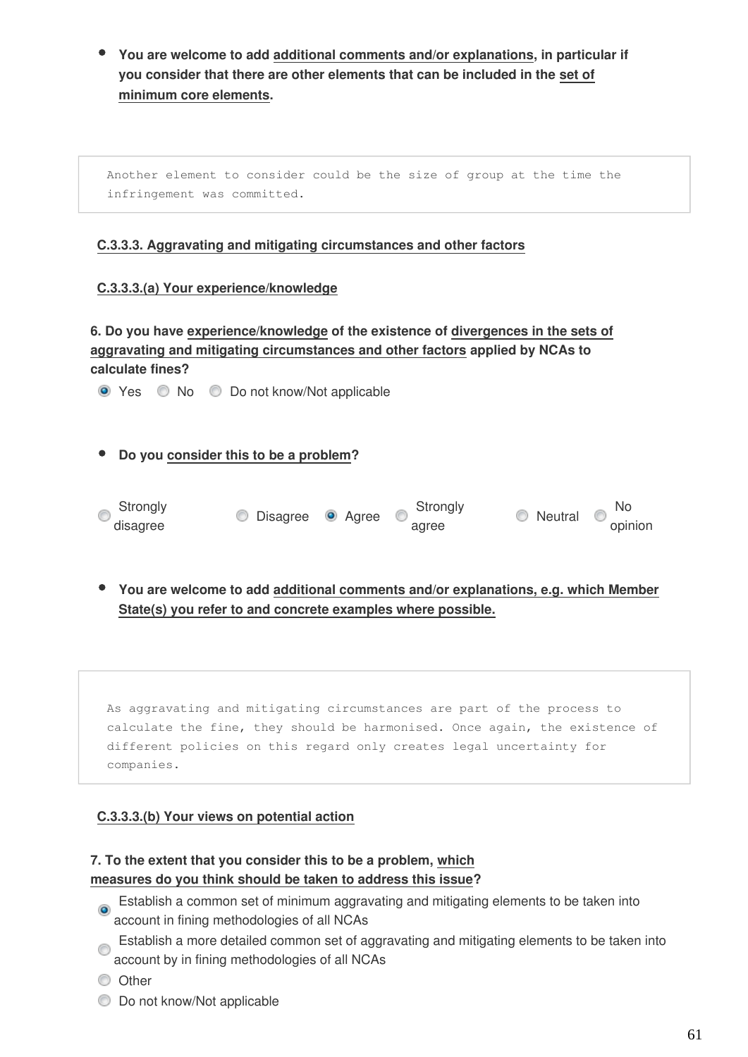- **You are welcome to add additional comments and/or explanations, in particular if you consider that there are other elements that can be included in the set of minimum core elements.**

```
Another element to consider could be the size of group at the time the infringement was committed.
```

**C.3.3.3. Aggravating and mitigating circumstances and other factors**

**C.3.3.3.(a) Your experience/knowledge**

**6. Do you have experience/knowledge of the existence of divergences in the sets of aggravating and mitigating circumstances and other factors applied by NCAs to calculate fines?**

- (●) Yes
- ( ) No
- ( ) Do not know/Not applicable

- **Do you consider this to be a problem?**

- ( ) Strongly disagree
- ( ) Disagree
- (●) Agree
- ( ) Strongly agree
- ( ) Neutral
- ( ) No opinion

- **You are welcome to add additional comments and/or explanations, e.g. which Member State(s) you refer to and concrete examples where possible.**

```
As aggravating and mitigating circumstances are part of the process to calculate the fine, they should be harmonised. Once again, the existence of different policies on this regard only creates legal uncertainty for companies.
```

**C.3.3.3.(b) Your views on potential action**

**7. To the extent that you consider this to be a problem, which measures do you think should be taken to address this issue?**

- (●) Establish a common set of minimum aggravating and mitigating elements to be taken into account in fining methodologies of all NCAs
- ( ) Establish a more detailed common set of aggravating and mitigating elements to be taken into account by in fining methodologies of all NCAs
- ( ) Other
- ( ) Do not know/Not applicable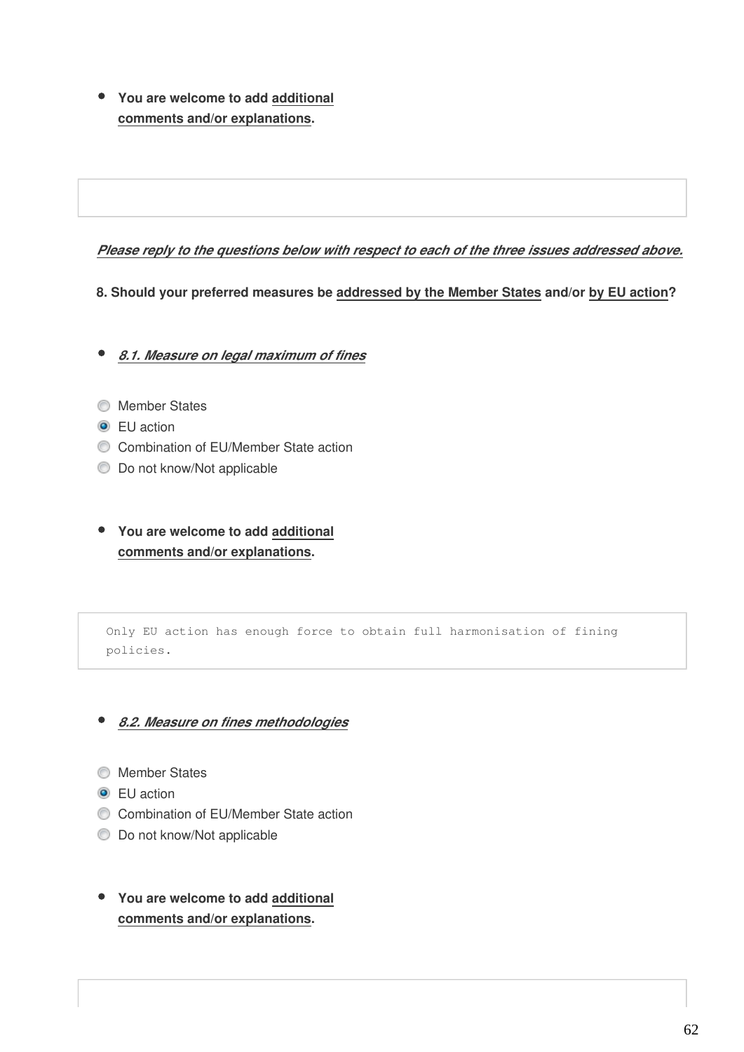- **You are welcome to add additional comments and/or explanations.**

***Please reply to the questions below with respect to each of the three issues addressed above.***

**8. Should your preferred measures be addressed by the Member States and/or by EU action?**

- ***8.1. Measure on legal maximum of fines***

- [ ] Member States
- [x] EU action
- [ ] Combination of EU/Member State action
- [ ] Do not know/Not applicable

- **You are welcome to add additional comments and/or explanations.**

```
Only EU action has enough force to obtain full harmonisation of fining
policies.
```

- ***8.2. Measure on fines methodologies***

- [ ] Member States
- [x] EU action
- [ ] Combination of EU/Member State action
- [ ] Do not know/Not applicable

- **You are welcome to add additional comments and/or explanations.**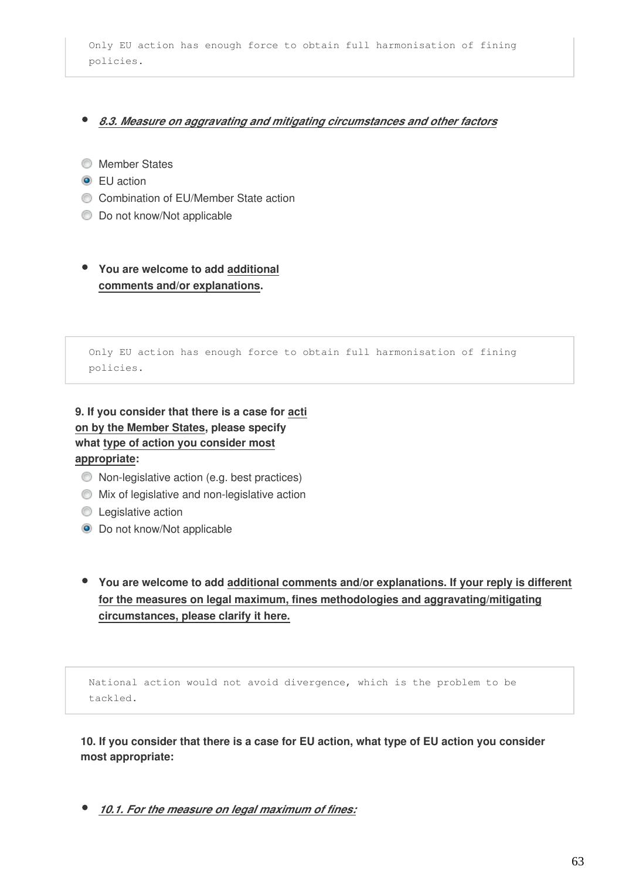```
Only EU action has enough force to obtain full harmonisation of fining policies.
```

- ***8.3. Measure on aggravating and mitigating circumstances and other factors***

- ( ) Member States
- (x) EU action
- ( ) Combination of EU/Member State action
- ( ) Do not know/Not applicable

- **You are welcome to add additional comments and/or explanations.**

```
Only EU action has enough force to obtain full harmonisation of fining policies.
```

**9. If you consider that there is a case for action by the Member States, please specify what type of action you consider most appropriate:**

- ( ) Non-legislative action (e.g. best practices)
- ( ) Mix of legislative and non-legislative action
- ( ) Legislative action
- (x) Do not know/Not applicable

- **You are welcome to add additional comments and/or explanations. If your reply is different for the measures on legal maximum, fines methodologies and aggravating/mitigating circumstances, please clarify it here.**

```
National action would not avoid divergence, which is the problem to be tackled.
```

**10. If you consider that there is a case for EU action, what type of EU action you consider most appropriate:**

- ***10.1. For the measure on legal maximum of fines:***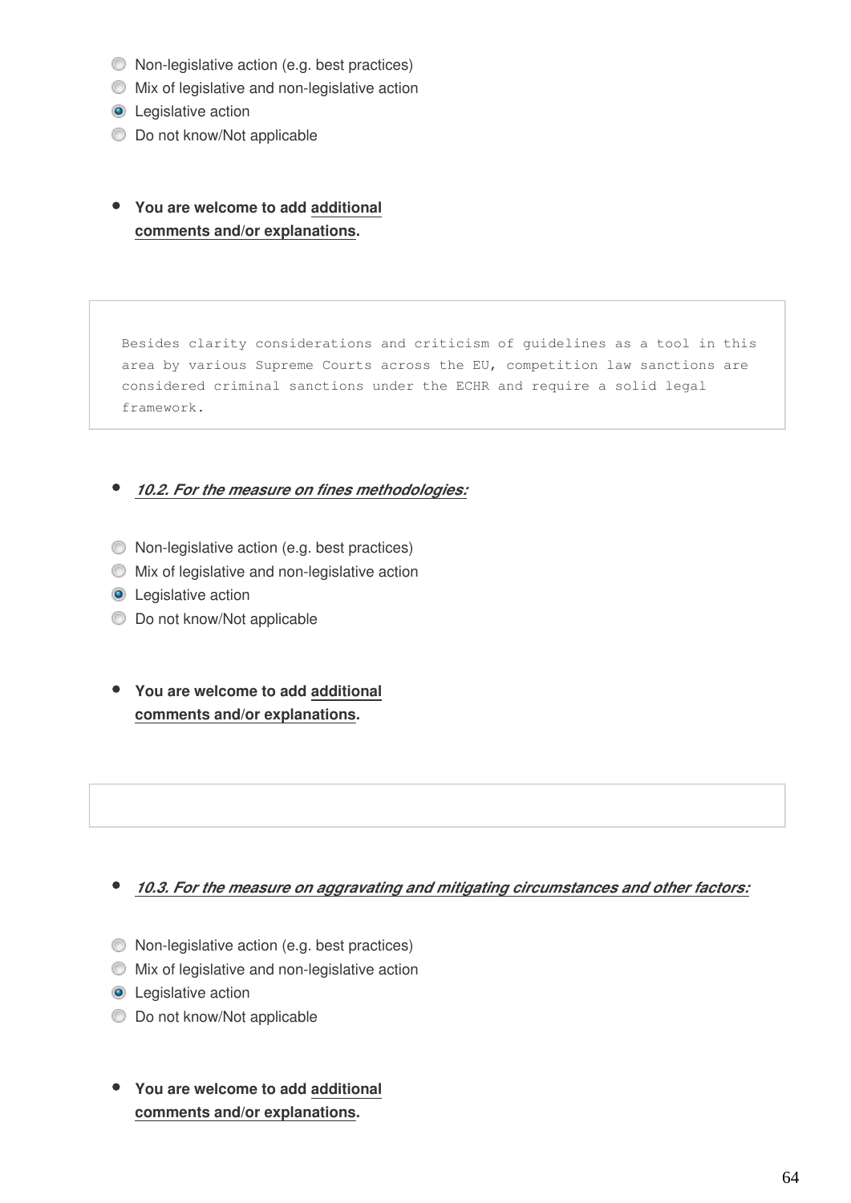- ○ Non-legislative action (e.g. best practices)
- ○ Mix of legislative and non-legislative action
- ● Legislative action
- ○ Do not know/Not applicable

- **You are welcome to add additional comments and/or explanations.**

```
Besides clarity considerations and criticism of guidelines as a tool in this
area by various Supreme Courts across the EU, competition law sanctions are
considered criminal sanctions under the ECHR and require a solid legal
framework.
```

- ***10.2. For the measure on fines methodologies:***

- ○ Non-legislative action (e.g. best practices)
- ○ Mix of legislative and non-legislative action
- ● Legislative action
- ○ Do not know/Not applicable

- **You are welcome to add additional comments and/or explanations.**

- ***10.3. For the measure on aggravating and mitigating circumstances and other factors:***

- ○ Non-legislative action (e.g. best practices)
- ○ Mix of legislative and non-legislative action
- ● Legislative action
- ○ Do not know/Not applicable

- **You are welcome to add additional comments and/or explanations.**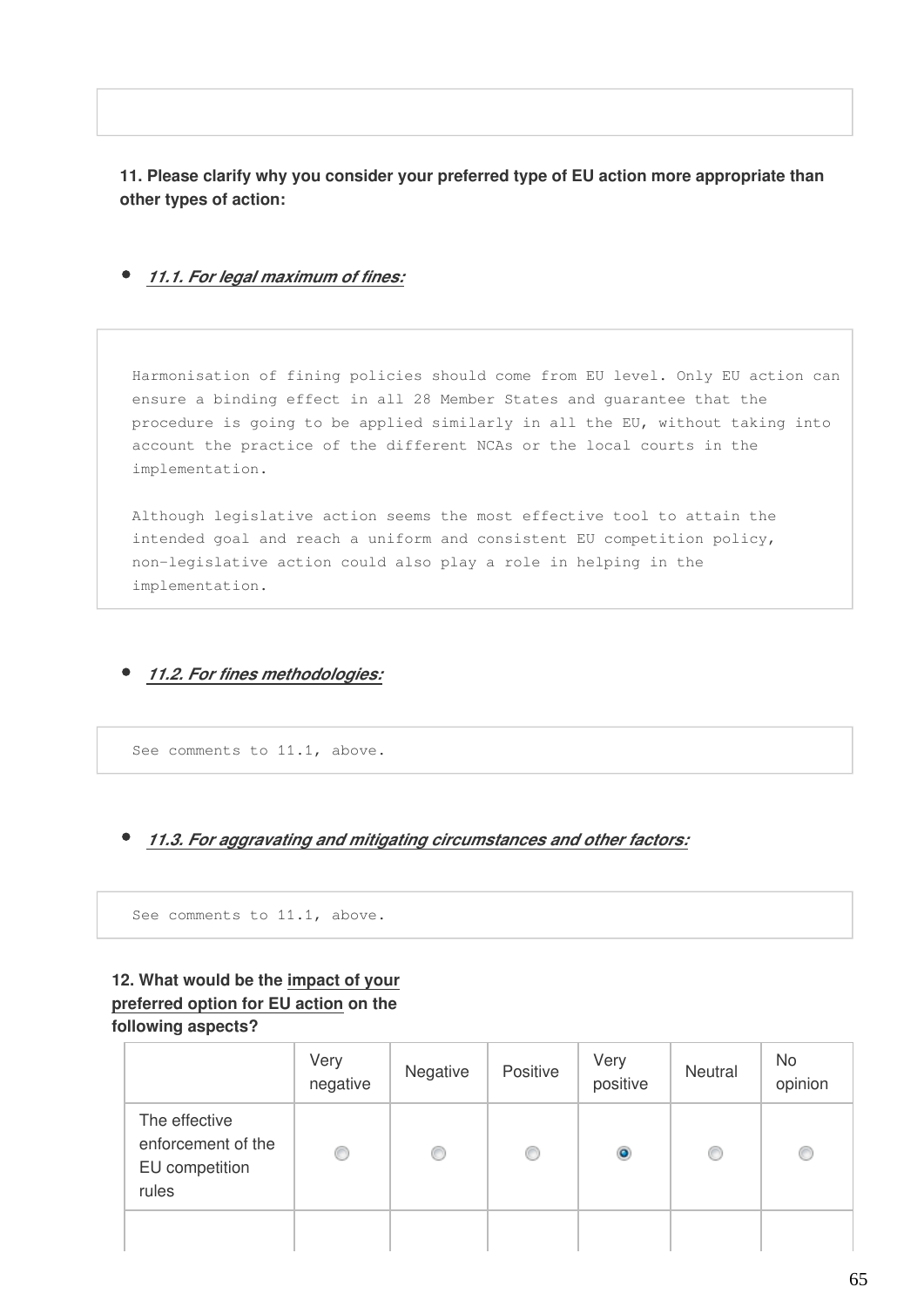**11. Please clarify why you consider your preferred type of EU action more appropriate than other types of action:**

- ***11.1. For legal maximum of fines:***

Harmonisation of fining policies should come from EU level. Only EU action can ensure a binding effect in all 28 Member States and guarantee that the procedure is going to be applied similarly in all the EU, without taking into account the practice of the different NCAs or the local courts in the implementation.

Although legislative action seems the most effective tool to attain the intended goal and reach a uniform and consistent EU competition policy, non-legislative action could also play a role in helping in the implementation.

- ***11.2. For fines methodologies:***

See comments to 11.1, above.

- ***11.3. For aggravating and mitigating circumstances and other factors:***

See comments to 11.1, above.

**12. What would be the impact of your preferred option for EU action on the following aspects?**

| | Very negative | Negative | Positive | Very positive | Neutral | No opinion |
|---|---|---|---|---|---|---|
| The effective enforcement of the EU competition rules | ○ | ○ | ○ | ● | ○ | ○ |
| | | | | | | |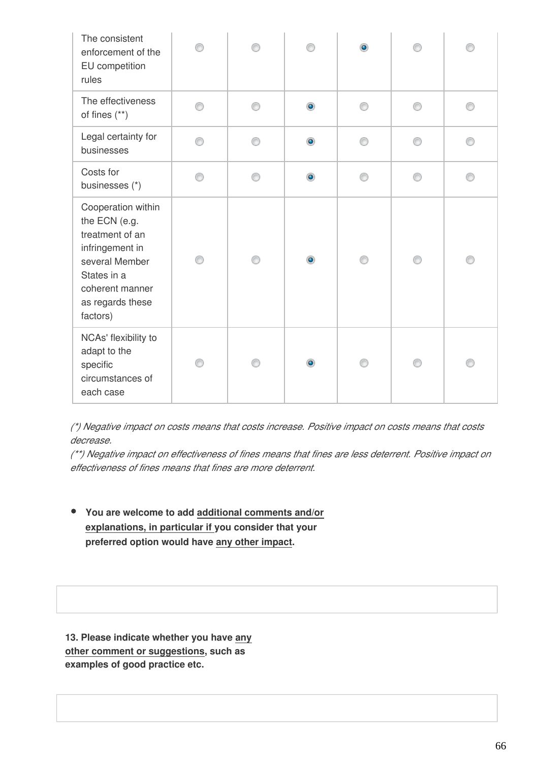| | | | | | | |
|---|---|---|---|---|---|---|
| The consistent enforcement of the EU competition rules | ○ | ○ | ○ | ● | ○ | ○ |
| The effectiveness of fines (**) | ○ | ○ | ● | ○ | ○ | ○ |
| Legal certainty for businesses | ○ | ○ | ● | ○ | ○ | ○ |
| Costs for businesses (*) | ○ | ○ | ● | ○ | ○ | ○ |
| Cooperation within the ECN (e.g. treatment of an infringement in several Member States in a coherent manner as regards these factors) | ○ | ○ | ● | ○ | ○ | ○ |
| NCAs' flexibility to adapt to the specific circumstances of each case | ○ | ○ | ● | ○ | ○ | ○ |

*(*) Negative impact on costs means that costs increase. Positive impact on costs means that costs decrease.*
*(**) Negative impact on effectiveness of fines means that fines are less deterrent. Positive impact on effectiveness of fines means that fines are more deterrent.*

- **You are welcome to add additional comments and/or explanations, in particular if you consider that your preferred option would have any other impact.**

**13. Please indicate whether you have any other comment or suggestions, such as examples of good practice etc.**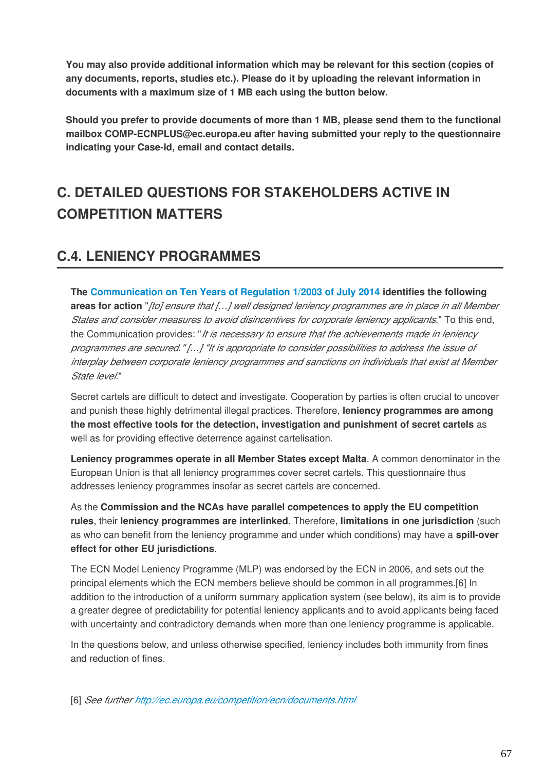**You may also provide additional information which may be relevant for this section (copies of any documents, reports, studies etc.). Please do it by uploading the relevant information in documents with a maximum size of 1 MB each using the button below.**

**Should you prefer to provide documents of more than 1 MB, please send them to the functional mailbox COMP-ECNPLUS@ec.europa.eu after having submitted your reply to the questionnaire indicating your Case-Id, email and contact details.**

## C. DETAILED QUESTIONS FOR STAKEHOLDERS ACTIVE IN COMPETITION MATTERS

## C.4. LENIENCY PROGRAMMES

**The Communication on Ten Years of Regulation 1/2003 of July 2014 identifies the following areas for action** "*[to] ensure that […] well designed leniency programmes are in place in all Member States and consider measures to avoid disincentives for corporate leniency applicants.*" To this end, the Communication provides: "*It is necessary to ensure that the achievements made in leniency programmes are secured." […] "It is appropriate to consider possibilities to address the issue of interplay between corporate leniency programmes and sanctions on individuals that exist at Member State level.*"

Secret cartels are difficult to detect and investigate. Cooperation by parties is often crucial to uncover and punish these highly detrimental illegal practices. Therefore, **leniency programmes are among the most effective tools for the detection, investigation and punishment of secret cartels** as well as for providing effective deterrence against cartelisation.

**Leniency programmes operate in all Member States except Malta**. A common denominator in the European Union is that all leniency programmes cover secret cartels. This questionnaire thus addresses leniency programmes insofar as secret cartels are concerned.

As the **Commission and the NCAs have parallel competences to apply the EU competition rules**, their **leniency programmes are interlinked**. Therefore, **limitations in one jurisdiction** (such as who can benefit from the leniency programme and under which conditions) may have a **spill-over effect for other EU jurisdictions**.

The ECN Model Leniency Programme (MLP) was endorsed by the ECN in 2006, and sets out the principal elements which the ECN members believe should be common in all programmes.[6] In addition to the introduction of a uniform summary application system (see below), its aim is to provide a greater degree of predictability for potential leniency applicants and to avoid applicants being faced with uncertainty and contradictory demands when more than one leniency programme is applicable.

In the questions below, and unless otherwise specified, leniency includes both immunity from fines and reduction of fines.

[6] *See further* *http://ec.europa.eu/competition/ecn/documents.html*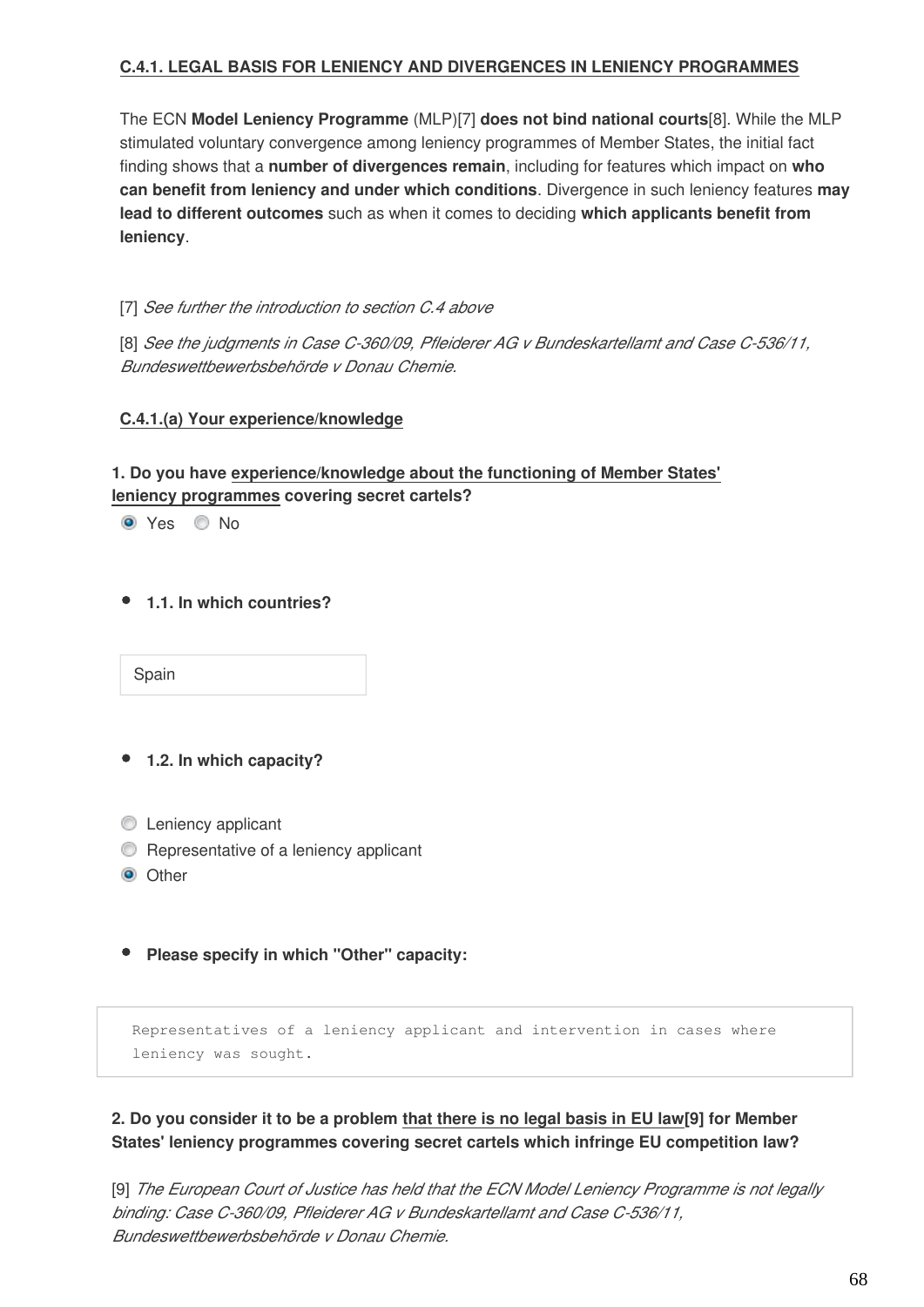**C.4.1. LEGAL BASIS FOR LENIENCY AND DIVERGENCES IN LENIENCY PROGRAMMES**

The ECN **Model Leniency Programme** (MLP)[7] **does not bind national courts**[8]. While the MLP stimulated voluntary convergence among leniency programmes of Member States, the initial fact finding shows that a **number of divergences remain**, including for features which impact on **who can benefit from leniency and under which conditions**. Divergence in such leniency features **may lead to different outcomes** such as when it comes to deciding **which applicants benefit from leniency**.

[7] *See further the introduction to section C.4 above*

[8] *See the judgments in Case C-360/09, Pfleiderer AG v Bundeskartellamt and Case C-536/11, Bundeswettbewerbsbehörde v Donau Chemie.*

**C.4.1.(a) Your experience/knowledge**

**1. Do you have experience/knowledge about the functioning of Member States' leniency programmes covering secret cartels?**

- (x) Yes
- ( ) No

- **1.1. In which countries?**

Spain

- **1.2. In which capacity?**

- ( ) Leniency applicant
- ( ) Representative of a leniency applicant
- (x) Other

- **Please specify in which "Other" capacity:**

```
Representatives of a leniency applicant and intervention in cases where
leniency was sought.
```

**2. Do you consider it to be a problem that there is no legal basis in EU law[9] for Member States' leniency programmes covering secret cartels which infringe EU competition law?**

[9] *The European Court of Justice has held that the ECN Model Leniency Programme is not legally binding: Case C-360/09, Pfleiderer AG v Bundeskartellamt and Case C-536/11, Bundeswettbewerbsbehörde v Donau Chemie.*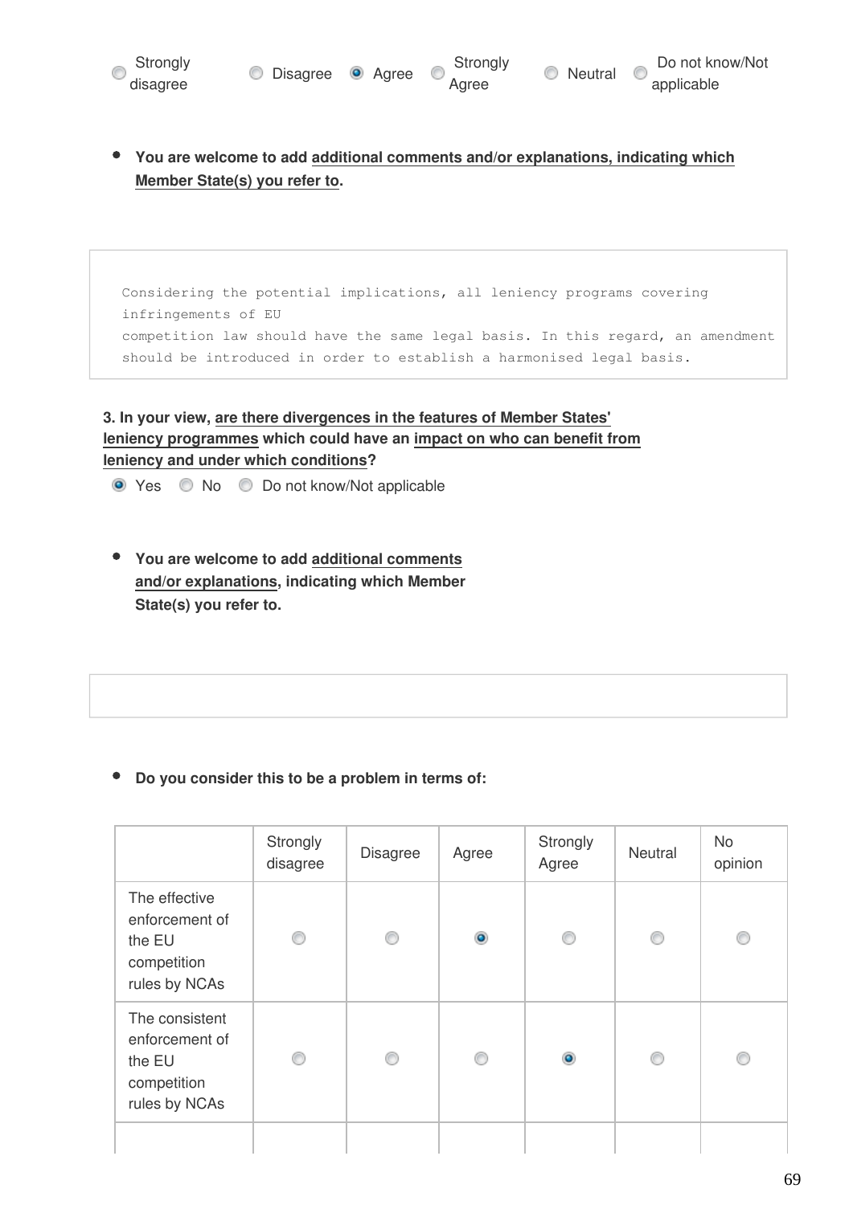Strongly disagree | Disagree | **(x) Agree** | Strongly Agree | Neutral | Do not know/Not applicable

- **You are welcome to add additional comments and/or explanations, indicating which Member State(s) you refer to.**

```
Considering the potential implications, all leniency programs covering
infringements of EU
competition law should have the same legal basis. In this regard, an amendment
should be introduced in order to establish a harmonised legal basis.
```

**3. In your view, are there divergences in the features of Member States' leniency programmes which could have an impact on who can benefit from leniency and under which conditions?**

**(x) Yes** | No | Do not know/Not applicable

- **You are welcome to add additional comments and/or explanations, indicating which Member State(s) you refer to.**

- **Do you consider this to be a problem in terms of:**

| | Strongly disagree | Disagree | Agree | Strongly Agree | Neutral | No opinion |
|---|---|---|---|---|---|---|
| The effective enforcement of the EU competition rules by NCAs | | | X | | | |
| The consistent enforcement of the EU competition rules by NCAs | | | | X | | |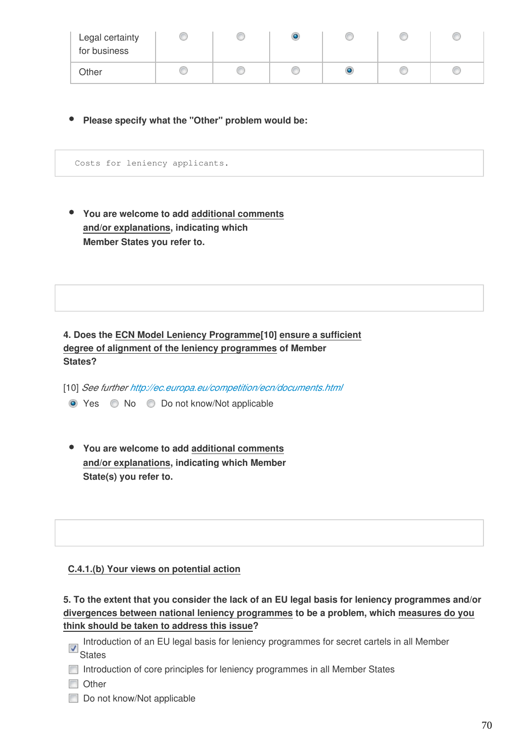| | | | | | | |
|---|---|---|---|---|---|---|
| Legal certainty for business | ○ | ○ | ● | ○ | ○ | ○ |
| Other | ○ | ○ | ○ | ● | ○ | ○ |

- **Please specify what the "Other" problem would be:**

```
Costs for leniency applicants.
```

- **You are welcome to add additional comments and/or explanations, indicating which Member States you refer to.**

**4. Does the ECN Model Leniency Programme[10] ensure a sufficient degree of alignment of the leniency programmes of Member States?**

[10] *See further http://ec.europa.eu/competition/ecn/documents.html*

● Yes ○ No ○ Do not know/Not applicable

- **You are welcome to add additional comments and/or explanations, indicating which Member State(s) you refer to.**

### C.4.1.(b) Your views on potential action

**5. To the extent that you consider the lack of an EU legal basis for leniency programmes and/or divergences between national leniency programmes to be a problem, which measures do you think should be taken to address this issue?**

- [x] Introduction of an EU legal basis for leniency programmes for secret cartels in all Member States
- [ ] Introduction of core principles for leniency programmes in all Member States
- [ ] Other
- [ ] Do not know/Not applicable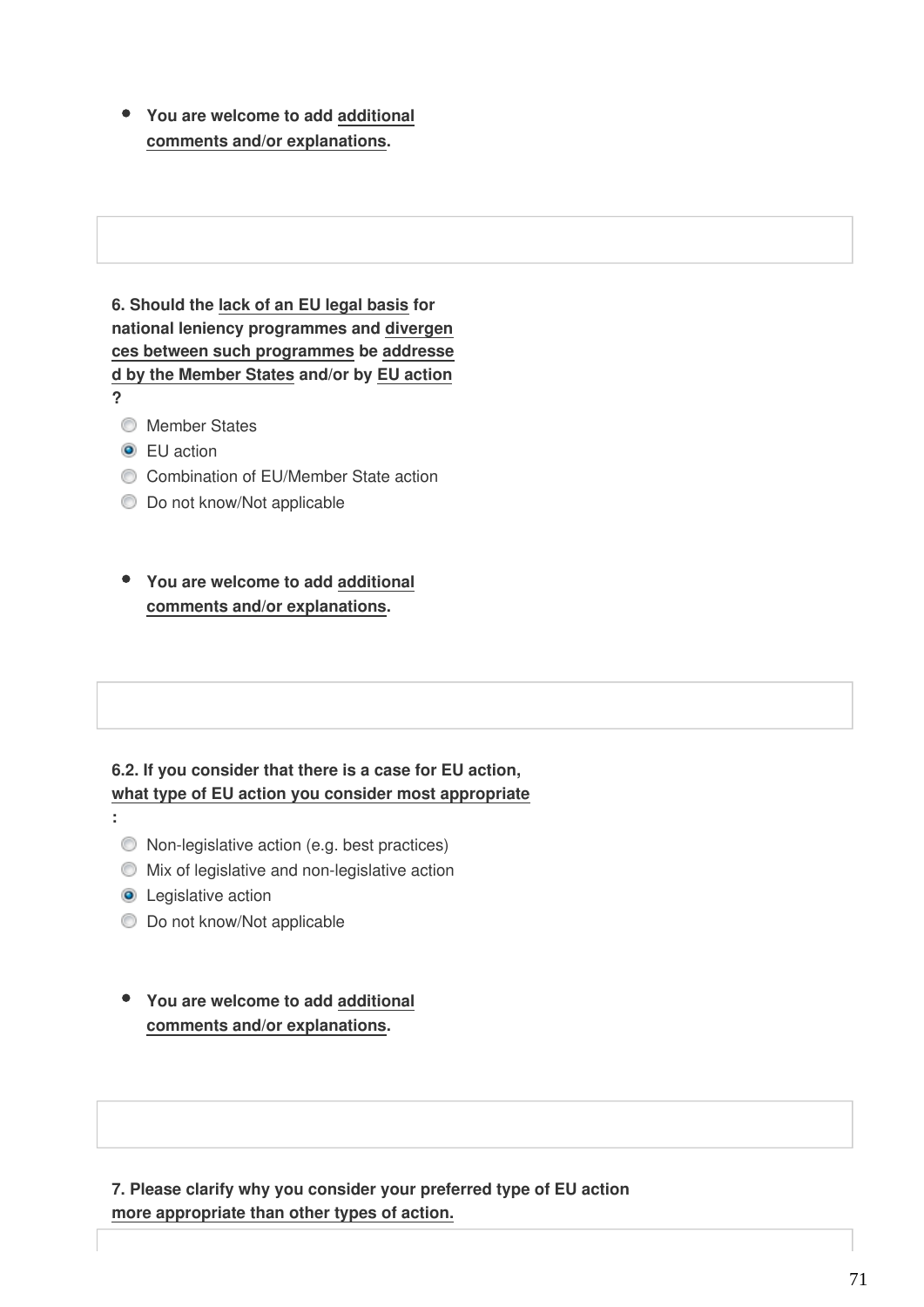- **You are welcome to add additional comments and/or explanations.**

**6. Should the lack of an EU legal basis for national leniency programmes and divergences between such programmes be addressed by the Member States and/or by EU action?**

- ○ Member States
- ◉ EU action
- ○ Combination of EU/Member State action
- ○ Do not know/Not applicable

- **You are welcome to add additional comments and/or explanations.**

**6.2. If you consider that there is a case for EU action, what type of EU action you consider most appropriate:**

- ○ Non-legislative action (e.g. best practices)
- ○ Mix of legislative and non-legislative action
- ◉ Legislative action
- ○ Do not know/Not applicable

- **You are welcome to add additional comments and/or explanations.**

**7. Please clarify why you consider your preferred type of EU action more appropriate than other types of action.**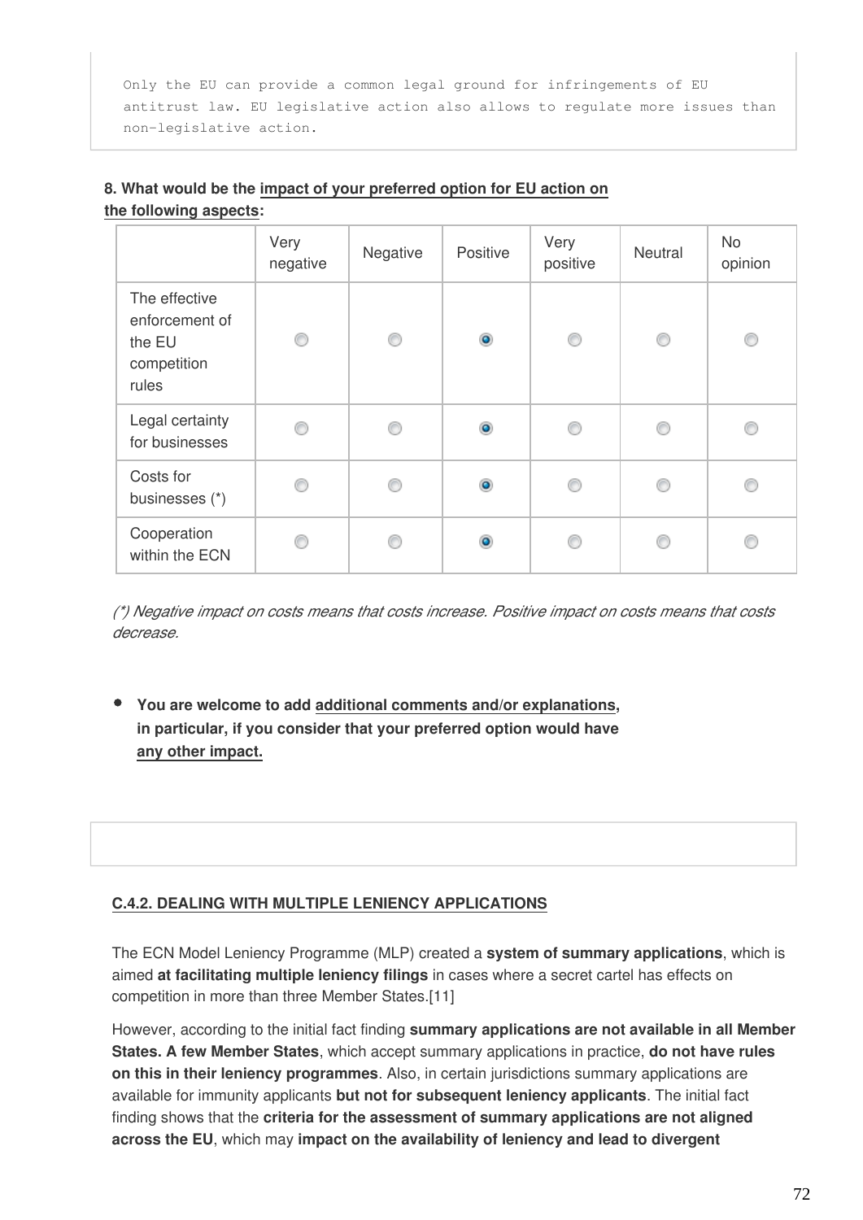```
Only the EU can provide a common legal ground for infringements of EU
antitrust law. EU legislative action also allows to regulate more issues than
non-legislative action.
```

**8. What would be the impact of your preferred option for EU action on the following aspects:**

| | Very negative | Negative | Positive | Very positive | Neutral | No opinion |
|---|---|---|---|---|---|---|
| The effective enforcement of the EU competition rules | ○ | ○ | ● | ○ | ○ | ○ |
| Legal certainty for businesses | ○ | ○ | ● | ○ | ○ | ○ |
| Costs for businesses (*) | ○ | ○ | ● | ○ | ○ | ○ |
| Cooperation within the ECN | ○ | ○ | ● | ○ | ○ | ○ |

*(*) Negative impact on costs means that costs increase. Positive impact on costs means that costs decrease.*

- **You are welcome to add additional comments and/or explanations, in particular, if you consider that your preferred option would have any other impact.**

### C.4.2. DEALING WITH MULTIPLE LENIENCY APPLICATIONS

The ECN Model Leniency Programme (MLP) created a **system of summary applications**, which is aimed **at facilitating multiple leniency filings** in cases where a secret cartel has effects on competition in more than three Member States.[11]

However, according to the initial fact finding **summary applications are not available in all Member States. A few Member States**, which accept summary applications in practice, **do not have rules on this in their leniency programmes**. Also, in certain jurisdictions summary applications are available for immunity applicants **but not for subsequent leniency applicants**. The initial fact finding shows that the **criteria for the assessment of summary applications are not aligned across the EU**, which may **impact on the availability of leniency and lead to divergent**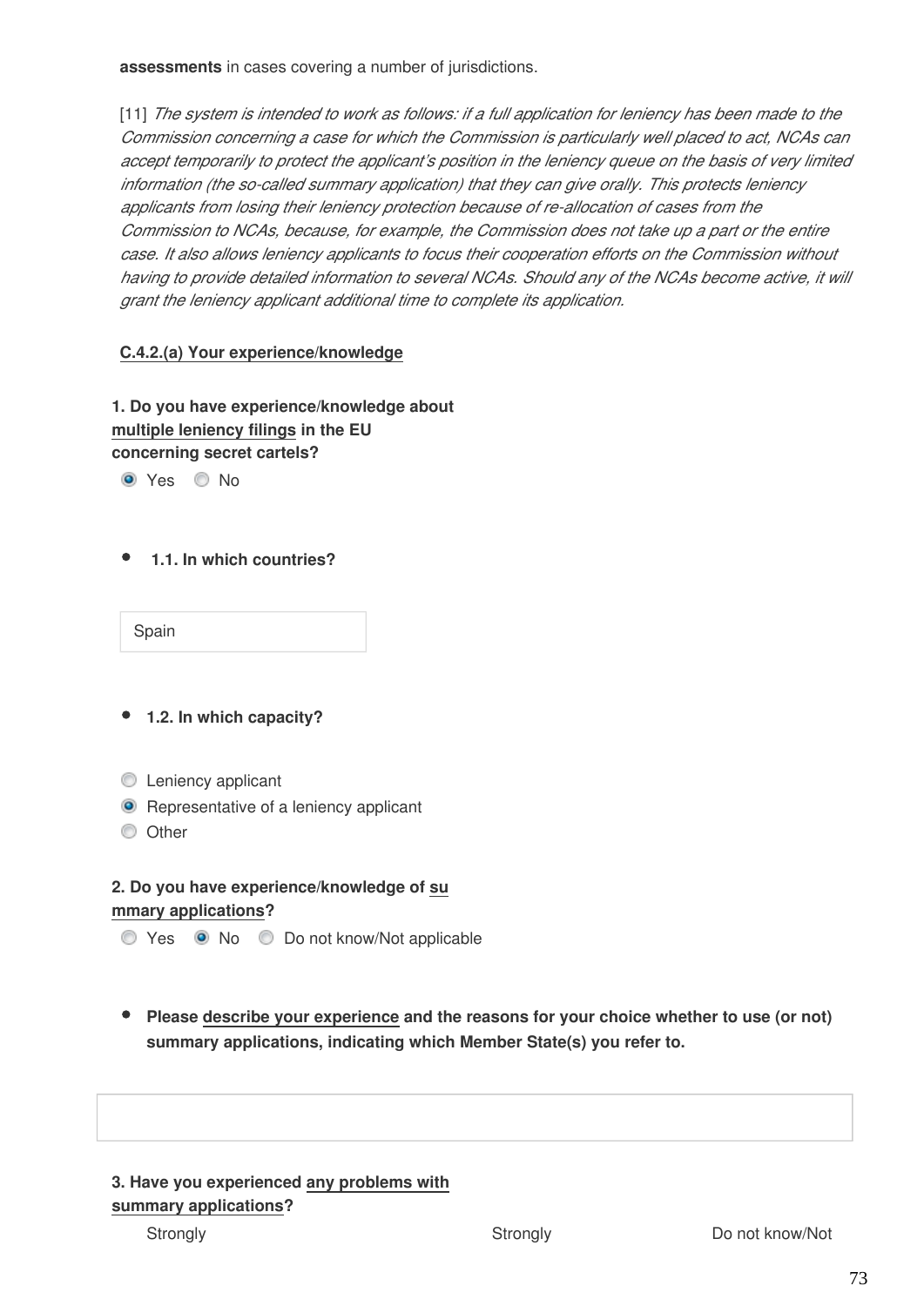**assessments** in cases covering a number of jurisdictions.

[11] *The system is intended to work as follows: if a full application for leniency has been made to the Commission concerning a case for which the Commission is particularly well placed to act, NCAs can accept temporarily to protect the applicant's position in the leniency queue on the basis of very limited information (the so-called summary application) that they can give orally. This protects leniency applicants from losing their leniency protection because of re-allocation of cases from the Commission to NCAs, because, for example, the Commission does not take up a part or the entire case. It also allows leniency applicants to focus their cooperation efforts on the Commission without having to provide detailed information to several NCAs. Should any of the NCAs become active, it will grant the leniency applicant additional time to complete its application.*

**C.4.2.(a) Your experience/knowledge**

**1. Do you have experience/knowledge about multiple leniency filings in the EU concerning secret cartels?**

- (x) Yes
- ( ) No

- **1.1. In which countries?**

Spain

- **1.2. In which capacity?**

- ( ) Leniency applicant
- (x) Representative of a leniency applicant
- ( ) Other

**2. Do you have experience/knowledge of summary applications?**

- ( ) Yes
- (x) No
- ( ) Do not know/Not applicable

- **Please describe your experience and the reasons for your choice whether to use (or not) summary applications, indicating which Member State(s) you refer to.**

**3. Have you experienced any problems with summary applications?**

Strongly | Strongly | Do not know/Not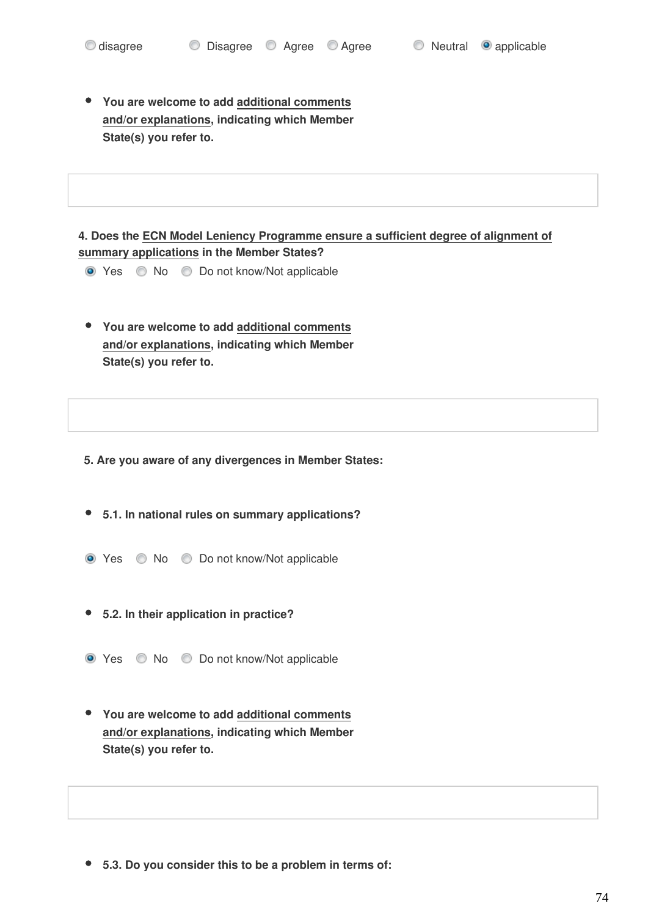◯ disagree ◯ Disagree ◯ Agree ◯ Agree ◯ Neutral ◉ applicable

- **You are welcome to add additional comments and/or explanations, indicating which Member State(s) you refer to.**

**4. Does the ECN Model Leniency Programme ensure a sufficient degree of alignment of summary applications in the Member States?**

◉ Yes ◯ No ◯ Do not know/Not applicable

- **You are welcome to add additional comments and/or explanations, indicating which Member State(s) you refer to.**

**5. Are you aware of any divergences in Member States:**

- **5.1. In national rules on summary applications?**

◉ Yes ◯ No ◯ Do not know/Not applicable

- **5.2. In their application in practice?**

◉ Yes ◯ No ◯ Do not know/Not applicable

- **You are welcome to add additional comments and/or explanations, indicating which Member State(s) you refer to.**

- **5.3. Do you consider this to be a problem in terms of:**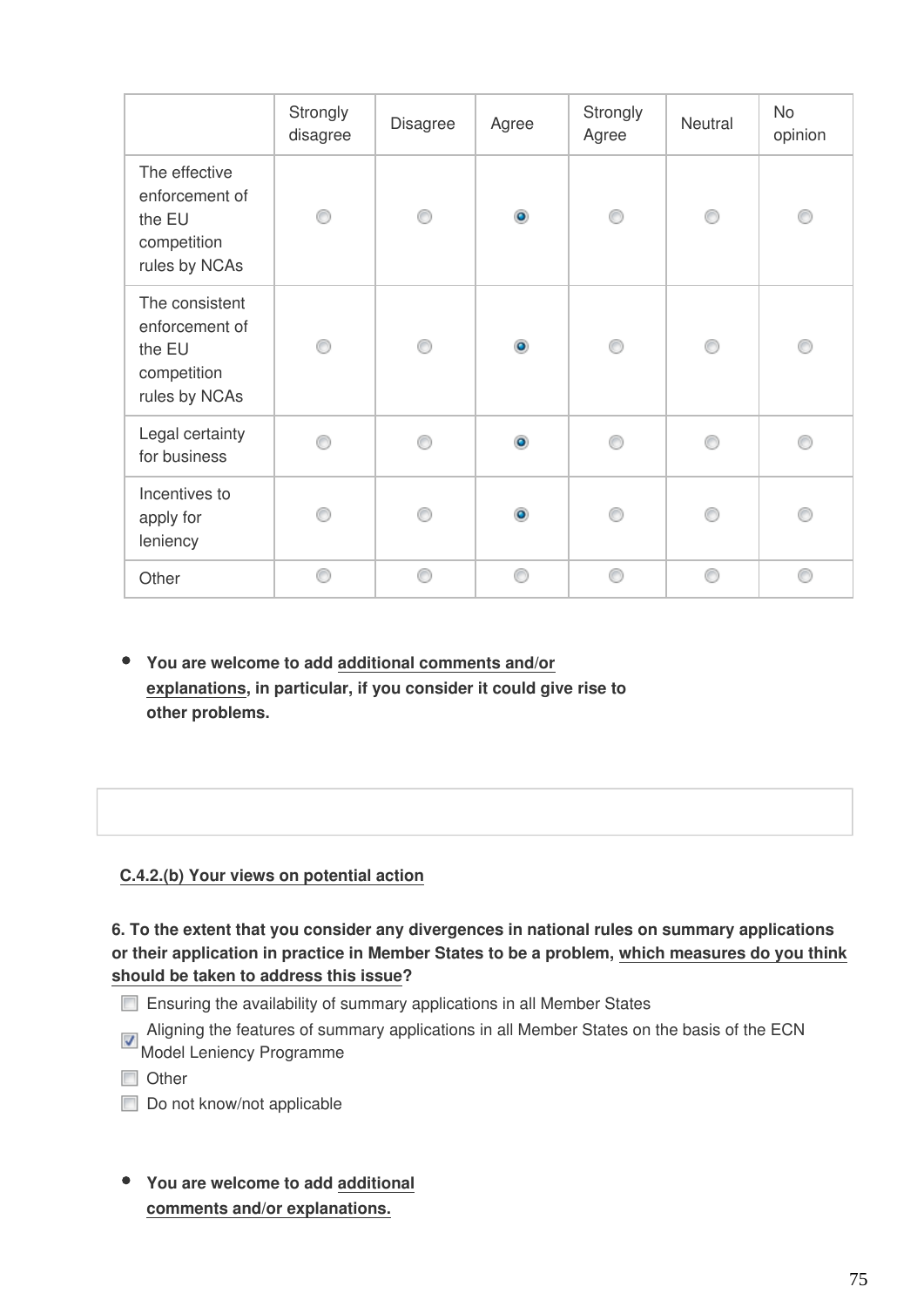| | Strongly disagree | Disagree | Agree | Strongly Agree | Neutral | No opinion |
|---|---|---|---|---|---|---|
| The effective enforcement of the EU competition rules by NCAs | ○ | ○ | ◉ | ○ | ○ | ○ |
| The consistent enforcement of the EU competition rules by NCAs | ○ | ○ | ◉ | ○ | ○ | ○ |
| Legal certainty for business | ○ | ○ | ◉ | ○ | ○ | ○ |
| Incentives to apply for leniency | ○ | ○ | ◉ | ○ | ○ | ○ |
| Other | ○ | ○ | ○ | ○ | ○ | ○ |

- **You are welcome to add additional comments and/or explanations, in particular, if you consider it could give rise to other problems.**

**C.4.2.(b) Your views on potential action**

**6. To the extent that you consider any divergences in national rules on summary applications or their application in practice in Member States to be a problem, which measures do you think should be taken to address this issue?**

- [ ] Ensuring the availability of summary applications in all Member States
- [x] Aligning the features of summary applications in all Member States on the basis of the ECN Model Leniency Programme
- [ ] Other
- [ ] Do not know/not applicable

- **You are welcome to add additional comments and/or explanations.**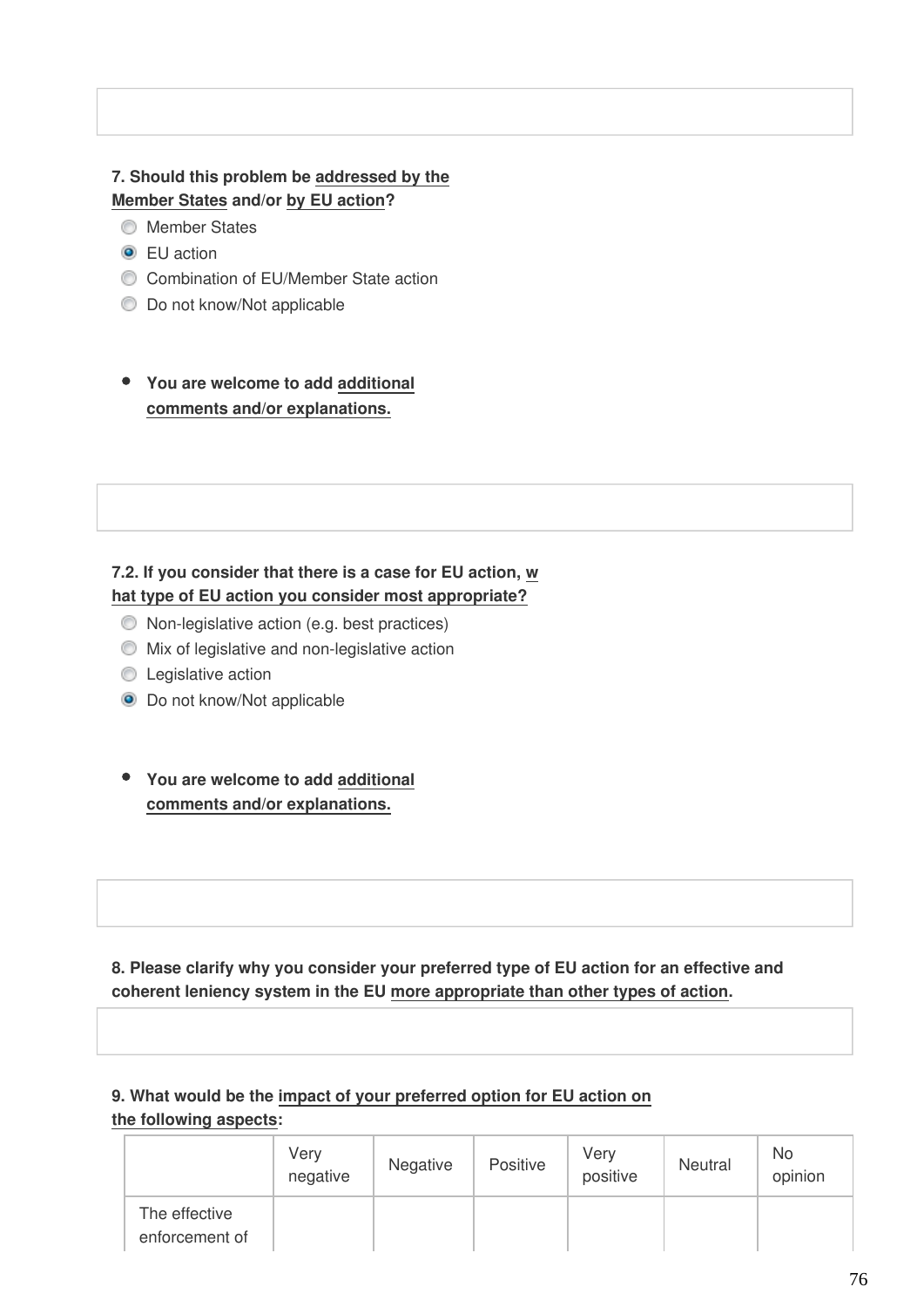**7. Should this problem be addressed by the Member States and/or by EU action?**

- ○ Member States
- ● EU action
- ○ Combination of EU/Member State action
- ○ Do not know/Not applicable

- **You are welcome to add additional comments and/or explanations.**

**7.2. If you consider that there is a case for EU action, what type of EU action you consider most appropriate?**

- ○ Non-legislative action (e.g. best practices)
- ○ Mix of legislative and non-legislative action
- ○ Legislative action
- ● Do not know/Not applicable

- **You are welcome to add additional comments and/or explanations.**

**8. Please clarify why you consider your preferred type of EU action for an effective and coherent leniency system in the EU more appropriate than other types of action.**

**9. What would be the impact of your preferred option for EU action on the following aspects:**

| | Very negative | Negative | Positive | Very positive | Neutral | No opinion |
|---|---|---|---|---|---|---|
| The effective enforcement of | | | | | | |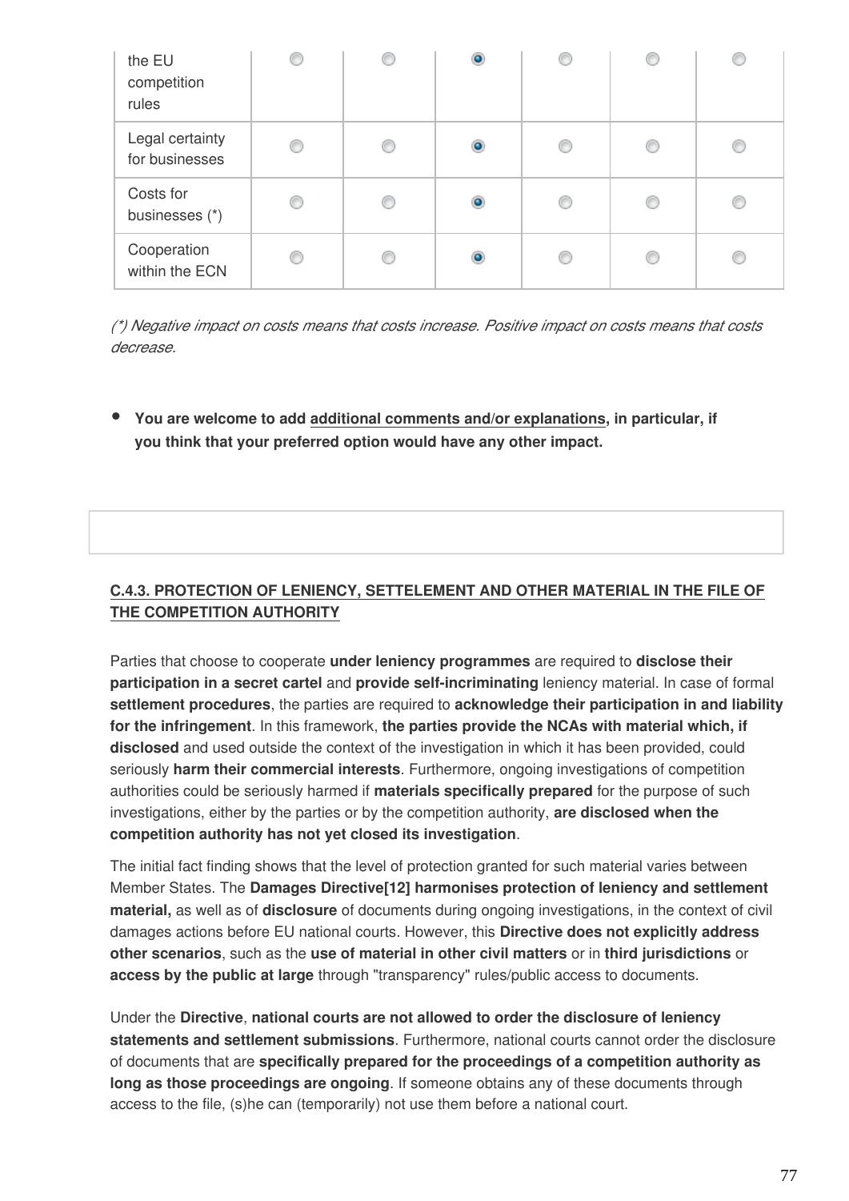| | | | | | | |
|---|---|---|---|---|---|---|
| the EU competition rules | ◯ | ◯ | ◉ | ◯ | ◯ | ◯ |
| Legal certainty for businesses | ◯ | ◯ | ◉ | ◯ | ◯ | ◯ |
| Costs for businesses (*) | ◯ | ◯ | ◉ | ◯ | ◯ | ◯ |
| Cooperation within the ECN | ◯ | ◯ | ◉ | ◯ | ◯ | ◯ |

*(*) Negative impact on costs means that costs increase. Positive impact on costs means that costs decrease.*

- **You are welcome to add additional comments and/or explanations, in particular, if you think that your preferred option would have any other impact.**

### C.4.3. PROTECTION OF LENIENCY, SETTELEMENT AND OTHER MATERIAL IN THE FILE OF THE COMPETITION AUTHORITY

Parties that choose to cooperate **under leniency programmes** are required to **disclose their participation in a secret cartel** and **provide self-incriminating** leniency material. In case of formal **settlement procedures**, the parties are required to **acknowledge their participation in and liability for the infringement**. In this framework, **the parties provide the NCAs with material which, if disclosed** and used outside the context of the investigation in which it has been provided, could seriously **harm their commercial interests**. Furthermore, ongoing investigations of competition authorities could be seriously harmed if **materials specifically prepared** for the purpose of such investigations, either by the parties or by the competition authority, **are disclosed when the competition authority has not yet closed its investigation**.

The initial fact finding shows that the level of protection granted for such material varies between Member States. The **Damages Directive[12] harmonises protection of leniency and settlement material,** as well as of **disclosure** of documents during ongoing investigations, in the context of civil damages actions before EU national courts. However, this **Directive does not explicitly address other scenarios**, such as the **use of material in other civil matters** or in **third jurisdictions** or **access by the public at large** through "transparency" rules/public access to documents.

Under the **Directive**, **national courts are not allowed to order the disclosure of leniency statements and settlement submissions**. Furthermore, national courts cannot order the disclosure of documents that are **specifically prepared for the proceedings of a competition authority as long as those proceedings are ongoing**. If someone obtains any of these documents through access to the file, (s)he can (temporarily) not use them before a national court.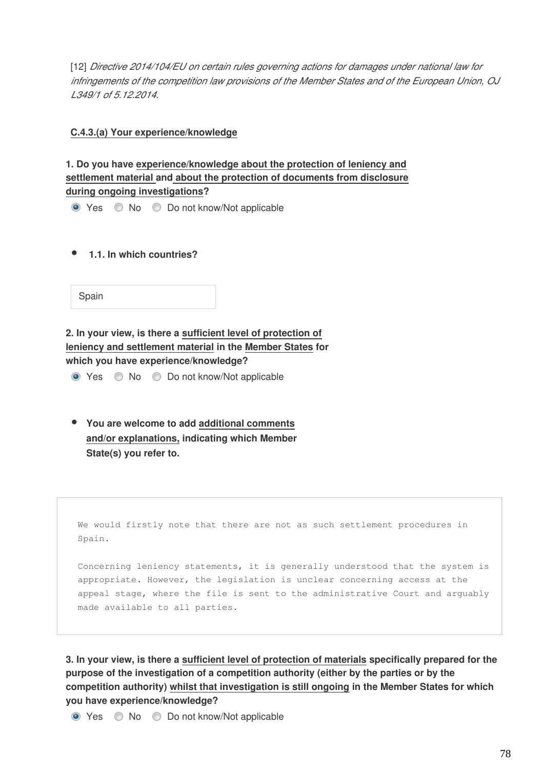[12] *Directive 2014/104/EU on certain rules governing actions for damages under national law for infringements of the competition law provisions of the Member States and of the European Union, OJ L349/1 of 5.12.2014.*

**C.4.3.(a) Your experience/knowledge**

**1. Do you have experience/knowledge about the protection of leniency and settlement material and about the protection of documents from disclosure during ongoing investigations?**

- (●) Yes
- ( ) No
- ( ) Do not know/Not applicable

- **1.1. In which countries?**

Spain

**2. In your view, is there a sufficient level of protection of leniency and settlement material in the Member States for which you have experience/knowledge?**

- (●) Yes
- ( ) No
- ( ) Do not know/Not applicable

- **You are welcome to add additional comments and/or explanations, indicating which Member State(s) you refer to.**

We would firstly note that there are not as such settlement procedures in Spain.

Concerning leniency statements, it is generally understood that the system is appropriate. However, the legislation is unclear concerning access at the appeal stage, where the file is sent to the administrative Court and arguably made available to all parties.

**3. In your view, is there a sufficient level of protection of materials specifically prepared for the purpose of the investigation of a competition authority (either by the parties or by the competition authority) whilst that investigation is still ongoing in the Member States for which you have experience/knowledge?**

- (●) Yes
- ( ) No
- ( ) Do not know/Not applicable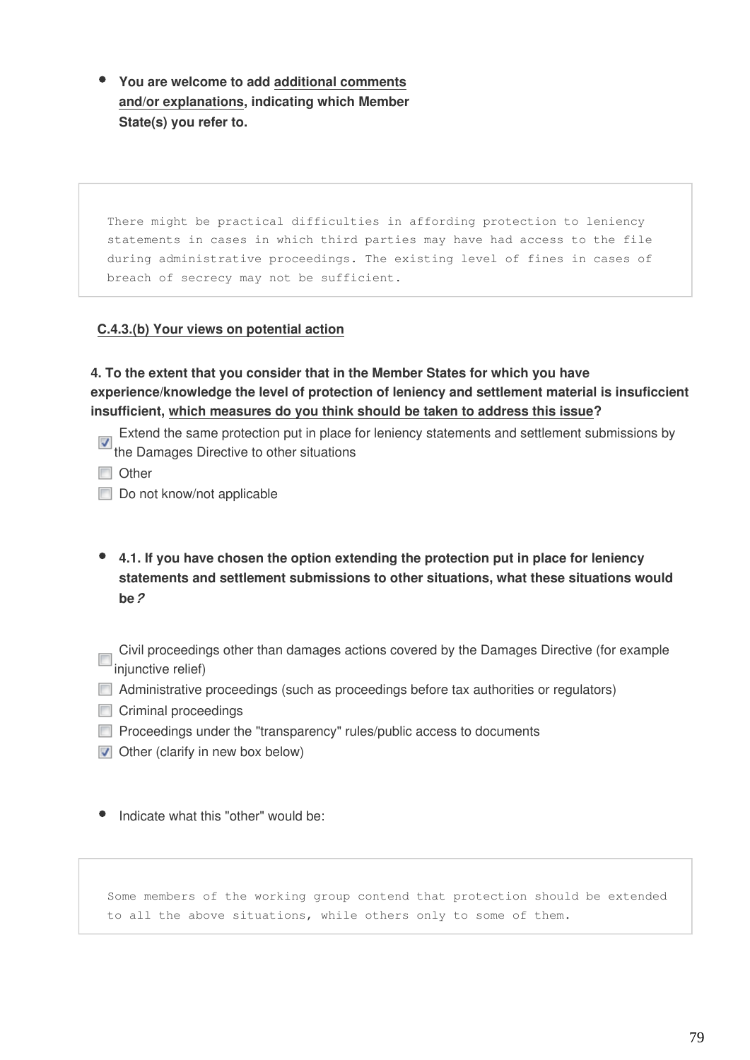- **You are welcome to add additional comments and/or explanations, indicating which Member State(s) you refer to.**

```
There might be practical difficulties in affording protection to leniency
statements in cases in which third parties may have had access to the file
during administrative proceedings. The existing level of fines in cases of
breach of secrecy may not be sufficient.
```

**C.4.3.(b) Your views on potential action**

**4. To the extent that you consider that in the Member States for which you have experience/knowledge the level of protection of leniency and settlement material is insuficcient insufficient, which measures do you think should be taken to address this issue?**

- [x] Extend the same protection put in place for leniency statements and settlement submissions by the Damages Directive to other situations
- [ ] Other
- [ ] Do not know/not applicable

- **4.1. If you have chosen the option extending the protection put in place for leniency statements and settlement submissions to other situations, what these situations would be?**

- [ ] Civil proceedings other than damages actions covered by the Damages Directive (for example injunctive relief)
- [ ] Administrative proceedings (such as proceedings before tax authorities or regulators)
- [ ] Criminal proceedings
- [ ] Proceedings under the "transparency" rules/public access to documents
- [x] Other (clarify in new box below)

- Indicate what this "other" would be:

```
Some members of the working group contend that protection should be extended
to all the above situations, while others only to some of them.
```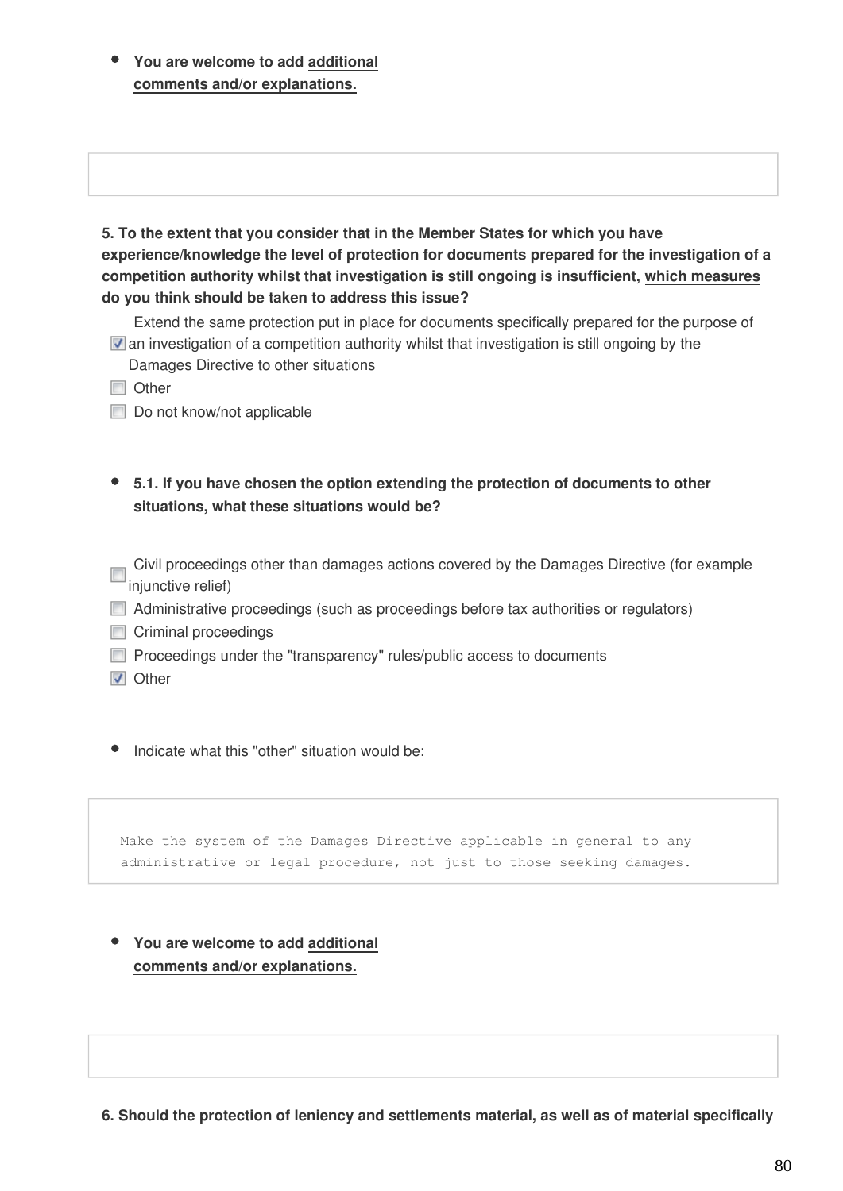- **You are welcome to add additional comments and/or explanations.**

**5. To the extent that you consider that in the Member States for which you have experience/knowledge the level of protection for documents prepared for the investigation of a competition authority whilst that investigation is still ongoing is insufficient, which measures do you think should be taken to address this issue?**

- [x] Extend the same protection put in place for documents specifically prepared for the purpose of an investigation of a competition authority whilst that investigation is still ongoing by the Damages Directive to other situations
- [ ] Other
- [ ] Do not know/not applicable

- **5.1. If you have chosen the option extending the protection of documents to other situations, what these situations would be?**

- [ ] Civil proceedings other than damages actions covered by the Damages Directive (for example injunctive relief)
- [ ] Administrative proceedings (such as proceedings before tax authorities or regulators)
- [ ] Criminal proceedings
- [ ] Proceedings under the "transparency" rules/public access to documents
- [x] Other

- Indicate what this "other" situation would be:

```
Make the system of the Damages Directive applicable in general to any
administrative or legal procedure, not just to those seeking damages.
```

- **You are welcome to add additional comments and/or explanations.**

**6. Should the protection of leniency and settlements material, as well as of material specifically**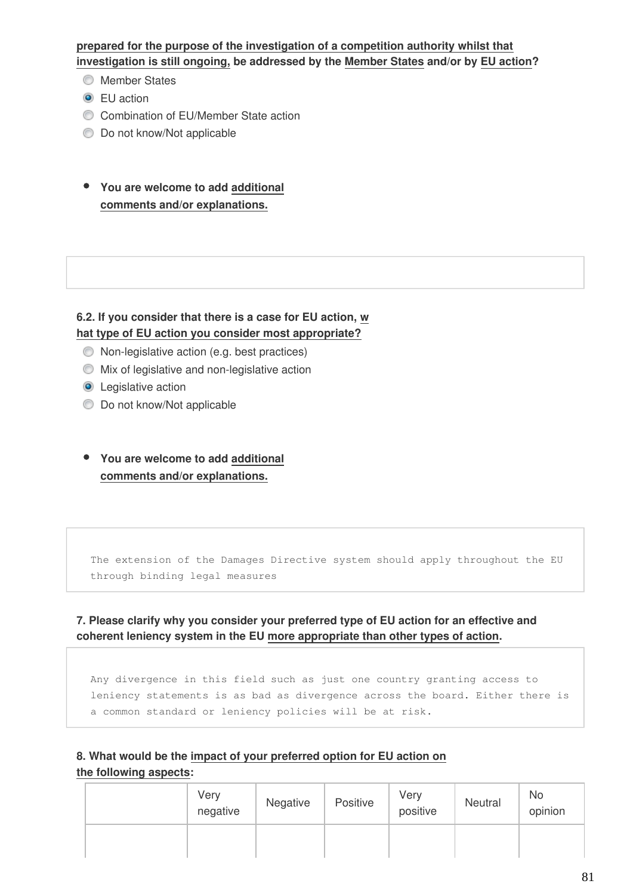**prepared for the purpose of the investigation of a competition authority whilst that investigation is still ongoing, be addressed by the Member States and/or by EU action?**

- ○ Member States
- ◉ EU action
- ○ Combination of EU/Member State action
- ○ Do not know/Not applicable

- **You are welcome to add additional comments and/or explanations.**

**6.2. If you consider that there is a case for EU action, what type of EU action you consider most appropriate?**

- ○ Non-legislative action (e.g. best practices)
- ○ Mix of legislative and non-legislative action
- ◉ Legislative action
- ○ Do not know/Not applicable

- **You are welcome to add additional comments and/or explanations.**

```
The extension of the Damages Directive system should apply throughout the EU
through binding legal measures
```

**7. Please clarify why you consider your preferred type of EU action for an effective and coherent leniency system in the EU more appropriate than other types of action.**

```
Any divergence in this field such as just one country granting access to
leniency statements is as bad as divergence across the board. Either there is
a common standard or leniency policies will be at risk.
```

**8. What would be the impact of your preferred option for EU action on the following aspects:**

| | Very negative | Negative | Positive | Very positive | Neutral | No opinion |
|---|---|---|---|---|---|---|
| | | | | | | |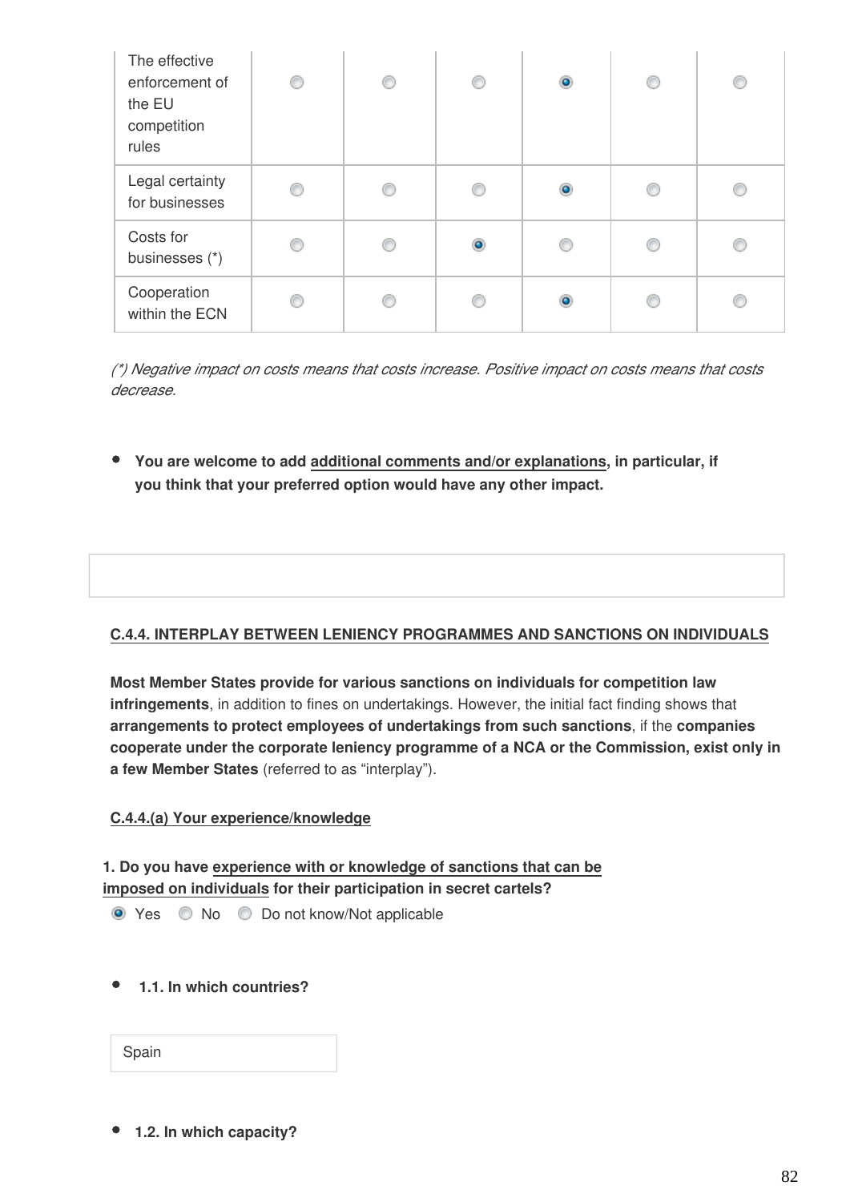| | | | | | | |
|---|---|---|---|---|---|---|
| The effective enforcement of the EU competition rules | ○ | ○ | ○ | ● | ○ | ○ |
| Legal certainty for businesses | ○ | ○ | ○ | ● | ○ | ○ |
| Costs for businesses (*) | ○ | ○ | ● | ○ | ○ | ○ |
| Cooperation within the ECN | ○ | ○ | ○ | ● | ○ | ○ |

*(*) Negative impact on costs means that costs increase. Positive impact on costs means that costs decrease.*

- **You are welcome to add additional comments and/or explanations, in particular, if you think that your preferred option would have any other impact.**

**C.4.4. INTERPLAY BETWEEN LENIENCY PROGRAMMES AND SANCTIONS ON INDIVIDUALS**

**Most Member States provide for various sanctions on individuals for competition law infringements**, in addition to fines on undertakings. However, the initial fact finding shows that **arrangements to protect employees of undertakings from such sanctions**, if the **companies cooperate under the corporate leniency programme of a NCA or the Commission, exist only in a few Member States** (referred to as "interplay").

**C.4.4.(a) Your experience/knowledge**

**1. Do you have experience with or knowledge of sanctions that can be imposed on individuals for their participation in secret cartels?**

● Yes ○ No ○ Do not know/Not applicable

- **1.1. In which countries?**

Spain

- **1.2. In which capacity?**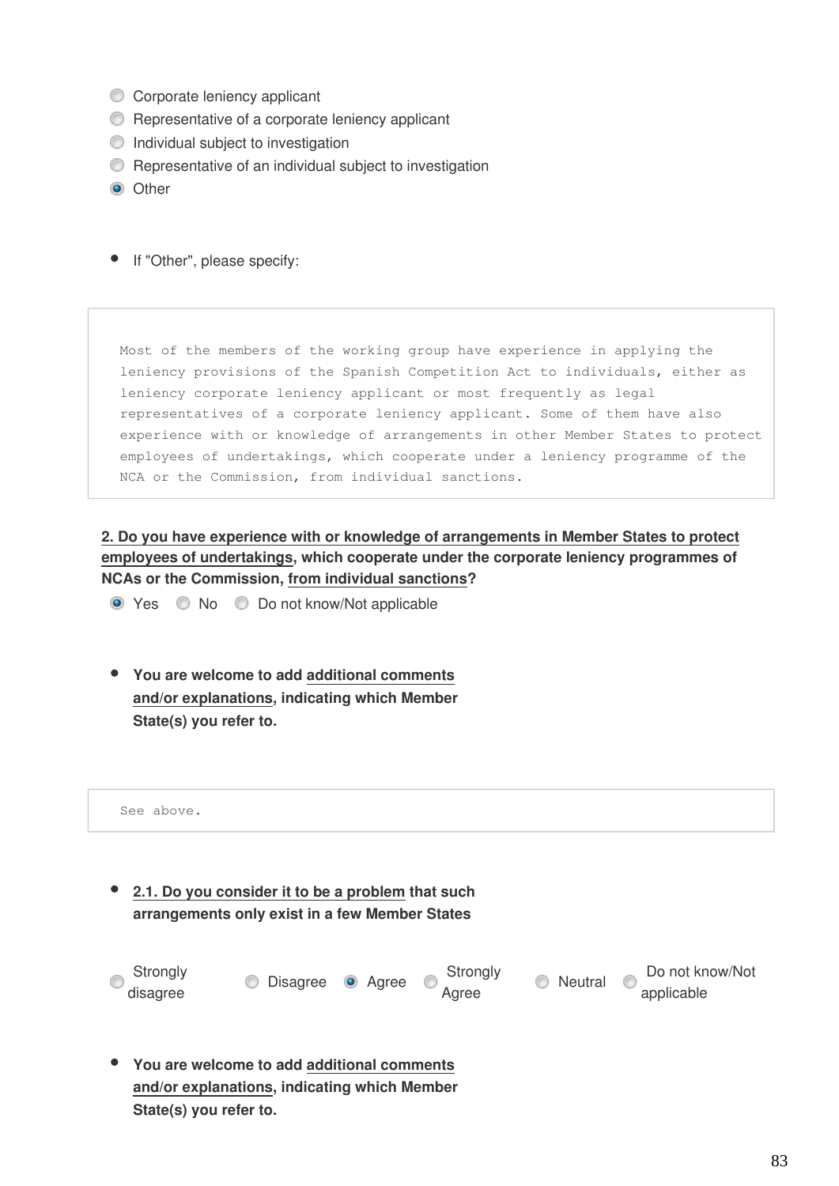- ( ) Corporate leniency applicant
- ( ) Representative of a corporate leniency applicant
- ( ) Individual subject to investigation
- ( ) Representative of an individual subject to investigation
- (•) Other

- If "Other", please specify:

```
Most of the members of the working group have experience in applying the
leniency provisions of the Spanish Competition Act to individuals, either as
leniency corporate leniency applicant or most frequently as legal
representatives of a corporate leniency applicant. Some of them have also
experience with or knowledge of arrangements in other Member States to protect
employees of undertakings, which cooperate under a leniency programme of the
NCA or the Commission, from individual sanctions.
```

**2. Do you have experience with or knowledge of arrangements in Member States to protect employees of undertakings, which cooperate under the corporate leniency programmes of NCAs or the Commission, from individual sanctions?**

(•) Yes ( ) No ( ) Do not know/Not applicable

- **You are welcome to add additional comments and/or explanations, indicating which Member State(s) you refer to.**

```
See above.
```

- **2.1. Do you consider it to be a problem that such arrangements only exist in a few Member States**

( ) Strongly disagree ( ) Disagree (•) Agree ( ) Strongly Agree ( ) Neutral ( ) Do not know/Not applicable

- **You are welcome to add additional comments and/or explanations, indicating which Member State(s) you refer to.**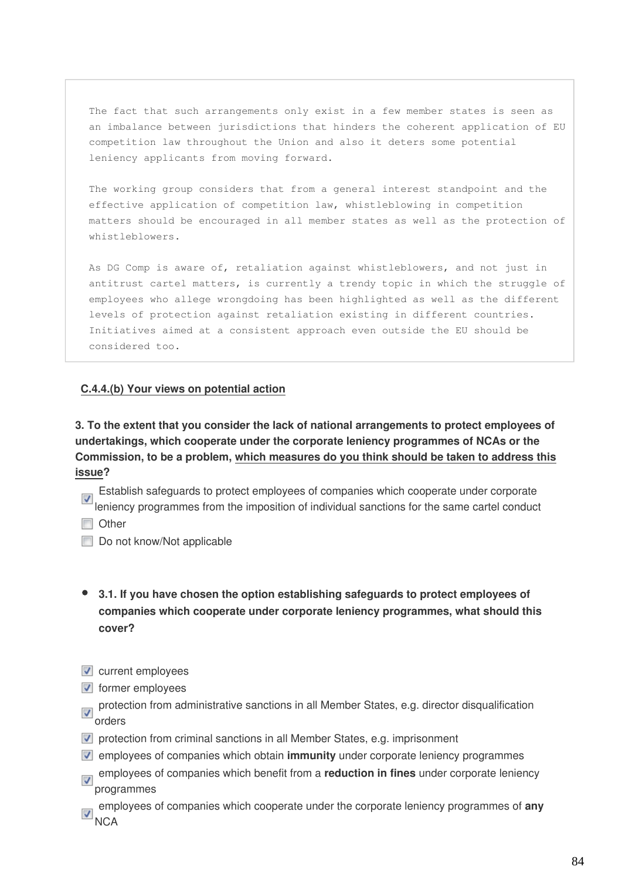```
The fact that such arrangements only exist in a few member states is seen as
an imbalance between jurisdictions that hinders the coherent application of EU
competition law throughout the Union and also it deters some potential
leniency applicants from moving forward.

The working group considers that from a general interest standpoint and the
effective application of competition law, whistleblowing in competition
matters should be encouraged in all member states as well as the protection of
whistleblowers.

As DG Comp is aware of, retaliation against whistleblowers, and not just in
antitrust cartel matters, is currently a trendy topic in which the struggle of
employees who allege wrongdoing has been highlighted as well as the different
levels of protection against retaliation existing in different countries.
Initiatives aimed at a consistent approach even outside the EU should be
considered too.
```

**C.4.4.(b) Your views on potential action**

**3. To the extent that you consider the lack of national arrangements to protect employees of undertakings, which cooperate under the corporate leniency programmes of NCAs or the Commission, to be a problem, which measures do you think should be taken to address this issue?**

- [x] Establish safeguards to protect employees of companies which cooperate under corporate leniency programmes from the imposition of individual sanctions for the same cartel conduct
- [ ] Other
- [ ] Do not know/Not applicable

- **3.1. If you have chosen the option establishing safeguards to protect employees of companies which cooperate under corporate leniency programmes, what should this cover?**

- [x] current employees
- [x] former employees
- [x] protection from administrative sanctions in all Member States, e.g. director disqualification orders
- [x] protection from criminal sanctions in all Member States, e.g. imprisonment
- [x] employees of companies which obtain **immunity** under corporate leniency programmes
- [x] employees of companies which benefit from a **reduction in fines** under corporate leniency programmes
- [x] employees of companies which cooperate under the corporate leniency programmes of **any** NCA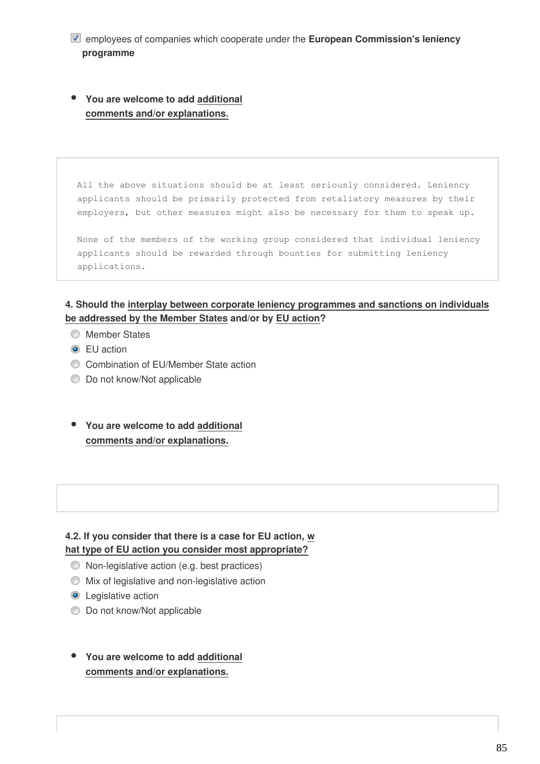- [x] employees of companies which cooperate under the **European Commission's leniency programme**

- **You are welcome to add additional comments and/or explanations.**

```
All the above situations should be at least seriously considered. Leniency
applicants should be primarily protected from retaliatory measures by their
employers, but other measures might also be necessary for them to speak up.

None of the members of the working group considered that individual leniency
applicants should be rewarded through bounties for submitting leniency
applications.
```

**4. Should the interplay between corporate leniency programmes and sanctions on individuals be addressed by the Member States and/or by EU action?**

- ( ) Member States
- (•) EU action
- ( ) Combination of EU/Member State action
- ( ) Do not know/Not applicable

- **You are welcome to add additional comments and/or explanations.**

**4.2. If you consider that there is a case for EU action, what type of EU action you consider most appropriate?**

- ( ) Non-legislative action (e.g. best practices)
- ( ) Mix of legislative and non-legislative action
- (•) Legislative action
- ( ) Do not know/Not applicable

- **You are welcome to add additional comments and/or explanations.**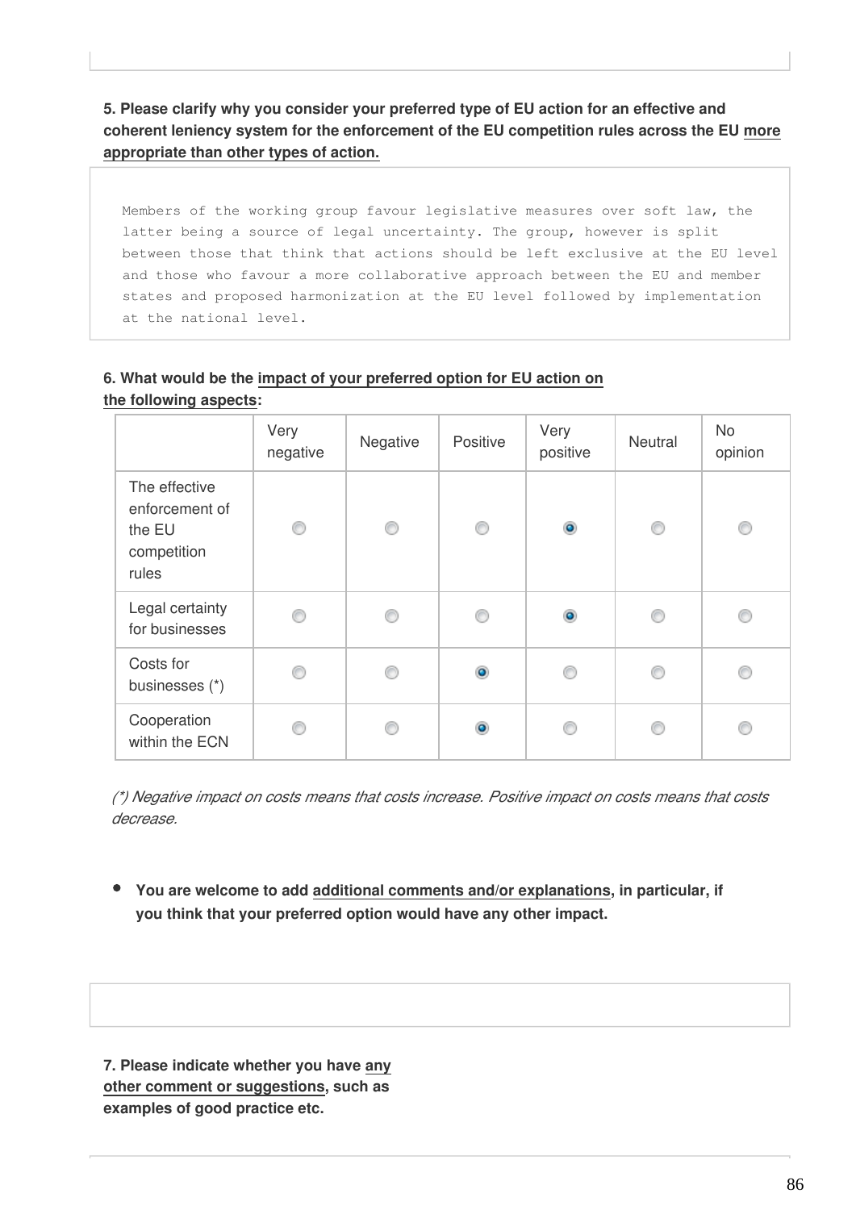**5. Please clarify why you consider your preferred type of EU action for an effective and coherent leniency system for the enforcement of the EU competition rules across the EU more appropriate than other types of action.**

```
Members of the working group favour legislative measures over soft law, the
latter being a source of legal uncertainty. The group, however is split
between those that think that actions should be left exclusive at the EU level
and those who favour a more collaborative approach between the EU and member
states and proposed harmonization at the EU level followed by implementation
at the national level.
```

**6. What would be the impact of your preferred option for EU action on the following aspects:**

| | Very negative | Negative | Positive | Very positive | Neutral | No opinion |
|---|---|---|---|---|---|---|
| The effective enforcement of the EU competition rules | ○ | ○ | ○ | ● | ○ | ○ |
| Legal certainty for businesses | ○ | ○ | ○ | ● | ○ | ○ |
| Costs for businesses (*) | ○ | ○ | ● | ○ | ○ | ○ |
| Cooperation within the ECN | ○ | ○ | ● | ○ | ○ | ○ |

*(*) Negative impact on costs means that costs increase. Positive impact on costs means that costs decrease.*

- **You are welcome to add additional comments and/or explanations, in particular, if you think that your preferred option would have any other impact.**

**7. Please indicate whether you have any other comment or suggestions, such as examples of good practice etc.**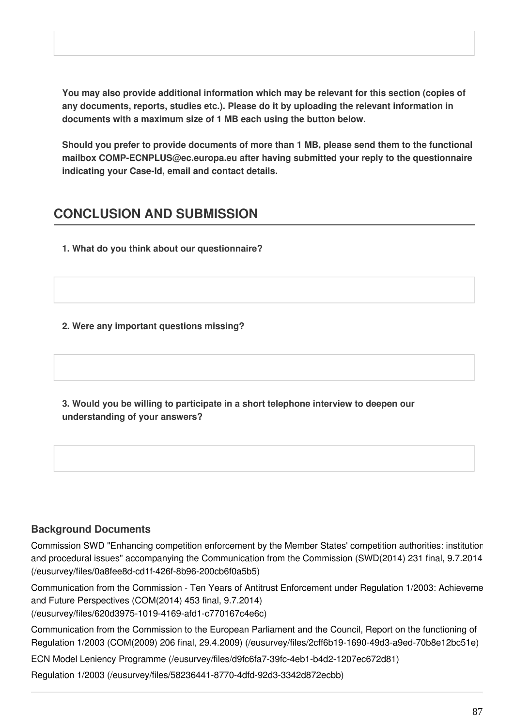**You may also provide additional information which may be relevant for this section (copies of any documents, reports, studies etc.). Please do it by uploading the relevant information in documents with a maximum size of 1 MB each using the button below.**

**Should you prefer to provide documents of more than 1 MB, please send them to the functional mailbox COMP-ECNPLUS@ec.europa.eu after having submitted your reply to the questionnaire indicating your Case-Id, email and contact details.**

## CONCLUSION AND SUBMISSION

**1. What do you think about our questionnaire?**

**2. Were any important questions missing?**

**3. Would you be willing to participate in a short telephone interview to deepen our understanding of your answers?**

### Background Documents

Commission SWD "Enhancing competition enforcement by the Member States' competition authorities: institution and procedural issues" accompanying the Communication from the Commission (SWD(2014) 231 final, 9.7.2014 (/eusurvey/files/0a8fee8d-cd1f-426f-8b96-200cb6f0a5b5)

Communication from the Commission - Ten Years of Antitrust Enforcement under Regulation 1/2003: Achieveme and Future Perspectives (COM(2014) 453 final, 9.7.2014) (/eusurvey/files/620d3975-1019-4169-afd1-c770167c4e6c)

Communication from the Commission to the European Parliament and the Council, Report on the functioning of Regulation 1/2003 (COM(2009) 206 final, 29.4.2009) (/eusurvey/files/2cff6b19-1690-49d3-a9ed-70b8e12bc51e)

ECN Model Leniency Programme (/eusurvey/files/d9fc6fa7-39fc-4eb1-b4d2-1207ec672d81)

Regulation 1/2003 (/eusurvey/files/58236441-8770-4dfd-92d3-3342d872ecbb)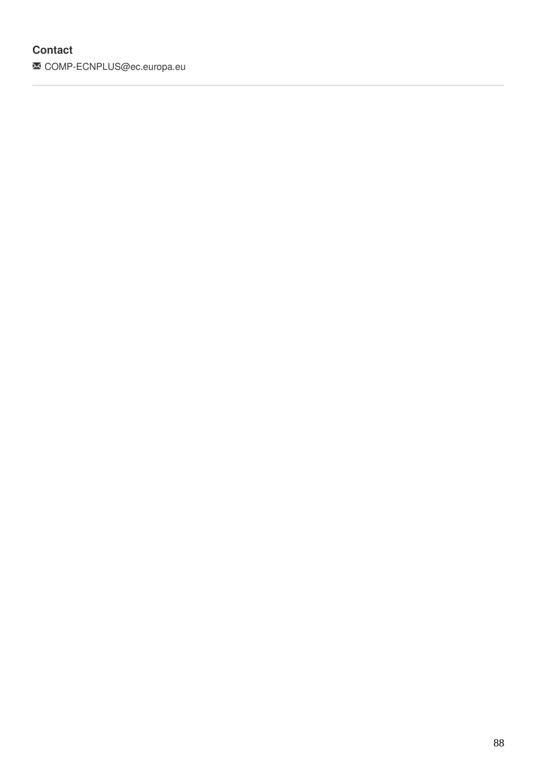**Contact**

✉ COMP-ECNPLUS@ec.europa.eu

---